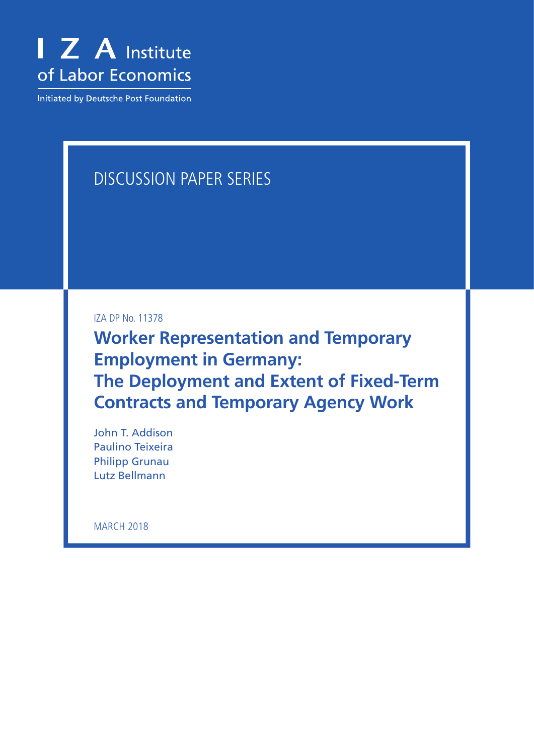I Z A Institute of Labor Economics

Initiated by Deutsche Post Foundation

DISCUSSION PAPER SERIES

IZA DP No. 11378

# Worker Representation and Temporary Employment in Germany: The Deployment and Extent of Fixed-Term Contracts and Temporary Agency Work

John T. Addison
Paulino Teixeira
Philipp Grunau
Lutz Bellmann

MARCH 2018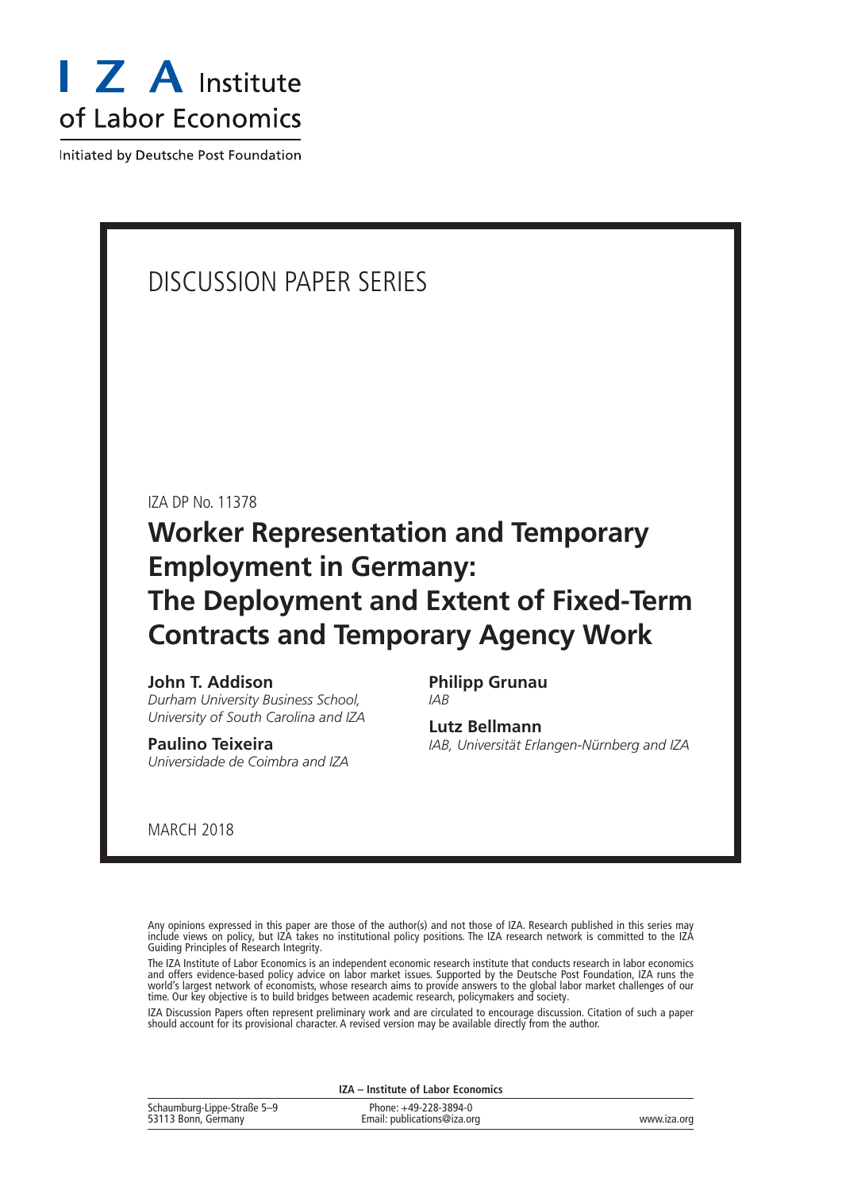I Z A Institute of Labor Economics

Initiated by Deutsche Post Foundation

DISCUSSION PAPER SERIES

IZA DP No. 11378

# Worker Representation and Temporary Employment in Germany: The Deployment and Extent of Fixed-Term Contracts and Temporary Agency Work

**John T. Addison**
*Durham University Business School, University of South Carolina and IZA*

**Paulino Teixeira**
*Universidade de Coimbra and IZA*

**Philipp Grunau**
*IAB*

**Lutz Bellmann**
*IAB, Universität Erlangen-Nürnberg and IZA*

MARCH 2018

Any opinions expressed in this paper are those of the author(s) and not those of IZA. Research published in this series may include views on policy, but IZA takes no institutional policy positions. The IZA research network is committed to the IZA Guiding Principles of Research Integrity.

The IZA Institute of Labor Economics is an independent economic research institute that conducts research in labor economics and offers evidence-based policy advice on labor market issues. Supported by the Deutsche Post Foundation, IZA runs the world's largest network of economists, whose research aims to provide answers to the global labor market challenges of our time. Our key objective is to build bridges between academic research, policymakers and society.

IZA Discussion Papers often represent preliminary work and are circulated to encourage discussion. Citation of such a paper should account for its provisional character. A revised version may be available directly from the author.

**IZA – Institute of Labor Economics**

Schaumburg-Lippe-Straße 5–9
53113 Bonn, Germany

Phone: +49-228-3894-0
Email: publications@iza.org

www.iza.org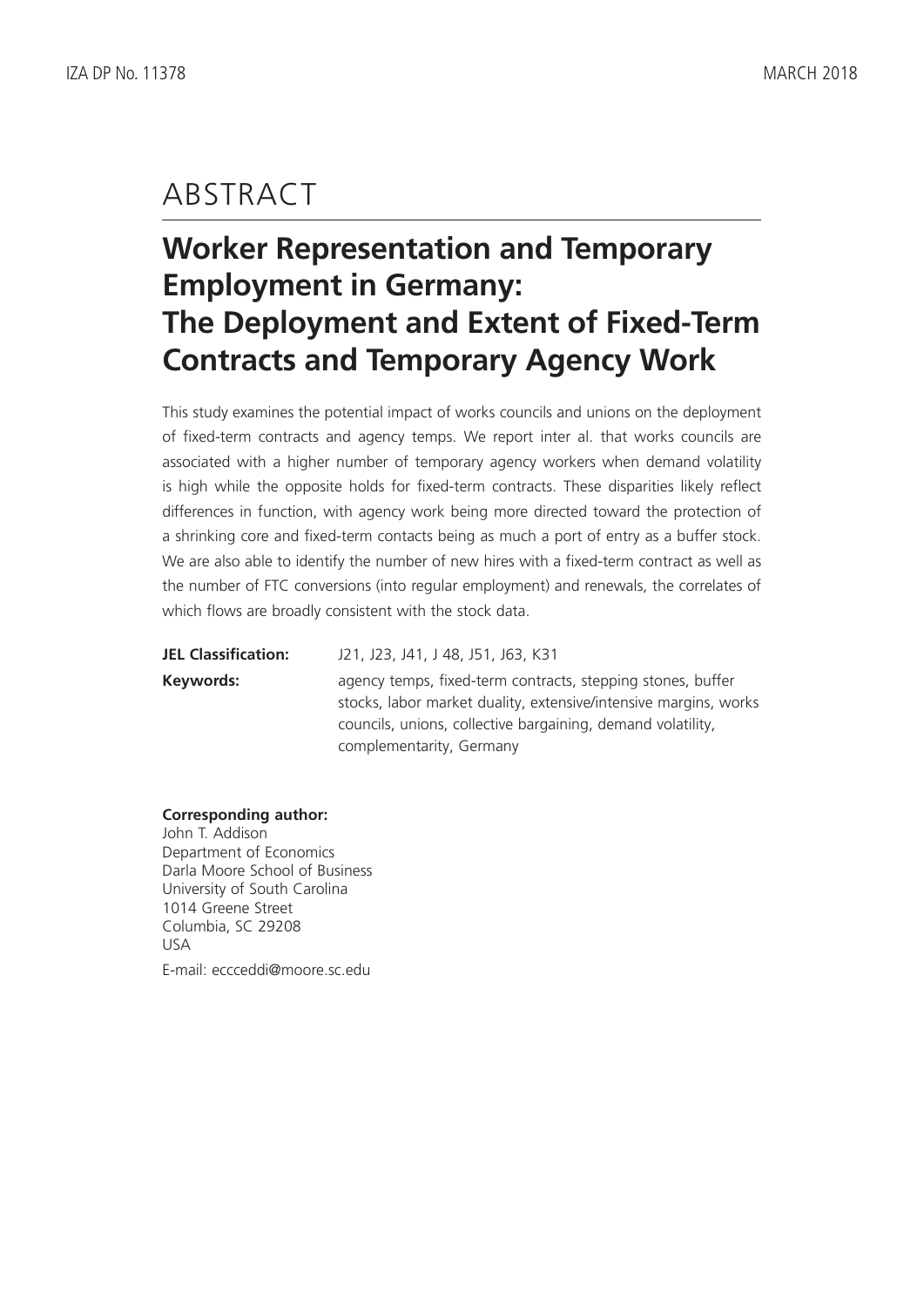# ABSTRACT

## Worker Representation and Temporary Employment in Germany: The Deployment and Extent of Fixed-Term Contracts and Temporary Agency Work

This study examines the potential impact of works councils and unions on the deployment of fixed-term contracts and agency temps. We report inter al. that works councils are associated with a higher number of temporary agency workers when demand volatility is high while the opposite holds for fixed-term contracts. These disparities likely reflect differences in function, with agency work being more directed toward the protection of a shrinking core and fixed-term contacts being as much a port of entry as a buffer stock. We are also able to identify the number of new hires with a fixed-term contract as well as the number of FTC conversions (into regular employment) and renewals, the correlates of which flows are broadly consistent with the stock data.

**JEL Classification:** J21, J23, J41, J 48, J51, J63, K31

**Keywords:** agency temps, fixed-term contracts, stepping stones, buffer stocks, labor market duality, extensive/intensive margins, works councils, unions, collective bargaining, demand volatility, complementarity, Germany

**Corresponding author:**
John T. Addison
Department of Economics
Darla Moore School of Business
University of South Carolina
1014 Greene Street
Columbia, SC 29208
USA

E-mail: eccceddi@moore.sc.edu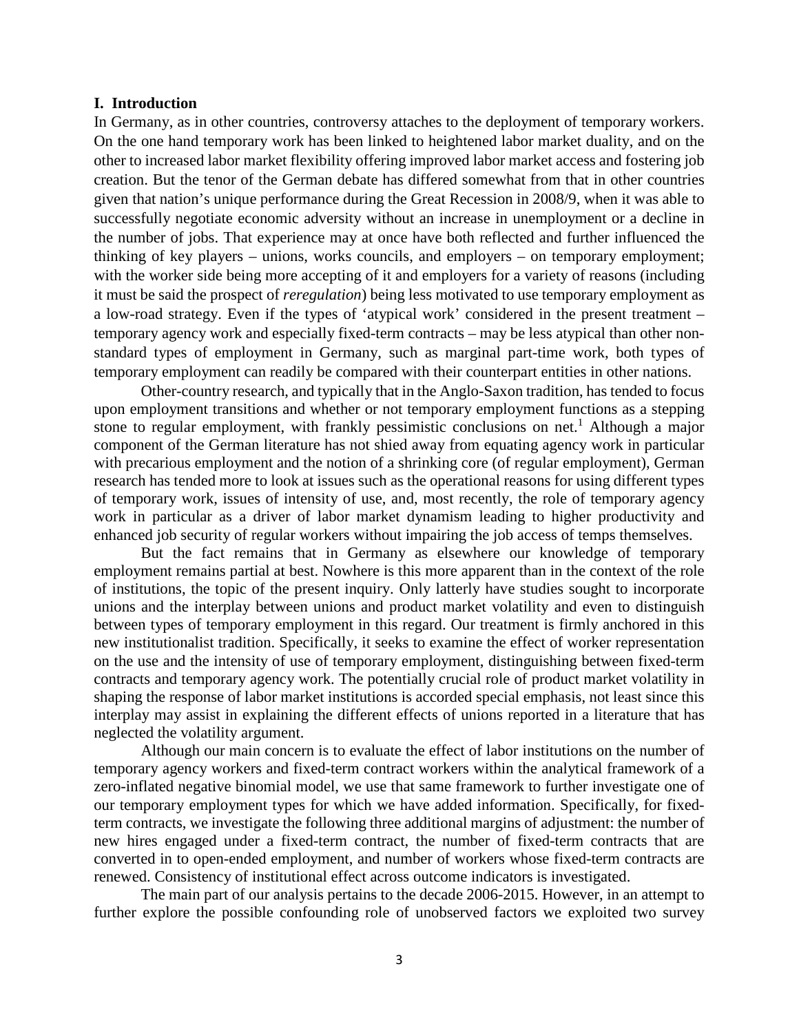## I. Introduction

In Germany, as in other countries, controversy attaches to the deployment of temporary workers. On the one hand temporary work has been linked to heightened labor market duality, and on the other to increased labor market flexibility offering improved labor market access and fostering job creation. But the tenor of the German debate has differed somewhat from that in other countries given that nation's unique performance during the Great Recession in 2008/9, when it was able to successfully negotiate economic adversity without an increase in unemployment or a decline in the number of jobs. That experience may at once have both reflected and further influenced the thinking of key players – unions, works councils, and employers – on temporary employment; with the worker side being more accepting of it and employers for a variety of reasons (including it must be said the prospect of *reregulation*) being less motivated to use temporary employment as a low-road strategy. Even if the types of 'atypical work' considered in the present treatment – temporary agency work and especially fixed-term contracts – may be less atypical than other non-standard types of employment in Germany, such as marginal part-time work, both types of temporary employment can readily be compared with their counterpart entities in other nations.

Other-country research, and typically that in the Anglo-Saxon tradition, has tended to focus upon employment transitions and whether or not temporary employment functions as a stepping stone to regular employment, with frankly pessimistic conclusions on net.[1] Although a major component of the German literature has not shied away from equating agency work in particular with precarious employment and the notion of a shrinking core (of regular employment), German research has tended more to look at issues such as the operational reasons for using different types of temporary work, issues of intensity of use, and, most recently, the role of temporary agency work in particular as a driver of labor market dynamism leading to higher productivity and enhanced job security of regular workers without impairing the job access of temps themselves.

But the fact remains that in Germany as elsewhere our knowledge of temporary employment remains partial at best. Nowhere is this more apparent than in the context of the role of institutions, the topic of the present inquiry. Only latterly have studies sought to incorporate unions and the interplay between unions and product market volatility and even to distinguish between types of temporary employment in this regard. Our treatment is firmly anchored in this new institutionalist tradition. Specifically, it seeks to examine the effect of worker representation on the use and the intensity of use of temporary employment, distinguishing between fixed-term contracts and temporary agency work. The potentially crucial role of product market volatility in shaping the response of labor market institutions is accorded special emphasis, not least since this interplay may assist in explaining the different effects of unions reported in a literature that has neglected the volatility argument.

Although our main concern is to evaluate the effect of labor institutions on the number of temporary agency workers and fixed-term contract workers within the analytical framework of a zero-inflated negative binomial model, we use that same framework to further investigate one of our temporary employment types for which we have added information. Specifically, for fixed-term contracts, we investigate the following three additional margins of adjustment: the number of new hires engaged under a fixed-term contract, the number of fixed-term contracts that are converted in to open-ended employment, and number of workers whose fixed-term contracts are renewed. Consistency of institutional effect across outcome indicators is investigated.

The main part of our analysis pertains to the decade 2006-2015. However, in an attempt to further explore the possible confounding role of unobserved factors we exploited two survey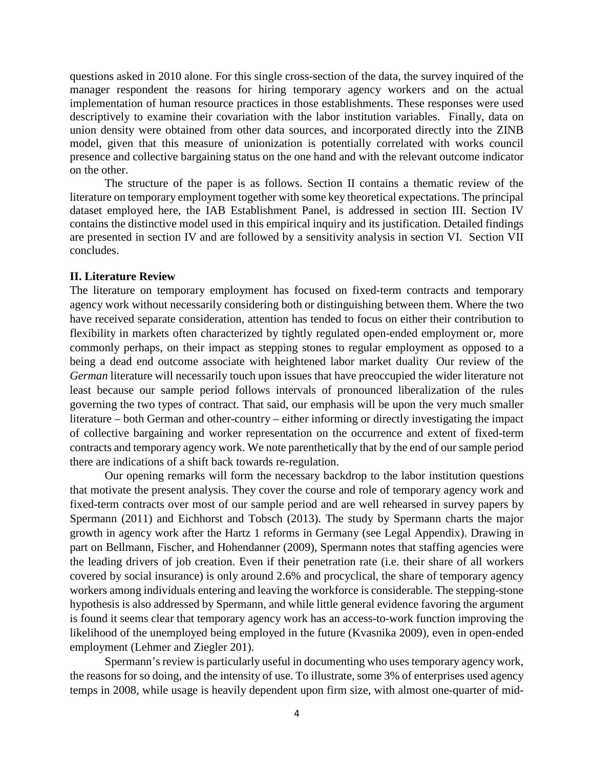questions asked in 2010 alone. For this single cross-section of the data, the survey inquired of the manager respondent the reasons for hiring temporary agency workers and on the actual implementation of human resource practices in those establishments. These responses were used descriptively to examine their covariation with the labor institution variables. Finally, data on union density were obtained from other data sources, and incorporated directly into the ZINB model, given that this measure of unionization is potentially correlated with works council presence and collective bargaining status on the one hand and with the relevant outcome indicator on the other.

The structure of the paper is as follows. Section II contains a thematic review of the literature on temporary employment together with some key theoretical expectations. The principal dataset employed here, the IAB Establishment Panel, is addressed in section III. Section IV contains the distinctive model used in this empirical inquiry and its justification. Detailed findings are presented in section IV and are followed by a sensitivity analysis in section VI. Section VII concludes.

## II. Literature Review

The literature on temporary employment has focused on fixed-term contracts and temporary agency work without necessarily considering both or distinguishing between them. Where the two have received separate consideration, attention has tended to focus on either their contribution to flexibility in markets often characterized by tightly regulated open-ended employment or, more commonly perhaps, on their impact as stepping stones to regular employment as opposed to a being a dead end outcome associate with heightened labor market duality Our review of the *German* literature will necessarily touch upon issues that have preoccupied the wider literature not least because our sample period follows intervals of pronounced liberalization of the rules governing the two types of contract. That said, our emphasis will be upon the very much smaller literature – both German and other-country – either informing or directly investigating the impact of collective bargaining and worker representation on the occurrence and extent of fixed-term contracts and temporary agency work. We note parenthetically that by the end of our sample period there are indications of a shift back towards re-regulation.

Our opening remarks will form the necessary backdrop to the labor institution questions that motivate the present analysis. They cover the course and role of temporary agency work and fixed-term contracts over most of our sample period and are well rehearsed in survey papers by Spermann (2011) and Eichhorst and Tobsch (2013). The study by Spermann charts the major growth in agency work after the Hartz 1 reforms in Germany (see Legal Appendix). Drawing in part on Bellmann, Fischer, and Hohendanner (2009), Spermann notes that staffing agencies were the leading drivers of job creation. Even if their penetration rate (i.e. their share of all workers covered by social insurance) is only around 2.6% and procyclical, the share of temporary agency workers among individuals entering and leaving the workforce is considerable. The stepping-stone hypothesis is also addressed by Spermann, and while little general evidence favoring the argument is found it seems clear that temporary agency work has an access-to-work function improving the likelihood of the unemployed being employed in the future (Kvasnika 2009), even in open-ended employment (Lehmer and Ziegler 201).

Spermann's review is particularly useful in documenting who uses temporary agency work, the reasons for so doing, and the intensity of use. To illustrate, some 3% of enterprises used agency temps in 2008, while usage is heavily dependent upon firm size, with almost one-quarter of mid-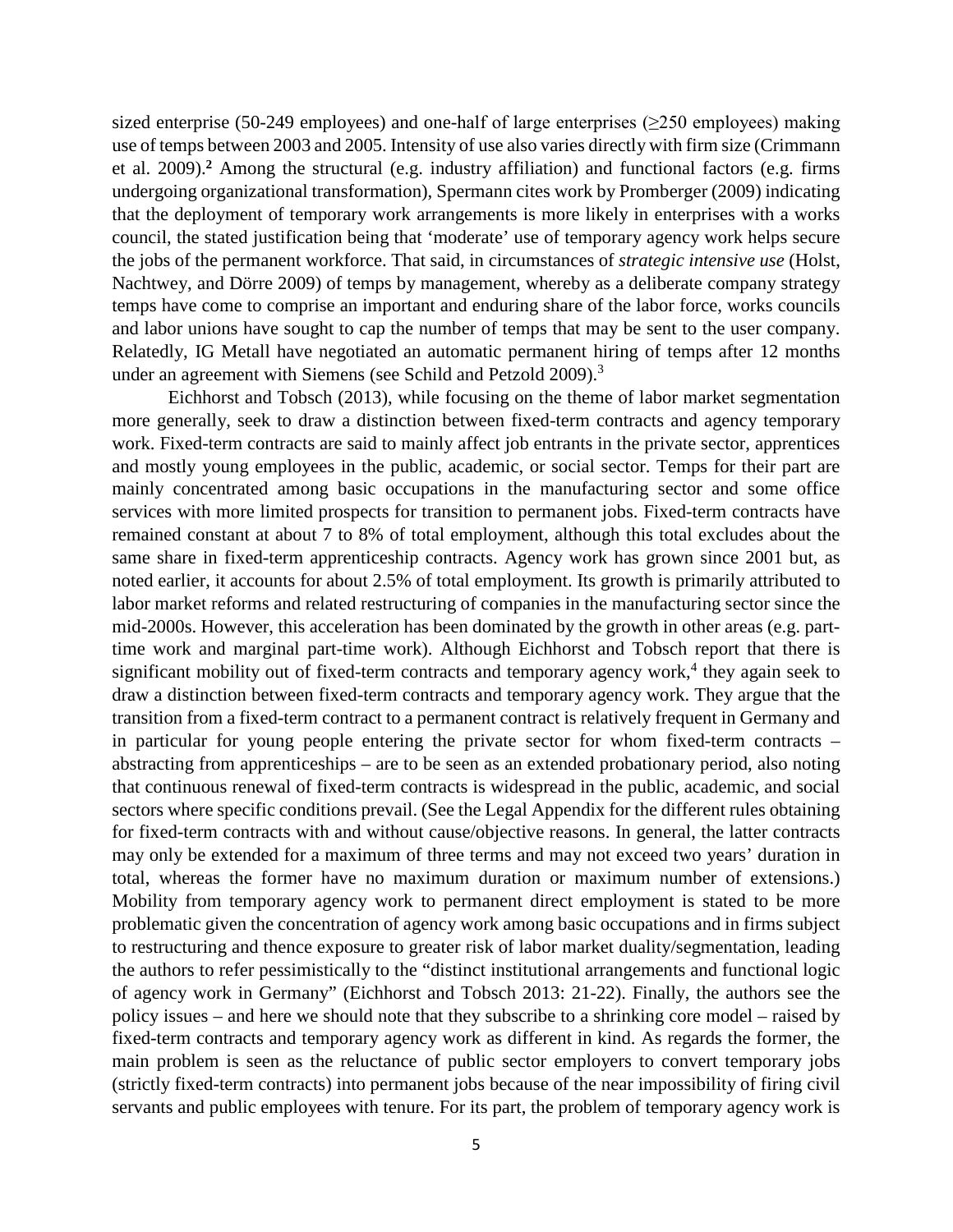sized enterprise (50-249 employees) and one-half of large enterprises (≥250 employees) making use of temps between 2003 and 2005. Intensity of use also varies directly with firm size (Crimmann et al. 2009).[2] Among the structural (e.g. industry affiliation) and functional factors (e.g. firms undergoing organizational transformation), Spermann cites work by Promberger (2009) indicating that the deployment of temporary work arrangements is more likely in enterprises with a works council, the stated justification being that 'moderate' use of temporary agency work helps secure the jobs of the permanent workforce. That said, in circumstances of *strategic intensive use* (Holst, Nachtwey, and Dörre 2009) of temps by management, whereby as a deliberate company strategy temps have come to comprise an important and enduring share of the labor force, works councils and labor unions have sought to cap the number of temps that may be sent to the user company. Relatedly, IG Metall have negotiated an automatic permanent hiring of temps after 12 months under an agreement with Siemens (see Schild and Petzold 2009).[3]

Eichhorst and Tobsch (2013), while focusing on the theme of labor market segmentation more generally, seek to draw a distinction between fixed-term contracts and agency temporary work. Fixed-term contracts are said to mainly affect job entrants in the private sector, apprentices and mostly young employees in the public, academic, or social sector. Temps for their part are mainly concentrated among basic occupations in the manufacturing sector and some office services with more limited prospects for transition to permanent jobs. Fixed-term contracts have remained constant at about 7 to 8% of total employment, although this total excludes about the same share in fixed-term apprenticeship contracts. Agency work has grown since 2001 but, as noted earlier, it accounts for about 2.5% of total employment. Its growth is primarily attributed to labor market reforms and related restructuring of companies in the manufacturing sector since the mid-2000s. However, this acceleration has been dominated by the growth in other areas (e.g. part-time work and marginal part-time work). Although Eichhorst and Tobsch report that there is significant mobility out of fixed-term contracts and temporary agency work,[4] they again seek to draw a distinction between fixed-term contracts and temporary agency work. They argue that the transition from a fixed-term contract to a permanent contract is relatively frequent in Germany and in particular for young people entering the private sector for whom fixed-term contracts – abstracting from apprenticeships – are to be seen as an extended probationary period, also noting that continuous renewal of fixed-term contracts is widespread in the public, academic, and social sectors where specific conditions prevail. (See the Legal Appendix for the different rules obtaining for fixed-term contracts with and without cause/objective reasons. In general, the latter contracts may only be extended for a maximum of three terms and may not exceed two years' duration in total, whereas the former have no maximum duration or maximum number of extensions.) Mobility from temporary agency work to permanent direct employment is stated to be more problematic given the concentration of agency work among basic occupations and in firms subject to restructuring and thence exposure to greater risk of labor market duality/segmentation, leading the authors to refer pessimistically to the "distinct institutional arrangements and functional logic of agency work in Germany" (Eichhorst and Tobsch 2013: 21-22). Finally, the authors see the policy issues – and here we should note that they subscribe to a shrinking core model – raised by fixed-term contracts and temporary agency work as different in kind. As regards the former, the main problem is seen as the reluctance of public sector employers to convert temporary jobs (strictly fixed-term contracts) into permanent jobs because of the near impossibility of firing civil servants and public employees with tenure. For its part, the problem of temporary agency work is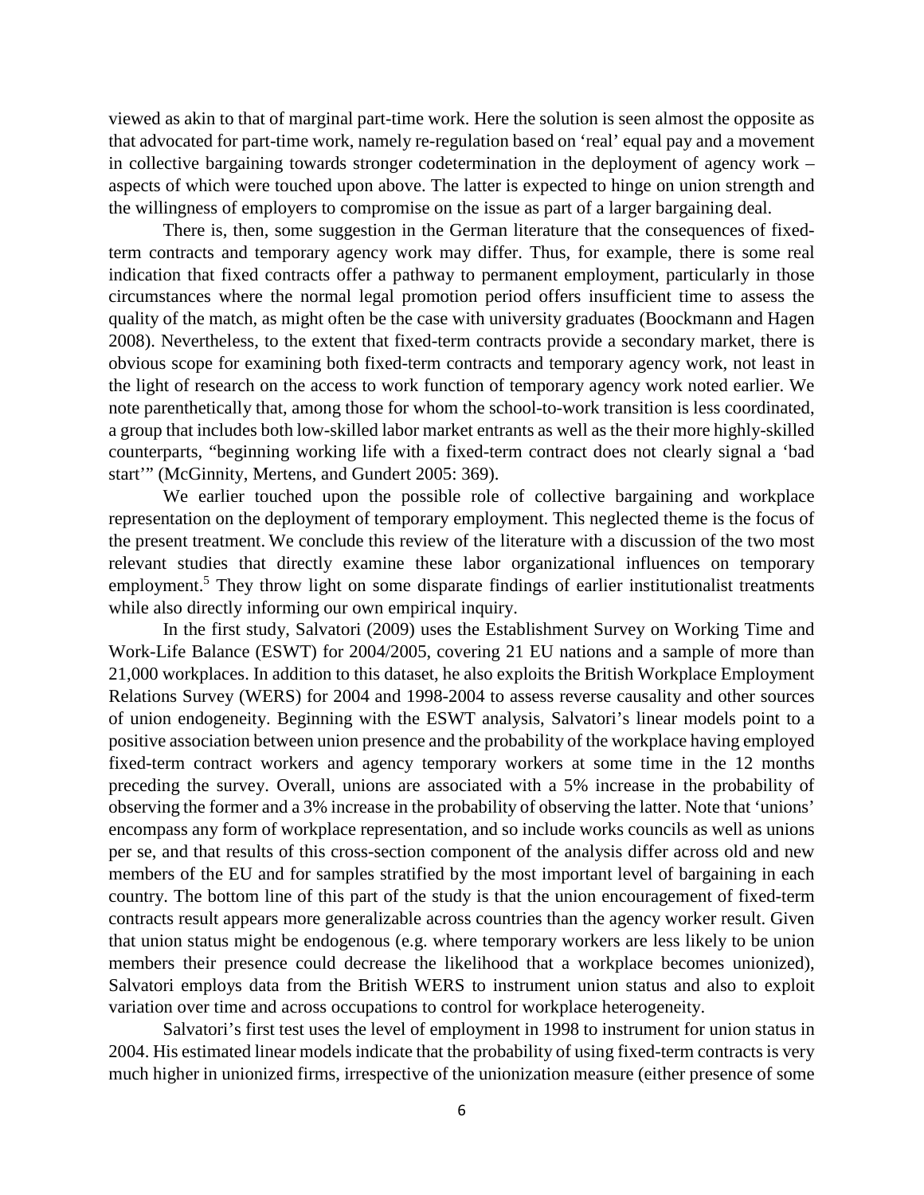viewed as akin to that of marginal part-time work. Here the solution is seen almost the opposite as that advocated for part-time work, namely re-regulation based on 'real' equal pay and a movement in collective bargaining towards stronger codetermination in the deployment of agency work – aspects of which were touched upon above. The latter is expected to hinge on union strength and the willingness of employers to compromise on the issue as part of a larger bargaining deal.

There is, then, some suggestion in the German literature that the consequences of fixed-term contracts and temporary agency work may differ. Thus, for example, there is some real indication that fixed contracts offer a pathway to permanent employment, particularly in those circumstances where the normal legal promotion period offers insufficient time to assess the quality of the match, as might often be the case with university graduates (Boockmann and Hagen 2008). Nevertheless, to the extent that fixed-term contracts provide a secondary market, there is obvious scope for examining both fixed-term contracts and temporary agency work, not least in the light of research on the access to work function of temporary agency work noted earlier. We note parenthetically that, among those for whom the school-to-work transition is less coordinated, a group that includes both low-skilled labor market entrants as well as the their more highly-skilled counterparts, "beginning working life with a fixed-term contract does not clearly signal a 'bad start'" (McGinnity, Mertens, and Gundert 2005: 369).

We earlier touched upon the possible role of collective bargaining and workplace representation on the deployment of temporary employment. This neglected theme is the focus of the present treatment. We conclude this review of the literature with a discussion of the two most relevant studies that directly examine these labor organizational influences on temporary employment.[5] They throw light on some disparate findings of earlier institutionalist treatments while also directly informing our own empirical inquiry.

In the first study, Salvatori (2009) uses the Establishment Survey on Working Time and Work-Life Balance (ESWT) for 2004/2005, covering 21 EU nations and a sample of more than 21,000 workplaces. In addition to this dataset, he also exploits the British Workplace Employment Relations Survey (WERS) for 2004 and 1998-2004 to assess reverse causality and other sources of union endogeneity. Beginning with the ESWT analysis, Salvatori's linear models point to a positive association between union presence and the probability of the workplace having employed fixed-term contract workers and agency temporary workers at some time in the 12 months preceding the survey. Overall, unions are associated with a 5% increase in the probability of observing the former and a 3% increase in the probability of observing the latter. Note that 'unions' encompass any form of workplace representation, and so include works councils as well as unions per se, and that results of this cross-section component of the analysis differ across old and new members of the EU and for samples stratified by the most important level of bargaining in each country. The bottom line of this part of the study is that the union encouragement of fixed-term contracts result appears more generalizable across countries than the agency worker result. Given that union status might be endogenous (e.g. where temporary workers are less likely to be union members their presence could decrease the likelihood that a workplace becomes unionized), Salvatori employs data from the British WERS to instrument union status and also to exploit variation over time and across occupations to control for workplace heterogeneity.

Salvatori's first test uses the level of employment in 1998 to instrument for union status in 2004. His estimated linear models indicate that the probability of using fixed-term contracts is very much higher in unionized firms, irrespective of the unionization measure (either presence of some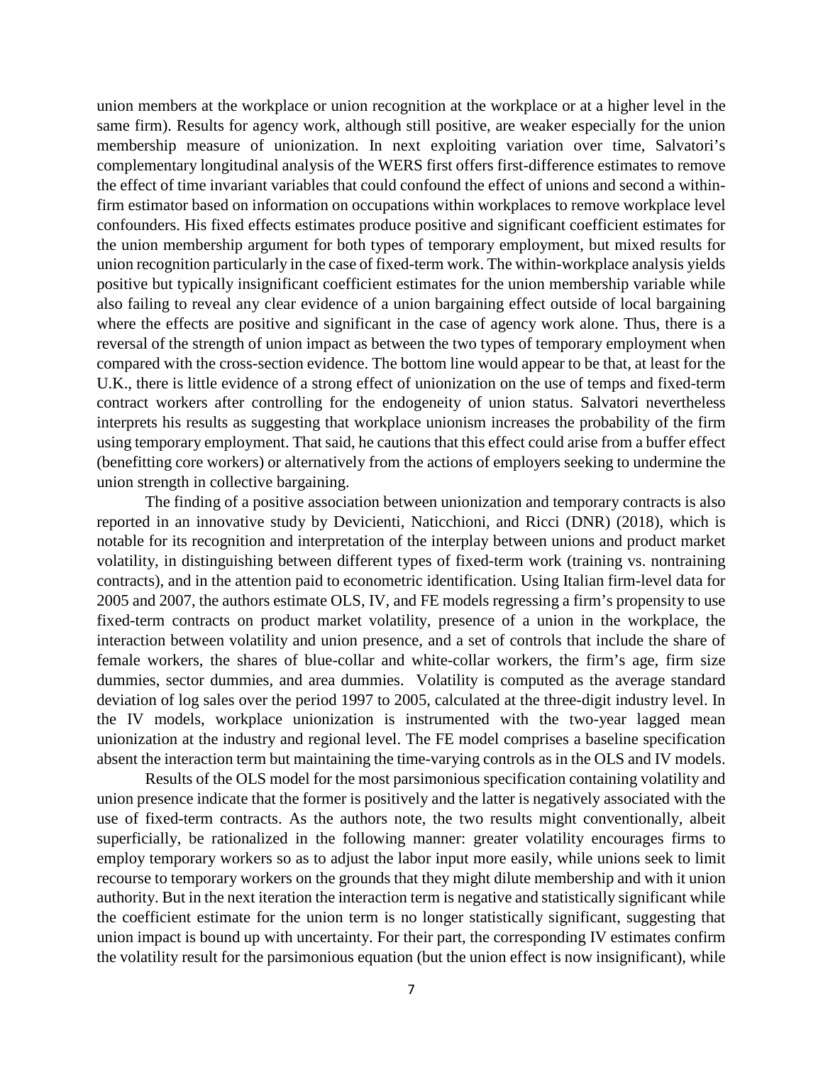union members at the workplace or union recognition at the workplace or at a higher level in the same firm). Results for agency work, although still positive, are weaker especially for the union membership measure of unionization. In next exploiting variation over time, Salvatori's complementary longitudinal analysis of the WERS first offers first-difference estimates to remove the effect of time invariant variables that could confound the effect of unions and second a within-firm estimator based on information on occupations within workplaces to remove workplace level confounders. His fixed effects estimates produce positive and significant coefficient estimates for the union membership argument for both types of temporary employment, but mixed results for union recognition particularly in the case of fixed-term work. The within-workplace analysis yields positive but typically insignificant coefficient estimates for the union membership variable while also failing to reveal any clear evidence of a union bargaining effect outside of local bargaining where the effects are positive and significant in the case of agency work alone. Thus, there is a reversal of the strength of union impact as between the two types of temporary employment when compared with the cross-section evidence. The bottom line would appear to be that, at least for the U.K., there is little evidence of a strong effect of unionization on the use of temps and fixed-term contract workers after controlling for the endogeneity of union status. Salvatori nevertheless interprets his results as suggesting that workplace unionism increases the probability of the firm using temporary employment. That said, he cautions that this effect could arise from a buffer effect (benefitting core workers) or alternatively from the actions of employers seeking to undermine the union strength in collective bargaining.

The finding of a positive association between unionization and temporary contracts is also reported in an innovative study by Devicienti, Naticchioni, and Ricci (DNR) (2018), which is notable for its recognition and interpretation of the interplay between unions and product market volatility, in distinguishing between different types of fixed-term work (training vs. nontraining contracts), and in the attention paid to econometric identification. Using Italian firm-level data for 2005 and 2007, the authors estimate OLS, IV, and FE models regressing a firm's propensity to use fixed-term contracts on product market volatility, presence of a union in the workplace, the interaction between volatility and union presence, and a set of controls that include the share of female workers, the shares of blue-collar and white-collar workers, the firm's age, firm size dummies, sector dummies, and area dummies. Volatility is computed as the average standard deviation of log sales over the period 1997 to 2005, calculated at the three-digit industry level. In the IV models, workplace unionization is instrumented with the two-year lagged mean unionization at the industry and regional level. The FE model comprises a baseline specification absent the interaction term but maintaining the time-varying controls as in the OLS and IV models.

Results of the OLS model for the most parsimonious specification containing volatility and union presence indicate that the former is positively and the latter is negatively associated with the use of fixed-term contracts. As the authors note, the two results might conventionally, albeit superficially, be rationalized in the following manner: greater volatility encourages firms to employ temporary workers so as to adjust the labor input more easily, while unions seek to limit recourse to temporary workers on the grounds that they might dilute membership and with it union authority. But in the next iteration the interaction term is negative and statistically significant while the coefficient estimate for the union term is no longer statistically significant, suggesting that union impact is bound up with uncertainty. For their part, the corresponding IV estimates confirm the volatility result for the parsimonious equation (but the union effect is now insignificant), while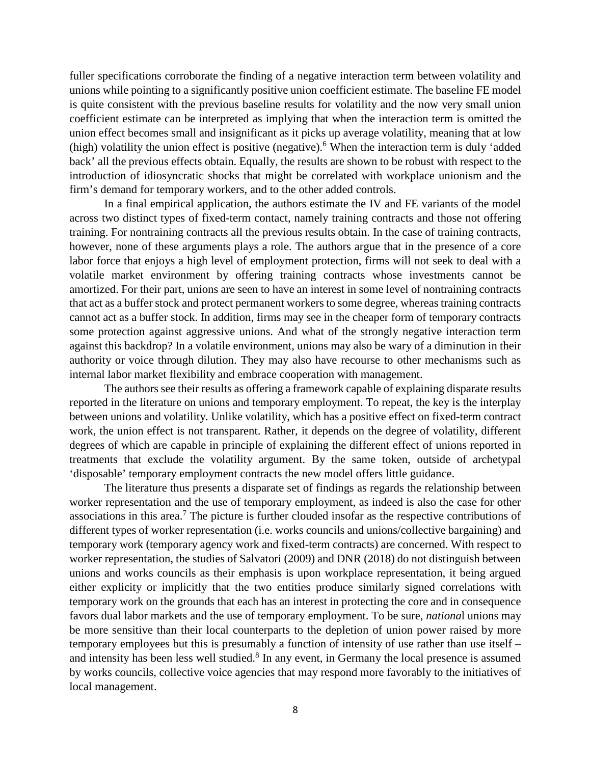fuller specifications corroborate the finding of a negative interaction term between volatility and unions while pointing to a significantly positive union coefficient estimate. The baseline FE model is quite consistent with the previous baseline results for volatility and the now very small union coefficient estimate can be interpreted as implying that when the interaction term is omitted the union effect becomes small and insignificant as it picks up average volatility, meaning that at low (high) volatility the union effect is positive (negative).[6] When the interaction term is duly 'added back' all the previous effects obtain. Equally, the results are shown to be robust with respect to the introduction of idiosyncratic shocks that might be correlated with workplace unionism and the firm's demand for temporary workers, and to the other added controls.

In a final empirical application, the authors estimate the IV and FE variants of the model across two distinct types of fixed-term contact, namely training contracts and those not offering training. For nontraining contracts all the previous results obtain. In the case of training contracts, however, none of these arguments plays a role. The authors argue that in the presence of a core labor force that enjoys a high level of employment protection, firms will not seek to deal with a volatile market environment by offering training contracts whose investments cannot be amortized. For their part, unions are seen to have an interest in some level of nontraining contracts that act as a buffer stock and protect permanent workers to some degree, whereas training contracts cannot act as a buffer stock. In addition, firms may see in the cheaper form of temporary contracts some protection against aggressive unions. And what of the strongly negative interaction term against this backdrop? In a volatile environment, unions may also be wary of a diminution in their authority or voice through dilution. They may also have recourse to other mechanisms such as internal labor market flexibility and embrace cooperation with management.

The authors see their results as offering a framework capable of explaining disparate results reported in the literature on unions and temporary employment. To repeat, the key is the interplay between unions and volatility. Unlike volatility, which has a positive effect on fixed-term contract work, the union effect is not transparent. Rather, it depends on the degree of volatility, different degrees of which are capable in principle of explaining the different effect of unions reported in treatments that exclude the volatility argument. By the same token, outside of archetypal 'disposable' temporary employment contracts the new model offers little guidance.

The literature thus presents a disparate set of findings as regards the relationship between worker representation and the use of temporary employment, as indeed is also the case for other associations in this area.[7] The picture is further clouded insofar as the respective contributions of different types of worker representation (i.e. works councils and unions/collective bargaining) and temporary work (temporary agency work and fixed-term contracts) are concerned. With respect to worker representation, the studies of Salvatori (2009) and DNR (2018) do not distinguish between unions and works councils as their emphasis is upon workplace representation, it being argued either explicity or implicitly that the two entities produce similarly signed correlations with temporary work on the grounds that each has an interest in protecting the core and in consequence favors dual labor markets and the use of temporary employment. To be sure, *national* unions may be more sensitive than their local counterparts to the depletion of union power raised by more temporary employees but this is presumably a function of intensity of use rather than use itself – and intensity has been less well studied.[8] In any event, in Germany the local presence is assumed by works councils, collective voice agencies that may respond more favorably to the initiatives of local management.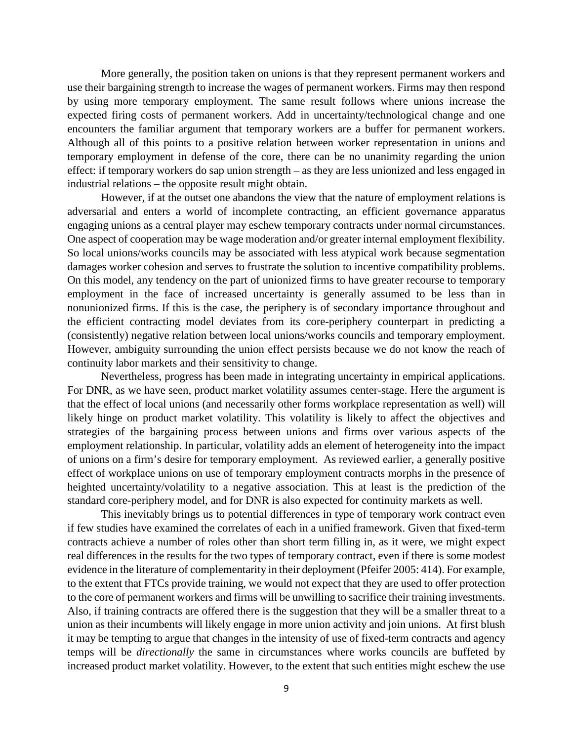More generally, the position taken on unions is that they represent permanent workers and use their bargaining strength to increase the wages of permanent workers. Firms may then respond by using more temporary employment. The same result follows where unions increase the expected firing costs of permanent workers. Add in uncertainty/technological change and one encounters the familiar argument that temporary workers are a buffer for permanent workers. Although all of this points to a positive relation between worker representation in unions and temporary employment in defense of the core, there can be no unanimity regarding the union effect: if temporary workers do sap union strength – as they are less unionized and less engaged in industrial relations – the opposite result might obtain.

However, if at the outset one abandons the view that the nature of employment relations is adversarial and enters a world of incomplete contracting, an efficient governance apparatus engaging unions as a central player may eschew temporary contracts under normal circumstances. One aspect of cooperation may be wage moderation and/or greater internal employment flexibility. So local unions/works councils may be associated with less atypical work because segmentation damages worker cohesion and serves to frustrate the solution to incentive compatibility problems. On this model, any tendency on the part of unionized firms to have greater recourse to temporary employment in the face of increased uncertainty is generally assumed to be less than in nonunionized firms. If this is the case, the periphery is of secondary importance throughout and the efficient contracting model deviates from its core-periphery counterpart in predicting a (consistently) negative relation between local unions/works councils and temporary employment. However, ambiguity surrounding the union effect persists because we do not know the reach of continuity labor markets and their sensitivity to change.

Nevertheless, progress has been made in integrating uncertainty in empirical applications. For DNR, as we have seen, product market volatility assumes center-stage. Here the argument is that the effect of local unions (and necessarily other forms workplace representation as well) will likely hinge on product market volatility. This volatility is likely to affect the objectives and strategies of the bargaining process between unions and firms over various aspects of the employment relationship. In particular, volatility adds an element of heterogeneity into the impact of unions on a firm's desire for temporary employment. As reviewed earlier, a generally positive effect of workplace unions on use of temporary employment contracts morphs in the presence of heighted uncertainty/volatility to a negative association. This at least is the prediction of the standard core-periphery model, and for DNR is also expected for continuity markets as well.

This inevitably brings us to potential differences in type of temporary work contract even if few studies have examined the correlates of each in a unified framework. Given that fixed-term contracts achieve a number of roles other than short term filling in, as it were, we might expect real differences in the results for the two types of temporary contract, even if there is some modest evidence in the literature of complementarity in their deployment (Pfeifer 2005: 414). For example, to the extent that FTCs provide training, we would not expect that they are used to offer protection to the core of permanent workers and firms will be unwilling to sacrifice their training investments. Also, if training contracts are offered there is the suggestion that they will be a smaller threat to a union as their incumbents will likely engage in more union activity and join unions. At first blush it may be tempting to argue that changes in the intensity of use of fixed-term contracts and agency temps will be *directionally* the same in circumstances where works councils are buffeted by increased product market volatility. However, to the extent that such entities might eschew the use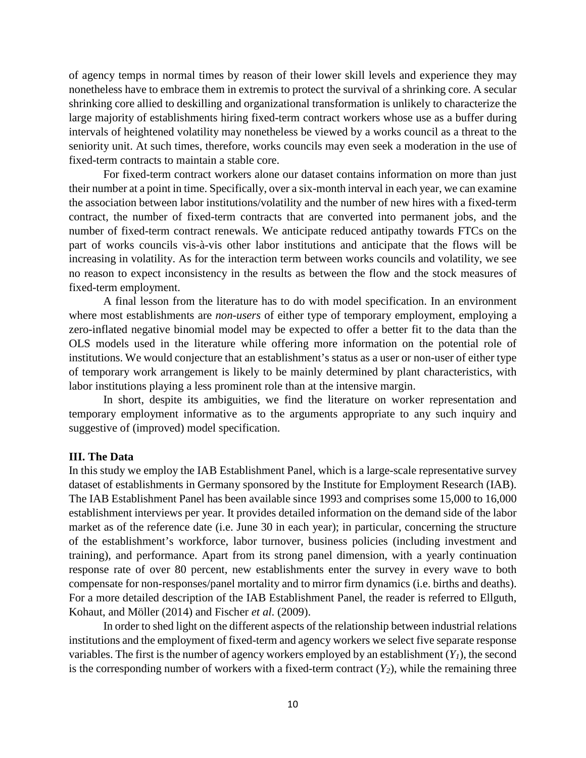of agency temps in normal times by reason of their lower skill levels and experience they may nonetheless have to embrace them in extremis to protect the survival of a shrinking core. A secular shrinking core allied to deskilling and organizational transformation is unlikely to characterize the large majority of establishments hiring fixed-term contract workers whose use as a buffer during intervals of heightened volatility may nonetheless be viewed by a works council as a threat to the seniority unit. At such times, therefore, works councils may even seek a moderation in the use of fixed-term contracts to maintain a stable core.

For fixed-term contract workers alone our dataset contains information on more than just their number at a point in time. Specifically, over a six-month interval in each year, we can examine the association between labor institutions/volatility and the number of new hires with a fixed-term contract, the number of fixed-term contracts that are converted into permanent jobs, and the number of fixed-term contract renewals. We anticipate reduced antipathy towards FTCs on the part of works councils vis-à-vis other labor institutions and anticipate that the flows will be increasing in volatility. As for the interaction term between works councils and volatility, we see no reason to expect inconsistency in the results as between the flow and the stock measures of fixed-term employment.

A final lesson from the literature has to do with model specification. In an environment where most establishments are *non-users* of either type of temporary employment, employing a zero-inflated negative binomial model may be expected to offer a better fit to the data than the OLS models used in the literature while offering more information on the potential role of institutions. We would conjecture that an establishment's status as a user or non-user of either type of temporary work arrangement is likely to be mainly determined by plant characteristics, with labor institutions playing a less prominent role than at the intensive margin.

In short, despite its ambiguities, we find the literature on worker representation and temporary employment informative as to the arguments appropriate to any such inquiry and suggestive of (improved) model specification.

## III. The Data

In this study we employ the IAB Establishment Panel, which is a large-scale representative survey dataset of establishments in Germany sponsored by the Institute for Employment Research (IAB). The IAB Establishment Panel has been available since 1993 and comprises some 15,000 to 16,000 establishment interviews per year. It provides detailed information on the demand side of the labor market as of the reference date (i.e. June 30 in each year); in particular, concerning the structure of the establishment's workforce, labor turnover, business policies (including investment and training), and performance. Apart from its strong panel dimension, with a yearly continuation response rate of over 80 percent, new establishments enter the survey in every wave to both compensate for non-responses/panel mortality and to mirror firm dynamics (i.e. births and deaths). For a more detailed description of the IAB Establishment Panel, the reader is referred to Ellguth, Kohaut, and Möller (2014) and Fischer *et al*. (2009).

In order to shed light on the different aspects of the relationship between industrial relations institutions and the employment of fixed-term and agency workers we select five separate response variables. The first is the number of agency workers employed by an establishment ($Y_1$), the second is the corresponding number of workers with a fixed-term contract ($Y_2$), while the remaining three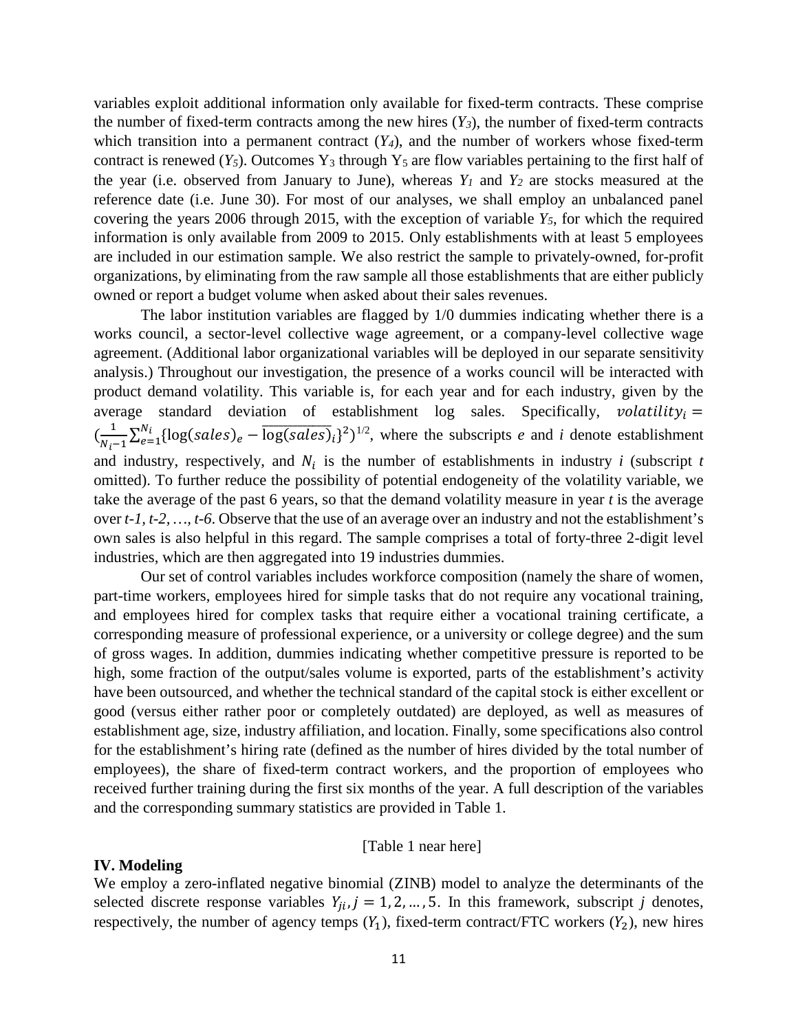variables exploit additional information only available for fixed-term contracts. These comprise the number of fixed-term contracts among the new hires ($Y_3$), the number of fixed-term contracts which transition into a permanent contract ($Y_4$), and the number of workers whose fixed-term contract is renewed ($Y_5$). Outcomes $Y_3$ through $Y_5$ are flow variables pertaining to the first half of the year (i.e. observed from January to June), whereas $Y_1$ and $Y_2$ are stocks measured at the reference date (i.e. June 30). For most of our analyses, we shall employ an unbalanced panel covering the years 2006 through 2015, with the exception of variable $Y_5$, for which the required information is only available from 2009 to 2015. Only establishments with at least 5 employees are included in our estimation sample. We also restrict the sample to privately-owned, for-profit organizations, by eliminating from the raw sample all those establishments that are either publicly owned or report a budget volume when asked about their sales revenues.

The labor institution variables are flagged by 1/0 dummies indicating whether there is a works council, a sector-level collective wage agreement, or a company-level collective wage agreement. (Additional labor organizational variables will be deployed in our separate sensitivity analysis.) Throughout our investigation, the presence of a works council will be interacted with product demand volatility. This variable is, for each year and for each industry, given by the average standard deviation of establishment log sales. Specifically, $volatility_i = (\frac{1}{N_i-1}\sum_{e=1}^{N_i}\{\log(sales)_e - \overline{\log(sales)}_i\}^2)^{1/2}$, where the subscripts *e* and *i* denote establishment and industry, respectively, and $N_i$ is the number of establishments in industry *i* (subscript *t* omitted). To further reduce the possibility of potential endogeneity of the volatility variable, we take the average of the past 6 years, so that the demand volatility measure in year *t* is the average over *t-1*, *t-2*, …, *t-6*. Observe that the use of an average over an industry and not the establishment's own sales is also helpful in this regard. The sample comprises a total of forty-three 2-digit level industries, which are then aggregated into 19 industries dummies.

Our set of control variables includes workforce composition (namely the share of women, part-time workers, employees hired for simple tasks that do not require any vocational training, and employees hired for complex tasks that require either a vocational training certificate, a corresponding measure of professional experience, or a university or college degree) and the sum of gross wages. In addition, dummies indicating whether competitive pressure is reported to be high, some fraction of the output/sales volume is exported, parts of the establishment's activity have been outsourced, and whether the technical standard of the capital stock is either excellent or good (versus either rather poor or completely outdated) are deployed, as well as measures of establishment age, size, industry affiliation, and location. Finally, some specifications also control for the establishment's hiring rate (defined as the number of hires divided by the total number of employees), the share of fixed-term contract workers, and the proportion of employees who received further training during the first six months of the year. A full description of the variables and the corresponding summary statistics are provided in Table 1.

[Table 1 near here]

## IV. Modeling

We employ a zero-inflated negative binomial (ZINB) model to analyze the determinants of the selected discrete response variables $Y_{ji}, j = 1, 2, \dots, 5$. In this framework, subscript *j* denotes, respectively, the number of agency temps ($Y_1$), fixed-term contract/FTC workers ($Y_2$), new hires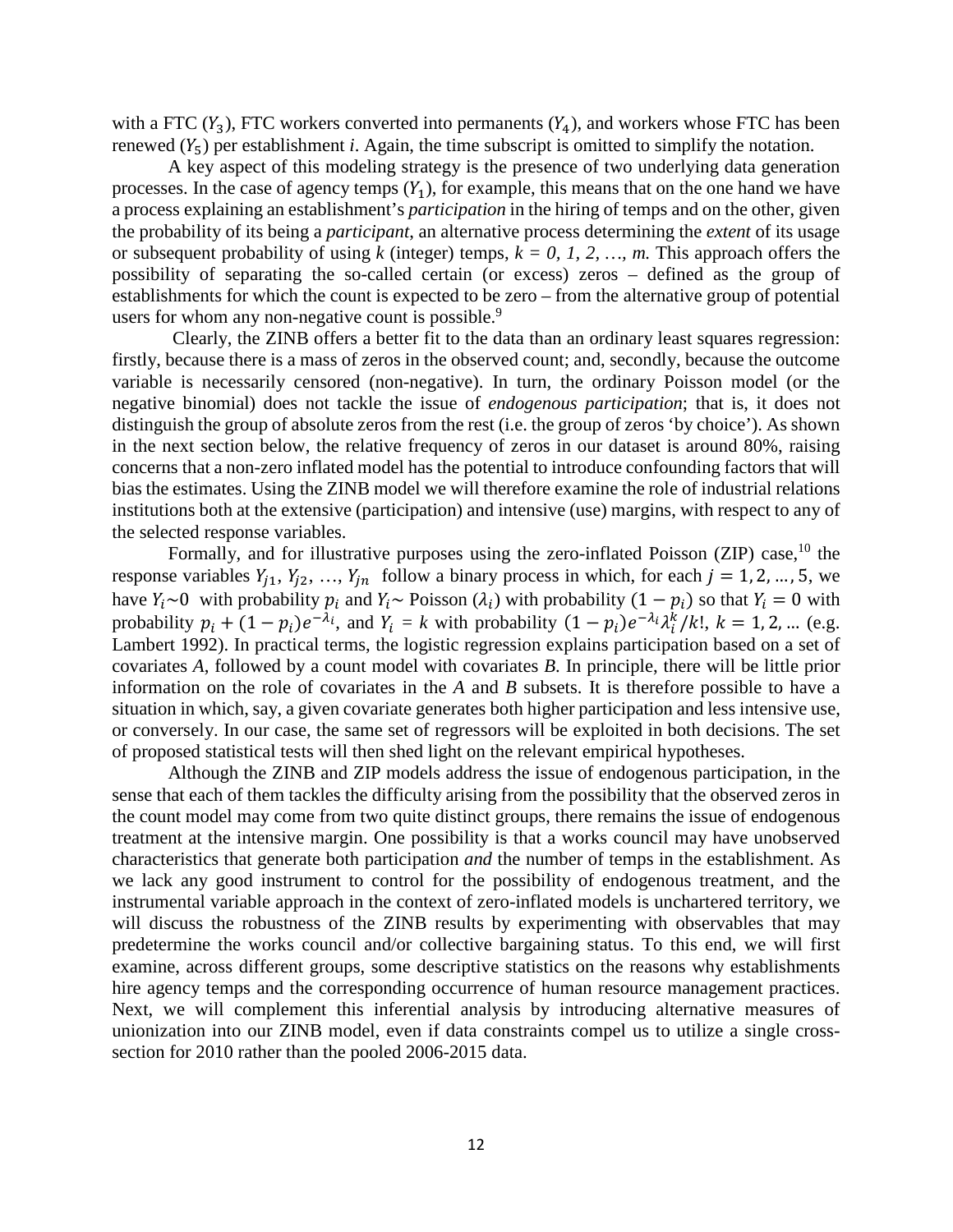with a FTC ($Y_3$), FTC workers converted into permanents ($Y_4$), and workers whose FTC has been renewed ($Y_5$) per establishment *i*. Again, the time subscript is omitted to simplify the notation.

A key aspect of this modeling strategy is the presence of two underlying data generation processes. In the case of agency temps ($Y_1$), for example, this means that on the one hand we have a process explaining an establishment's *participation* in the hiring of temps and on the other, given the probability of its being a *participant*, an alternative process determining the *extent* of its usage or subsequent probability of using *k* (integer) temps, $k = 0, 1, 2, \ldots, m$. This approach offers the possibility of separating the so-called certain (or excess) zeros – defined as the group of establishments for which the count is expected to be zero – from the alternative group of potential users for whom any non-negative count is possible.[9]

Clearly, the ZINB offers a better fit to the data than an ordinary least squares regression: firstly, because there is a mass of zeros in the observed count; and, secondly, because the outcome variable is necessarily censored (non-negative). In turn, the ordinary Poisson model (or the negative binomial) does not tackle the issue of *endogenous participation*; that is, it does not distinguish the group of absolute zeros from the rest (i.e. the group of zeros 'by choice'). As shown in the next section below, the relative frequency of zeros in our dataset is around 80%, raising concerns that a non-zero inflated model has the potential to introduce confounding factors that will bias the estimates. Using the ZINB model we will therefore examine the role of industrial relations institutions both at the extensive (participation) and intensive (use) margins, with respect to any of the selected response variables.

Formally, and for illustrative purposes using the zero-inflated Poisson (ZIP) case,[10] the response variables $Y_{j1}, Y_{j2}, \ldots, Y_{jn}$ follow a binary process in which, for each $j = 1, 2, \ldots, 5$, we have $Y_i \sim 0$ with probability $p_i$ and $Y_i \sim$ Poisson ($\lambda_i$) with probability $(1 - p_i)$ so that $Y_i = 0$ with probability $p_i + (1 - p_i)e^{-\lambda_i}$, and $Y_i = k$ with probability $(1 - p_i)e^{-\lambda_i}\lambda_i^k/k!$, $k = 1, 2, \ldots$ (e.g. Lambert 1992). In practical terms, the logistic regression explains participation based on a set of covariates *A*, followed by a count model with covariates *B*. In principle, there will be little prior information on the role of covariates in the *A* and *B* subsets. It is therefore possible to have a situation in which, say, a given covariate generates both higher participation and less intensive use, or conversely. In our case, the same set of regressors will be exploited in both decisions. The set of proposed statistical tests will then shed light on the relevant empirical hypotheses.

Although the ZINB and ZIP models address the issue of endogenous participation, in the sense that each of them tackles the difficulty arising from the possibility that the observed zeros in the count model may come from two quite distinct groups, there remains the issue of endogenous treatment at the intensive margin. One possibility is that a works council may have unobserved characteristics that generate both participation *and* the number of temps in the establishment. As we lack any good instrument to control for the possibility of endogenous treatment, and the instrumental variable approach in the context of zero-inflated models is unchartered territory, we will discuss the robustness of the ZINB results by experimenting with observables that may predetermine the works council and/or collective bargaining status. To this end, we will first examine, across different groups, some descriptive statistics on the reasons why establishments hire agency temps and the corresponding occurrence of human resource management practices. Next, we will complement this inferential analysis by introducing alternative measures of unionization into our ZINB model, even if data constraints compel us to utilize a single cross-section for 2010 rather than the pooled 2006-2015 data.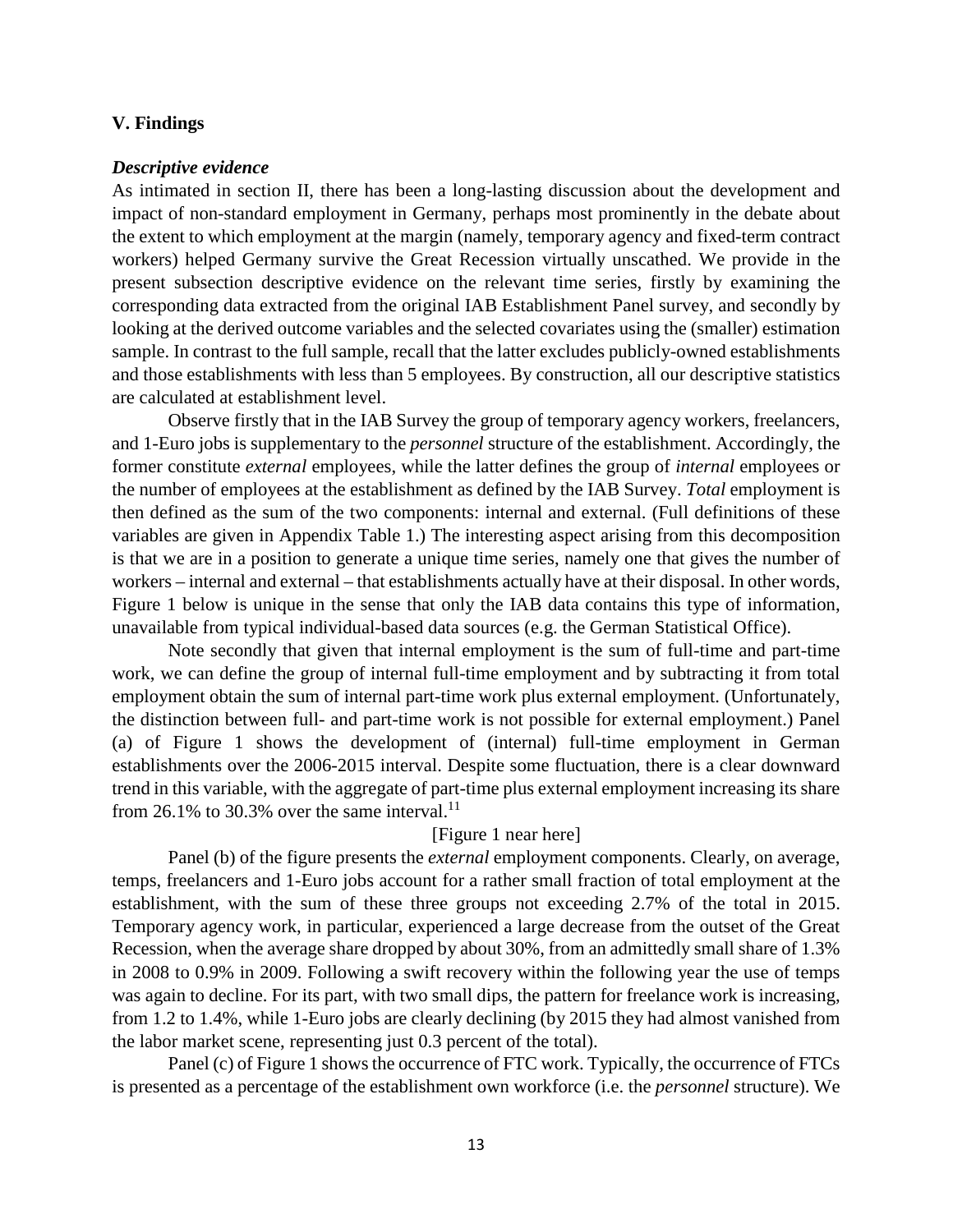## V. Findings

### *Descriptive evidence*

As intimated in section II, there has been a long-lasting discussion about the development and impact of non-standard employment in Germany, perhaps most prominently in the debate about the extent to which employment at the margin (namely, temporary agency and fixed-term contract workers) helped Germany survive the Great Recession virtually unscathed. We provide in the present subsection descriptive evidence on the relevant time series, firstly by examining the corresponding data extracted from the original IAB Establishment Panel survey, and secondly by looking at the derived outcome variables and the selected covariates using the (smaller) estimation sample. In contrast to the full sample, recall that the latter excludes publicly-owned establishments and those establishments with less than 5 employees. By construction, all our descriptive statistics are calculated at establishment level.

Observe firstly that in the IAB Survey the group of temporary agency workers, freelancers, and 1-Euro jobs is supplementary to the *personnel* structure of the establishment. Accordingly, the former constitute *external* employees, while the latter defines the group of *internal* employees or the number of employees at the establishment as defined by the IAB Survey. *Total* employment is then defined as the sum of the two components: internal and external. (Full definitions of these variables are given in Appendix Table 1.) The interesting aspect arising from this decomposition is that we are in a position to generate a unique time series, namely one that gives the number of workers – internal and external – that establishments actually have at their disposal. In other words, Figure 1 below is unique in the sense that only the IAB data contains this type of information, unavailable from typical individual-based data sources (e.g. the German Statistical Office).

Note secondly that given that internal employment is the sum of full-time and part-time work, we can define the group of internal full-time employment and by subtracting it from total employment obtain the sum of internal part-time work plus external employment. (Unfortunately, the distinction between full- and part-time work is not possible for external employment.) Panel (a) of Figure 1 shows the development of (internal) full-time employment in German establishments over the 2006-2015 interval. Despite some fluctuation, there is a clear downward trend in this variable, with the aggregate of part-time plus external employment increasing its share from 26.1% to 30.3% over the same interval.[11]

[Figure 1 near here]

Panel (b) of the figure presents the *external* employment components. Clearly, on average, temps, freelancers and 1-Euro jobs account for a rather small fraction of total employment at the establishment, with the sum of these three groups not exceeding 2.7% of the total in 2015. Temporary agency work, in particular, experienced a large decrease from the outset of the Great Recession, when the average share dropped by about 30%, from an admittedly small share of 1.3% in 2008 to 0.9% in 2009. Following a swift recovery within the following year the use of temps was again to decline. For its part, with two small dips, the pattern for freelance work is increasing, from 1.2 to 1.4%, while 1-Euro jobs are clearly declining (by 2015 they had almost vanished from the labor market scene, representing just 0.3 percent of the total).

Panel (c) of Figure 1 shows the occurrence of FTC work. Typically, the occurrence of FTCs is presented as a percentage of the establishment own workforce (i.e. the *personnel* structure). We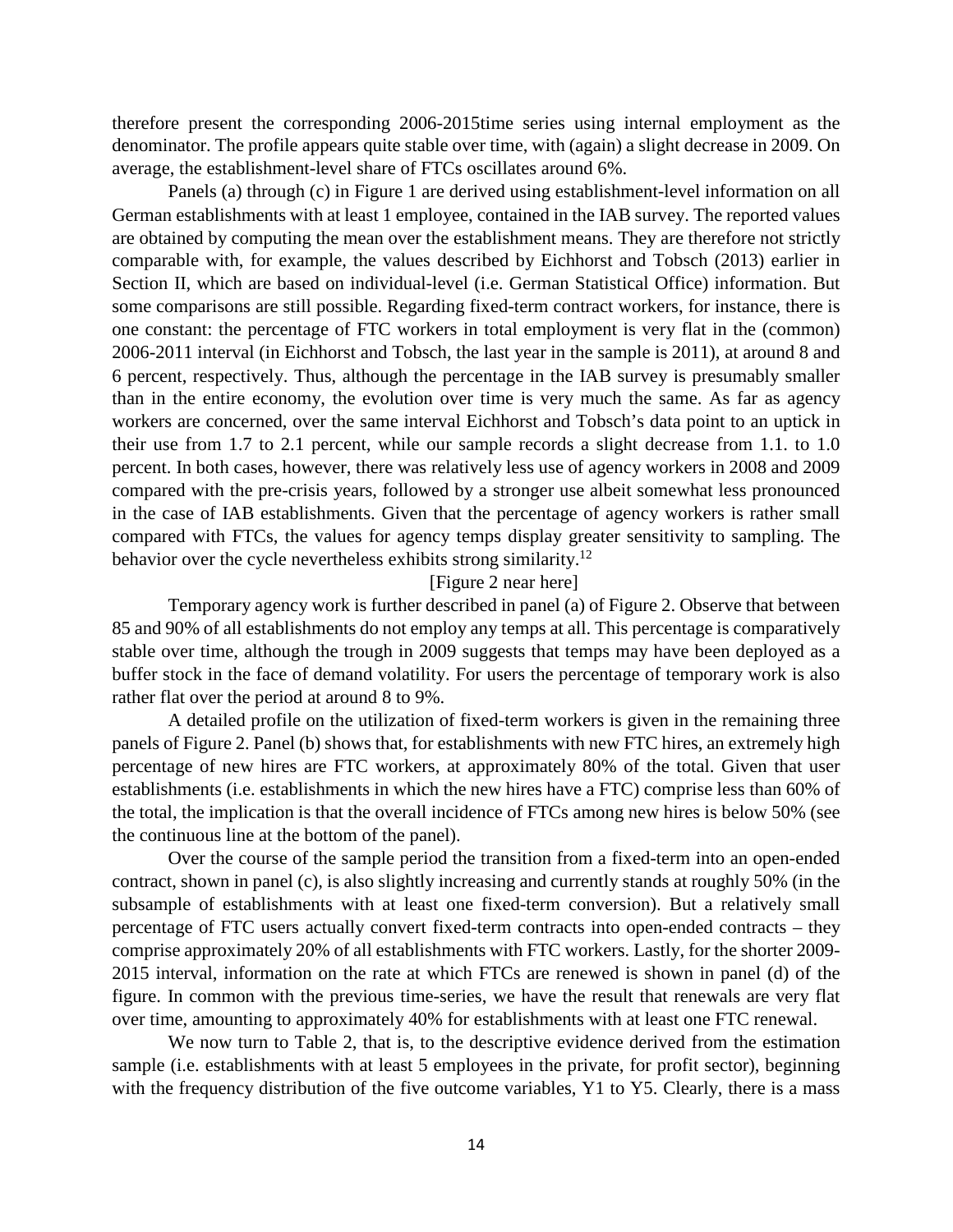therefore present the corresponding 2006-2015time series using internal employment as the denominator. The profile appears quite stable over time, with (again) a slight decrease in 2009. On average, the establishment-level share of FTCs oscillates around 6%.

Panels (a) through (c) in Figure 1 are derived using establishment-level information on all German establishments with at least 1 employee, contained in the IAB survey. The reported values are obtained by computing the mean over the establishment means. They are therefore not strictly comparable with, for example, the values described by Eichhorst and Tobsch (2013) earlier in Section II, which are based on individual-level (i.e. German Statistical Office) information. But some comparisons are still possible. Regarding fixed-term contract workers, for instance, there is one constant: the percentage of FTC workers in total employment is very flat in the (common) 2006-2011 interval (in Eichhorst and Tobsch, the last year in the sample is 2011), at around 8 and 6 percent, respectively. Thus, although the percentage in the IAB survey is presumably smaller than in the entire economy, the evolution over time is very much the same. As far as agency workers are concerned, over the same interval Eichhorst and Tobsch's data point to an uptick in their use from 1.7 to 2.1 percent, while our sample records a slight decrease from 1.1. to 1.0 percent. In both cases, however, there was relatively less use of agency workers in 2008 and 2009 compared with the pre-crisis years, followed by a stronger use albeit somewhat less pronounced in the case of IAB establishments. Given that the percentage of agency workers is rather small compared with FTCs, the values for agency temps display greater sensitivity to sampling. The behavior over the cycle nevertheless exhibits strong similarity.[12]

[Figure 2 near here]

Temporary agency work is further described in panel (a) of Figure 2. Observe that between 85 and 90% of all establishments do not employ any temps at all. This percentage is comparatively stable over time, although the trough in 2009 suggests that temps may have been deployed as a buffer stock in the face of demand volatility. For users the percentage of temporary work is also rather flat over the period at around 8 to 9%.

A detailed profile on the utilization of fixed-term workers is given in the remaining three panels of Figure 2. Panel (b) shows that, for establishments with new FTC hires, an extremely high percentage of new hires are FTC workers, at approximately 80% of the total. Given that user establishments (i.e. establishments in which the new hires have a FTC) comprise less than 60% of the total, the implication is that the overall incidence of FTCs among new hires is below 50% (see the continuous line at the bottom of the panel).

Over the course of the sample period the transition from a fixed-term into an open-ended contract, shown in panel (c), is also slightly increasing and currently stands at roughly 50% (in the subsample of establishments with at least one fixed-term conversion). But a relatively small percentage of FTC users actually convert fixed-term contracts into open-ended contracts – they comprise approximately 20% of all establishments with FTC workers. Lastly, for the shorter 2009-2015 interval, information on the rate at which FTCs are renewed is shown in panel (d) of the figure. In common with the previous time-series, we have the result that renewals are very flat over time, amounting to approximately 40% for establishments with at least one FTC renewal.

We now turn to Table 2, that is, to the descriptive evidence derived from the estimation sample (i.e. establishments with at least 5 employees in the private, for profit sector), beginning with the frequency distribution of the five outcome variables, Y1 to Y5. Clearly, there is a mass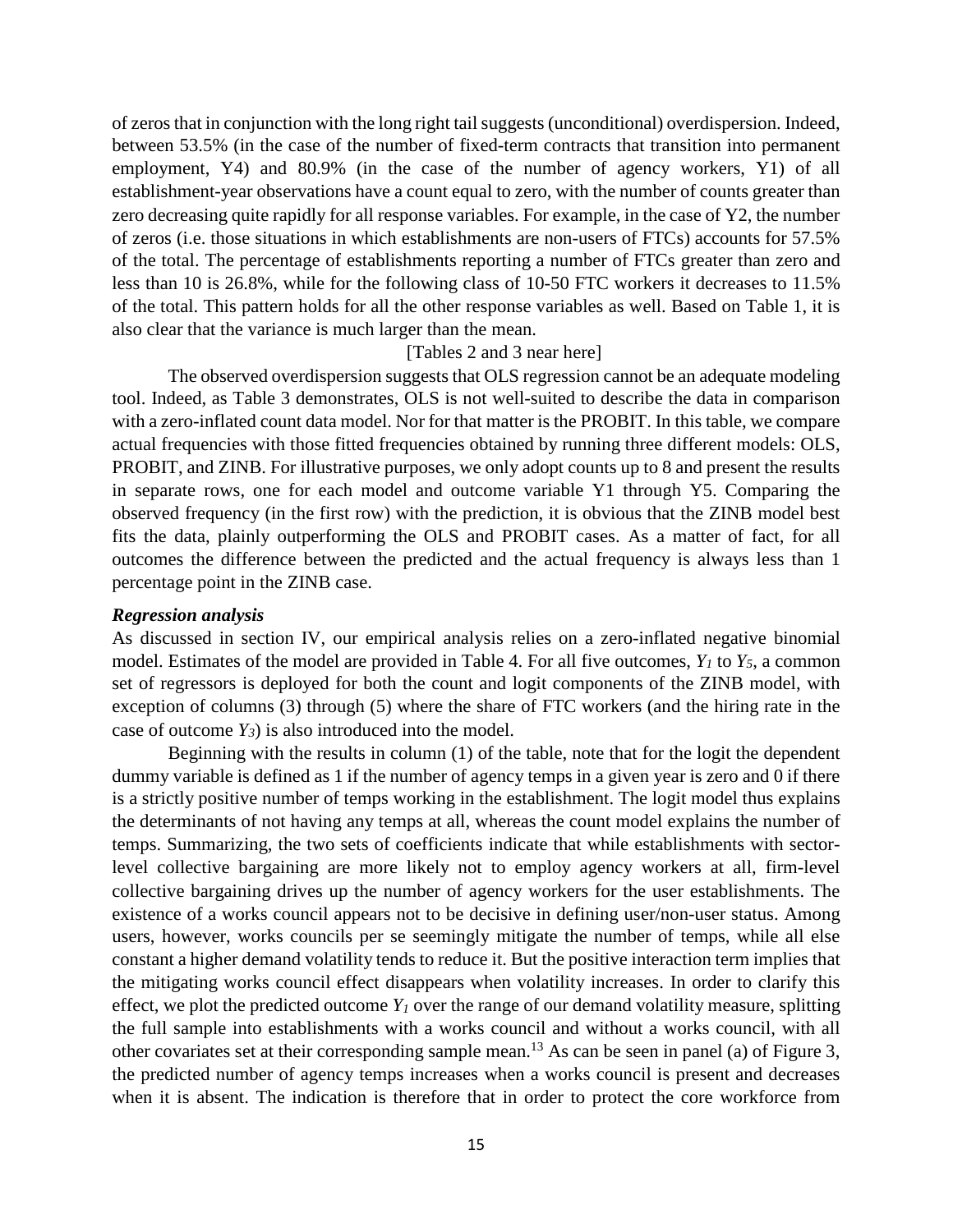of zeros that in conjunction with the long right tail suggests (unconditional) overdispersion. Indeed, between 53.5% (in the case of the number of fixed-term contracts that transition into permanent employment, Y4) and 80.9% (in the case of the number of agency workers, Y1) of all establishment-year observations have a count equal to zero, with the number of counts greater than zero decreasing quite rapidly for all response variables. For example, in the case of Y2, the number of zeros (i.e. those situations in which establishments are non-users of FTCs) accounts for 57.5% of the total. The percentage of establishments reporting a number of FTCs greater than zero and less than 10 is 26.8%, while for the following class of 10-50 FTC workers it decreases to 11.5% of the total. This pattern holds for all the other response variables as well. Based on Table 1, it is also clear that the variance is much larger than the mean.

[Tables 2 and 3 near here]

The observed overdispersion suggests that OLS regression cannot be an adequate modeling tool. Indeed, as Table 3 demonstrates, OLS is not well-suited to describe the data in comparison with a zero-inflated count data model. Nor for that matter is the PROBIT. In this table, we compare actual frequencies with those fitted frequencies obtained by running three different models: OLS, PROBIT, and ZINB. For illustrative purposes, we only adopt counts up to 8 and present the results in separate rows, one for each model and outcome variable Y1 through Y5. Comparing the observed frequency (in the first row) with the prediction, it is obvious that the ZINB model best fits the data, plainly outperforming the OLS and PROBIT cases. As a matter of fact, for all outcomes the difference between the predicted and the actual frequency is always less than 1 percentage point in the ZINB case.

### *Regression analysis*

As discussed in section IV, our empirical analysis relies on a zero-inflated negative binomial model. Estimates of the model are provided in Table 4. For all five outcomes, $Y_1$ to $Y_5$, a common set of regressors is deployed for both the count and logit components of the ZINB model, with exception of columns (3) through (5) where the share of FTC workers (and the hiring rate in the case of outcome $Y_3$) is also introduced into the model.

Beginning with the results in column (1) of the table, note that for the logit the dependent dummy variable is defined as 1 if the number of agency temps in a given year is zero and 0 if there is a strictly positive number of temps working in the establishment. The logit model thus explains the determinants of not having any temps at all, whereas the count model explains the number of temps. Summarizing, the two sets of coefficients indicate that while establishments with sector-level collective bargaining are more likely not to employ agency workers at all, firm-level collective bargaining drives up the number of agency workers for the user establishments. The existence of a works council appears not to be decisive in defining user/non-user status. Among users, however, works councils per se seemingly mitigate the number of temps, while all else constant a higher demand volatility tends to reduce it. But the positive interaction term implies that the mitigating works council effect disappears when volatility increases. In order to clarify this effect, we plot the predicted outcome $Y_1$ over the range of our demand volatility measure, splitting the full sample into establishments with a works council and without a works council, with all other covariates set at their corresponding sample mean.[13] As can be seen in panel (a) of Figure 3, the predicted number of agency temps increases when a works council is present and decreases when it is absent. The indication is therefore that in order to protect the core workforce from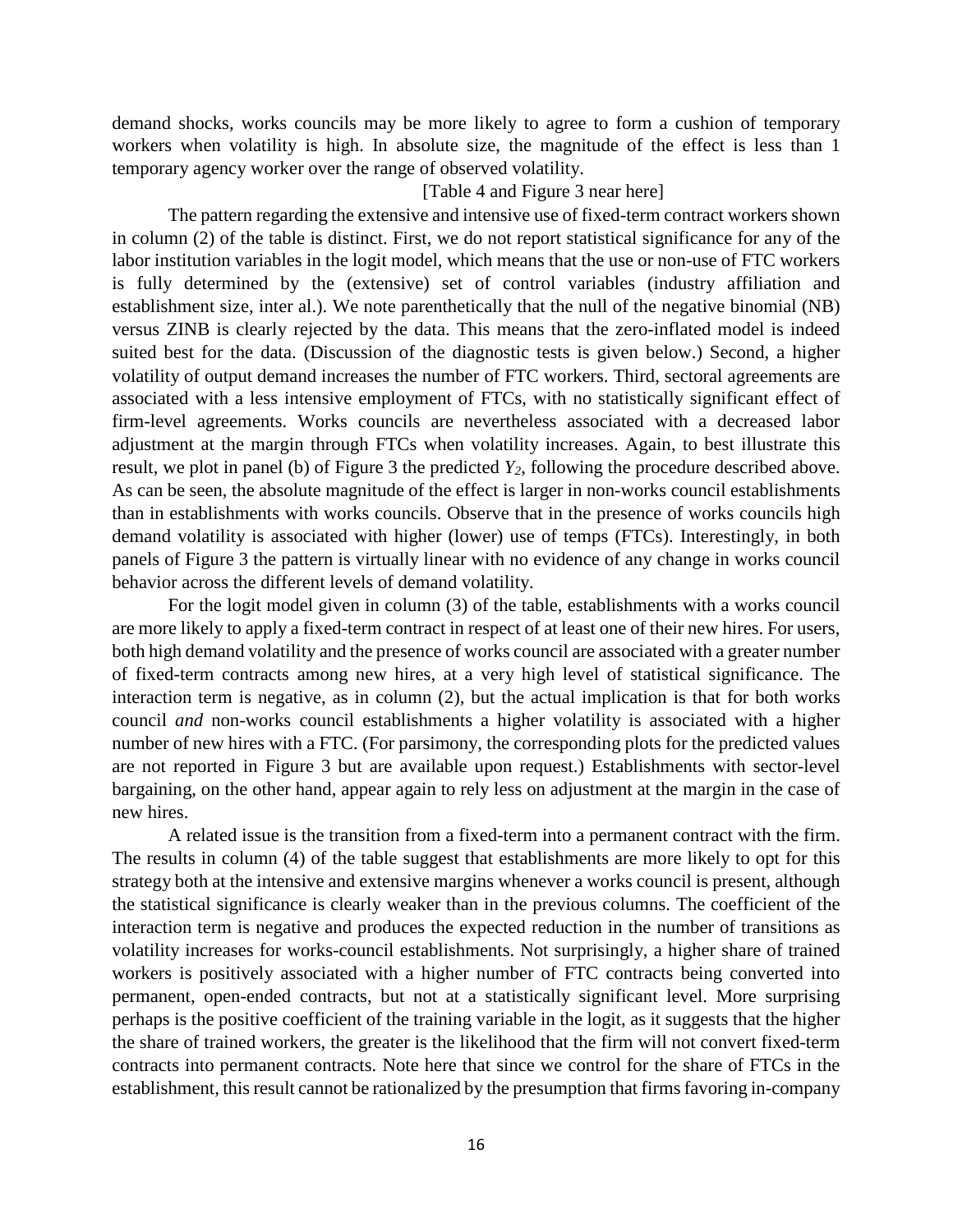demand shocks, works councils may be more likely to agree to form a cushion of temporary workers when volatility is high. In absolute size, the magnitude of the effect is less than 1 temporary agency worker over the range of observed volatility.

[Table 4 and Figure 3 near here]

The pattern regarding the extensive and intensive use of fixed-term contract workers shown in column (2) of the table is distinct. First, we do not report statistical significance for any of the labor institution variables in the logit model, which means that the use or non-use of FTC workers is fully determined by the (extensive) set of control variables (industry affiliation and establishment size, inter al.). We note parenthetically that the null of the negative binomial (NB) versus ZINB is clearly rejected by the data. This means that the zero-inflated model is indeed suited best for the data. (Discussion of the diagnostic tests is given below.) Second, a higher volatility of output demand increases the number of FTC workers. Third, sectoral agreements are associated with a less intensive employment of FTCs, with no statistically significant effect of firm-level agreements. Works councils are nevertheless associated with a decreased labor adjustment at the margin through FTCs when volatility increases. Again, to best illustrate this result, we plot in panel (b) of Figure 3 the predicted $Y_2$, following the procedure described above. As can be seen, the absolute magnitude of the effect is larger in non-works council establishments than in establishments with works councils. Observe that in the presence of works councils high demand volatility is associated with higher (lower) use of temps (FTCs). Interestingly, in both panels of Figure 3 the pattern is virtually linear with no evidence of any change in works council behavior across the different levels of demand volatility.

For the logit model given in column (3) of the table, establishments with a works council are more likely to apply a fixed-term contract in respect of at least one of their new hires. For users, both high demand volatility and the presence of works council are associated with a greater number of fixed-term contracts among new hires, at a very high level of statistical significance. The interaction term is negative, as in column (2), but the actual implication is that for both works council *and* non-works council establishments a higher volatility is associated with a higher number of new hires with a FTC. (For parsimony, the corresponding plots for the predicted values are not reported in Figure 3 but are available upon request.) Establishments with sector-level bargaining, on the other hand, appear again to rely less on adjustment at the margin in the case of new hires.

A related issue is the transition from a fixed-term into a permanent contract with the firm. The results in column (4) of the table suggest that establishments are more likely to opt for this strategy both at the intensive and extensive margins whenever a works council is present, although the statistical significance is clearly weaker than in the previous columns. The coefficient of the interaction term is negative and produces the expected reduction in the number of transitions as volatility increases for works-council establishments. Not surprisingly, a higher share of trained workers is positively associated with a higher number of FTC contracts being converted into permanent, open-ended contracts, but not at a statistically significant level. More surprising perhaps is the positive coefficient of the training variable in the logit, as it suggests that the higher the share of trained workers, the greater is the likelihood that the firm will not convert fixed-term contracts into permanent contracts. Note here that since we control for the share of FTCs in the establishment, this result cannot be rationalized by the presumption that firms favoring in-company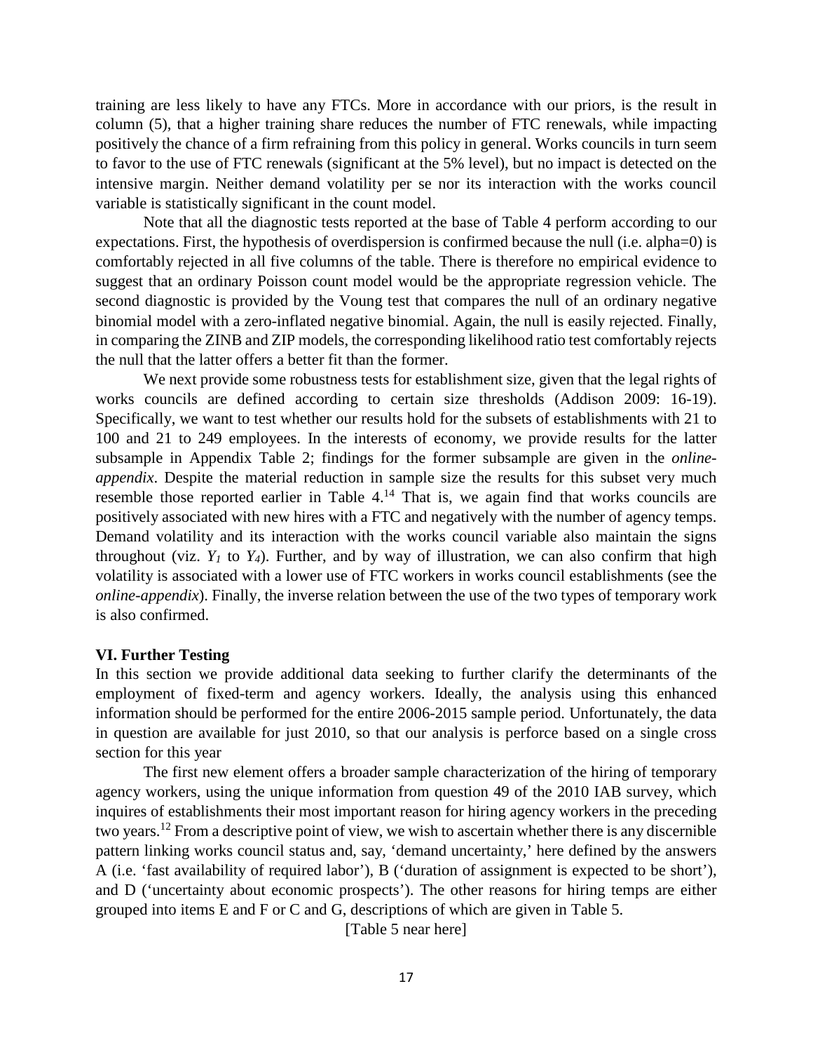training are less likely to have any FTCs. More in accordance with our priors, is the result in column (5), that a higher training share reduces the number of FTC renewals, while impacting positively the chance of a firm refraining from this policy in general. Works councils in turn seem to favor to the use of FTC renewals (significant at the 5% level), but no impact is detected on the intensive margin. Neither demand volatility per se nor its interaction with the works council variable is statistically significant in the count model.

Note that all the diagnostic tests reported at the base of Table 4 perform according to our expectations. First, the hypothesis of overdispersion is confirmed because the null (i.e. alpha=0) is comfortably rejected in all five columns of the table. There is therefore no empirical evidence to suggest that an ordinary Poisson count model would be the appropriate regression vehicle. The second diagnostic is provided by the Voung test that compares the null of an ordinary negative binomial model with a zero-inflated negative binomial. Again, the null is easily rejected. Finally, in comparing the ZINB and ZIP models, the corresponding likelihood ratio test comfortably rejects the null that the latter offers a better fit than the former.

We next provide some robustness tests for establishment size, given that the legal rights of works councils are defined according to certain size thresholds (Addison 2009: 16-19). Specifically, we want to test whether our results hold for the subsets of establishments with 21 to 100 and 21 to 249 employees. In the interests of economy, we provide results for the latter subsample in Appendix Table 2; findings for the former subsample are given in the *online-appendix*. Despite the material reduction in sample size the results for this subset very much resemble those reported earlier in Table 4.[14] That is, we again find that works councils are positively associated with new hires with a FTC and negatively with the number of agency temps. Demand volatility and its interaction with the works council variable also maintain the signs throughout (viz. $Y_1$ to $Y_4$). Further, and by way of illustration, we can also confirm that high volatility is associated with a lower use of FTC workers in works council establishments (see the *online-appendix*). Finally, the inverse relation between the use of the two types of temporary work is also confirmed.

## VI. Further Testing

In this section we provide additional data seeking to further clarify the determinants of the employment of fixed-term and agency workers. Ideally, the analysis using this enhanced information should be performed for the entire 2006-2015 sample period. Unfortunately, the data in question are available for just 2010, so that our analysis is perforce based on a single cross section for this year

The first new element offers a broader sample characterization of the hiring of temporary agency workers, using the unique information from question 49 of the 2010 IAB survey, which inquires of establishments their most important reason for hiring agency workers in the preceding two years.[12] From a descriptive point of view, we wish to ascertain whether there is any discernible pattern linking works council status and, say, 'demand uncertainty,' here defined by the answers A (i.e. 'fast availability of required labor'), B ('duration of assignment is expected to be short'), and D ('uncertainty about economic prospects'). The other reasons for hiring temps are either grouped into items E and F or C and G, descriptions of which are given in Table 5.

[Table 5 near here]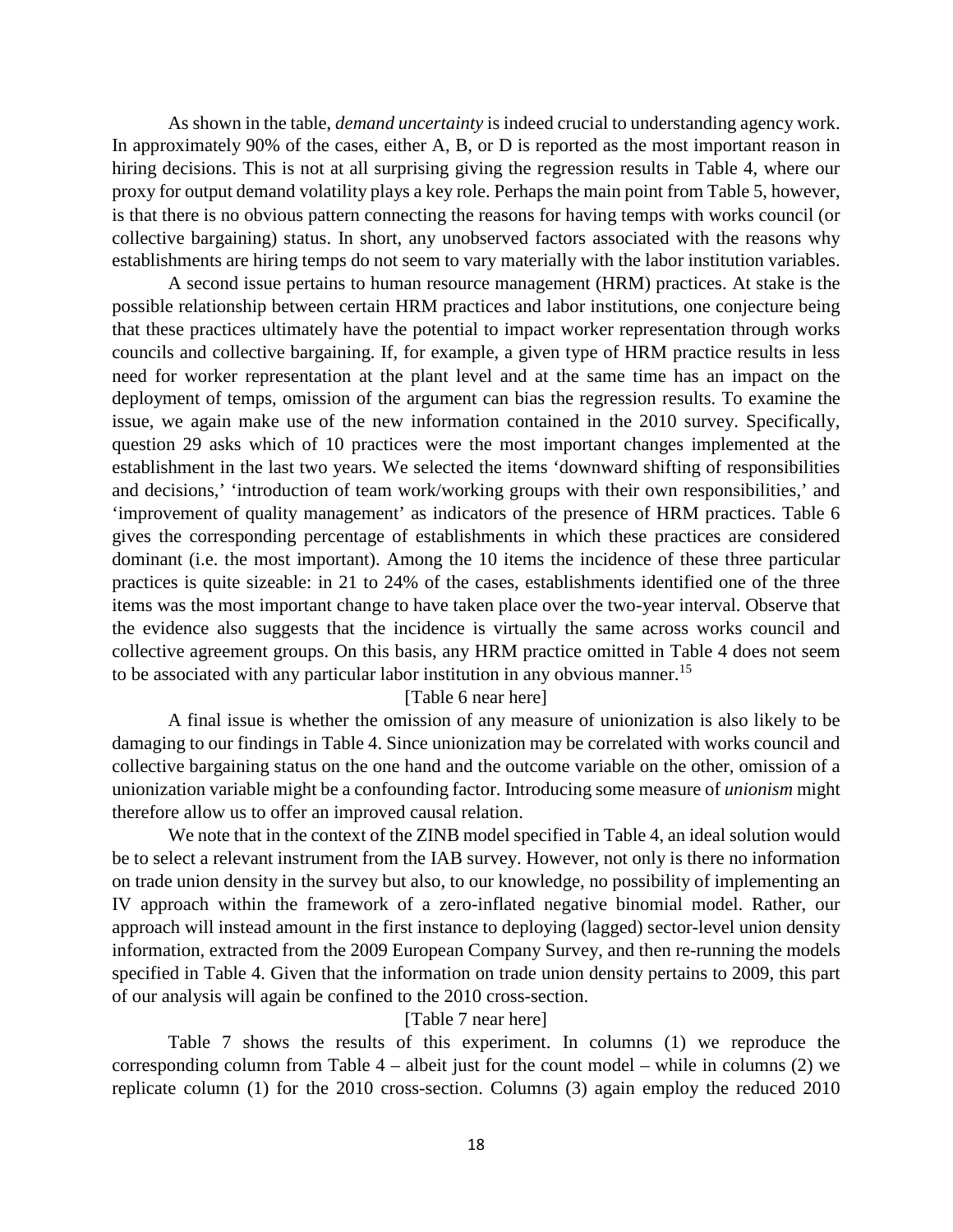As shown in the table, *demand uncertainty* is indeed crucial to understanding agency work. In approximately 90% of the cases, either A, B, or D is reported as the most important reason in hiring decisions. This is not at all surprising giving the regression results in Table 4, where our proxy for output demand volatility plays a key role. Perhaps the main point from Table 5, however, is that there is no obvious pattern connecting the reasons for having temps with works council (or collective bargaining) status. In short, any unobserved factors associated with the reasons why establishments are hiring temps do not seem to vary materially with the labor institution variables.

A second issue pertains to human resource management (HRM) practices. At stake is the possible relationship between certain HRM practices and labor institutions, one conjecture being that these practices ultimately have the potential to impact worker representation through works councils and collective bargaining. If, for example, a given type of HRM practice results in less need for worker representation at the plant level and at the same time has an impact on the deployment of temps, omission of the argument can bias the regression results. To examine the issue, we again make use of the new information contained in the 2010 survey. Specifically, question 29 asks which of 10 practices were the most important changes implemented at the establishment in the last two years. We selected the items 'downward shifting of responsibilities and decisions,' 'introduction of team work/working groups with their own responsibilities,' and 'improvement of quality management' as indicators of the presence of HRM practices. Table 6 gives the corresponding percentage of establishments in which these practices are considered dominant (i.e. the most important). Among the 10 items the incidence of these three particular practices is quite sizeable: in 21 to 24% of the cases, establishments identified one of the three items was the most important change to have taken place over the two-year interval. Observe that the evidence also suggests that the incidence is virtually the same across works council and collective agreement groups. On this basis, any HRM practice omitted in Table 4 does not seem to be associated with any particular labor institution in any obvious manner.[15]

[Table 6 near here]

A final issue is whether the omission of any measure of unionization is also likely to be damaging to our findings in Table 4. Since unionization may be correlated with works council and collective bargaining status on the one hand and the outcome variable on the other, omission of a unionization variable might be a confounding factor. Introducing some measure of *unionism* might therefore allow us to offer an improved causal relation.

We note that in the context of the ZINB model specified in Table 4, an ideal solution would be to select a relevant instrument from the IAB survey. However, not only is there no information on trade union density in the survey but also, to our knowledge, no possibility of implementing an IV approach within the framework of a zero-inflated negative binomial model. Rather, our approach will instead amount in the first instance to deploying (lagged) sector-level union density information, extracted from the 2009 European Company Survey, and then re-running the models specified in Table 4. Given that the information on trade union density pertains to 2009, this part of our analysis will again be confined to the 2010 cross-section.

[Table 7 near here]

Table 7 shows the results of this experiment. In columns (1) we reproduce the corresponding column from Table 4 – albeit just for the count model – while in columns (2) we replicate column (1) for the 2010 cross-section. Columns (3) again employ the reduced 2010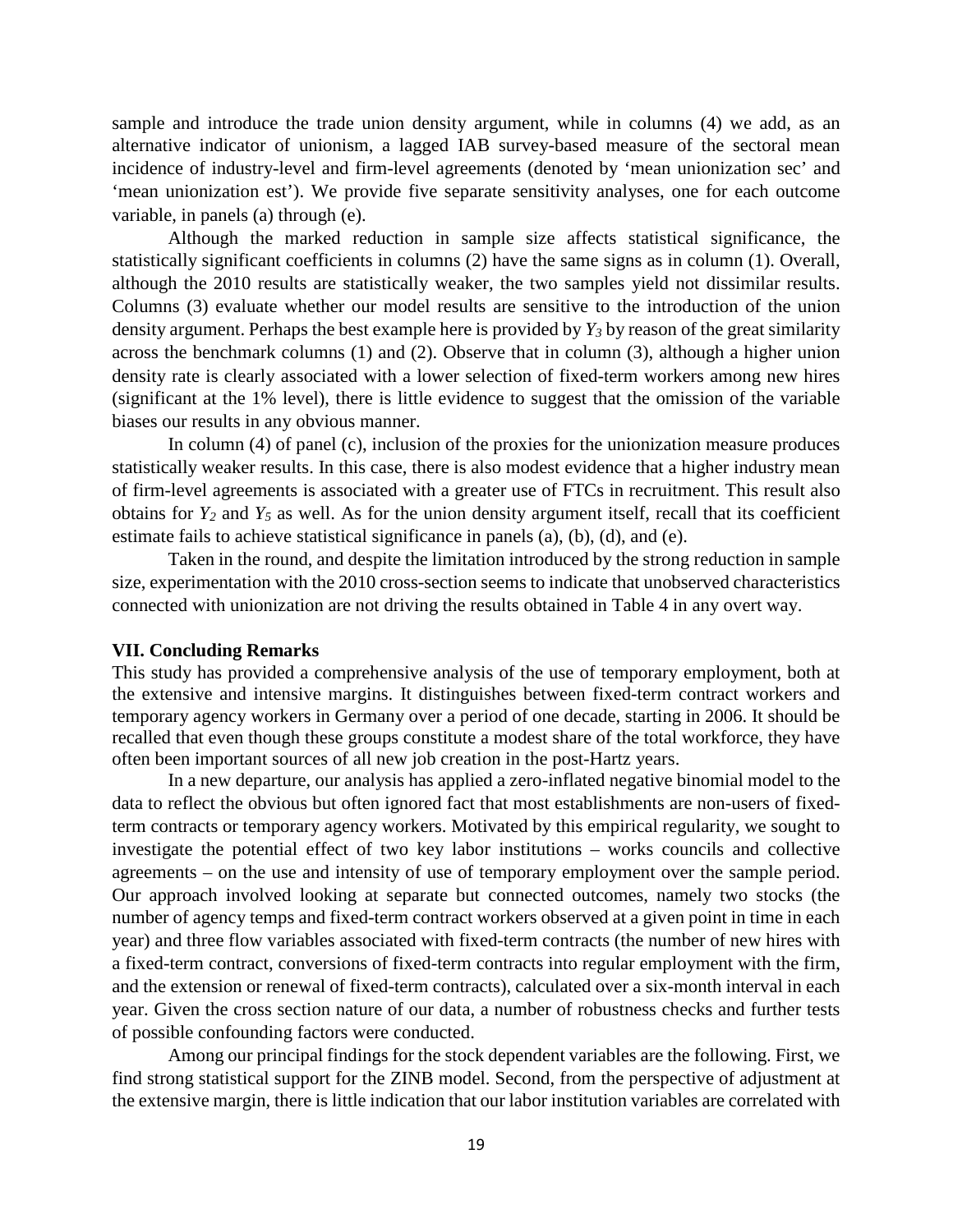sample and introduce the trade union density argument, while in columns (4) we add, as an alternative indicator of unionism, a lagged IAB survey-based measure of the sectoral mean incidence of industry-level and firm-level agreements (denoted by 'mean unionization sec' and 'mean unionization est'). We provide five separate sensitivity analyses, one for each outcome variable, in panels (a) through (e).

Although the marked reduction in sample size affects statistical significance, the statistically significant coefficients in columns (2) have the same signs as in column (1). Overall, although the 2010 results are statistically weaker, the two samples yield not dissimilar results. Columns (3) evaluate whether our model results are sensitive to the introduction of the union density argument. Perhaps the best example here is provided by $Y_3$ by reason of the great similarity across the benchmark columns (1) and (2). Observe that in column (3), although a higher union density rate is clearly associated with a lower selection of fixed-term workers among new hires (significant at the 1% level), there is little evidence to suggest that the omission of the variable biases our results in any obvious manner.

In column (4) of panel (c), inclusion of the proxies for the unionization measure produces statistically weaker results. In this case, there is also modest evidence that a higher industry mean of firm-level agreements is associated with a greater use of FTCs in recruitment. This result also obtains for $Y_2$ and $Y_5$ as well. As for the union density argument itself, recall that its coefficient estimate fails to achieve statistical significance in panels (a), (b), (d), and (e).

Taken in the round, and despite the limitation introduced by the strong reduction in sample size, experimentation with the 2010 cross-section seems to indicate that unobserved characteristics connected with unionization are not driving the results obtained in Table 4 in any overt way.

## VII. Concluding Remarks

This study has provided a comprehensive analysis of the use of temporary employment, both at the extensive and intensive margins. It distinguishes between fixed-term contract workers and temporary agency workers in Germany over a period of one decade, starting in 2006. It should be recalled that even though these groups constitute a modest share of the total workforce, they have often been important sources of all new job creation in the post-Hartz years.

In a new departure, our analysis has applied a zero-inflated negative binomial model to the data to reflect the obvious but often ignored fact that most establishments are non-users of fixed-term contracts or temporary agency workers. Motivated by this empirical regularity, we sought to investigate the potential effect of two key labor institutions – works councils and collective agreements – on the use and intensity of use of temporary employment over the sample period. Our approach involved looking at separate but connected outcomes, namely two stocks (the number of agency temps and fixed-term contract workers observed at a given point in time in each year) and three flow variables associated with fixed-term contracts (the number of new hires with a fixed-term contract, conversions of fixed-term contracts into regular employment with the firm, and the extension or renewal of fixed-term contracts), calculated over a six-month interval in each year. Given the cross section nature of our data, a number of robustness checks and further tests of possible confounding factors were conducted.

Among our principal findings for the stock dependent variables are the following. First, we find strong statistical support for the ZINB model. Second, from the perspective of adjustment at the extensive margin, there is little indication that our labor institution variables are correlated with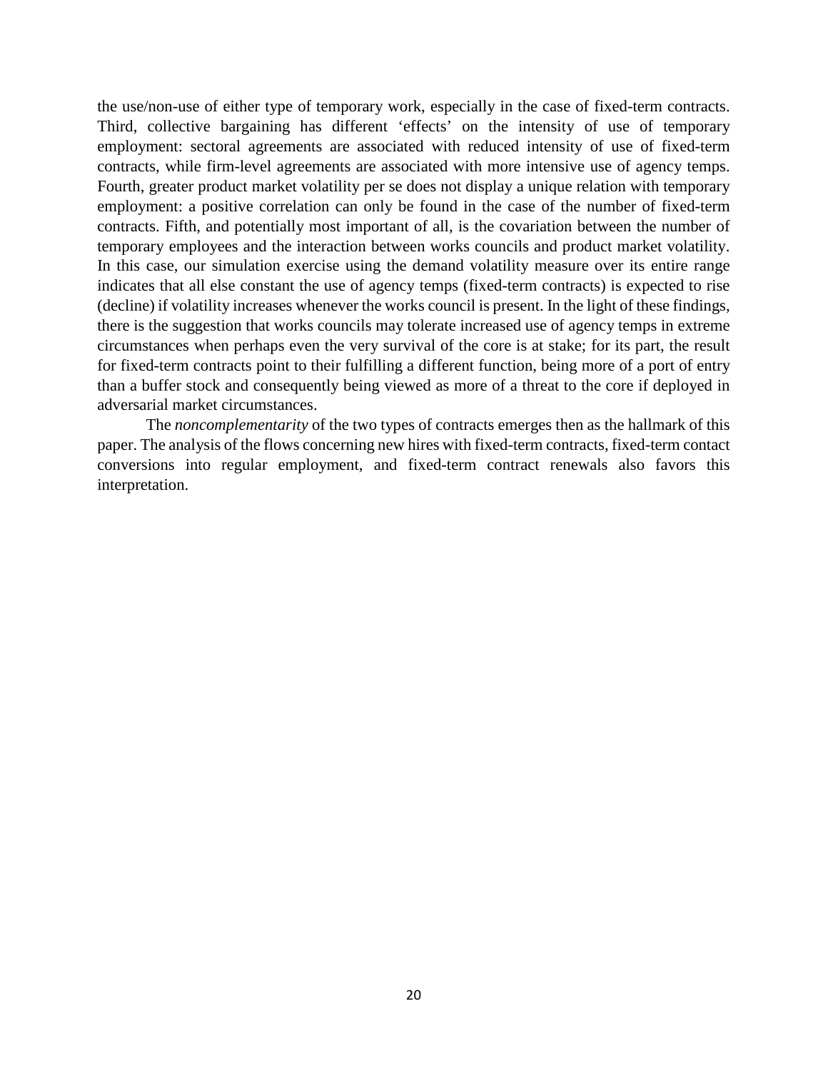the use/non-use of either type of temporary work, especially in the case of fixed-term contracts. Third, collective bargaining has different 'effects' on the intensity of use of temporary employment: sectoral agreements are associated with reduced intensity of use of fixed-term contracts, while firm-level agreements are associated with more intensive use of agency temps. Fourth, greater product market volatility per se does not display a unique relation with temporary employment: a positive correlation can only be found in the case of the number of fixed-term contracts. Fifth, and potentially most important of all, is the covariation between the number of temporary employees and the interaction between works councils and product market volatility. In this case, our simulation exercise using the demand volatility measure over its entire range indicates that all else constant the use of agency temps (fixed-term contracts) is expected to rise (decline) if volatility increases whenever the works council is present. In the light of these findings, there is the suggestion that works councils may tolerate increased use of agency temps in extreme circumstances when perhaps even the very survival of the core is at stake; for its part, the result for fixed-term contracts point to their fulfilling a different function, being more of a port of entry than a buffer stock and consequently being viewed as more of a threat to the core if deployed in adversarial market circumstances.

The *noncomplementarity* of the two types of contracts emerges then as the hallmark of this paper. The analysis of the flows concerning new hires with fixed-term contracts, fixed-term contact conversions into regular employment, and fixed-term contract renewals also favors this interpretation.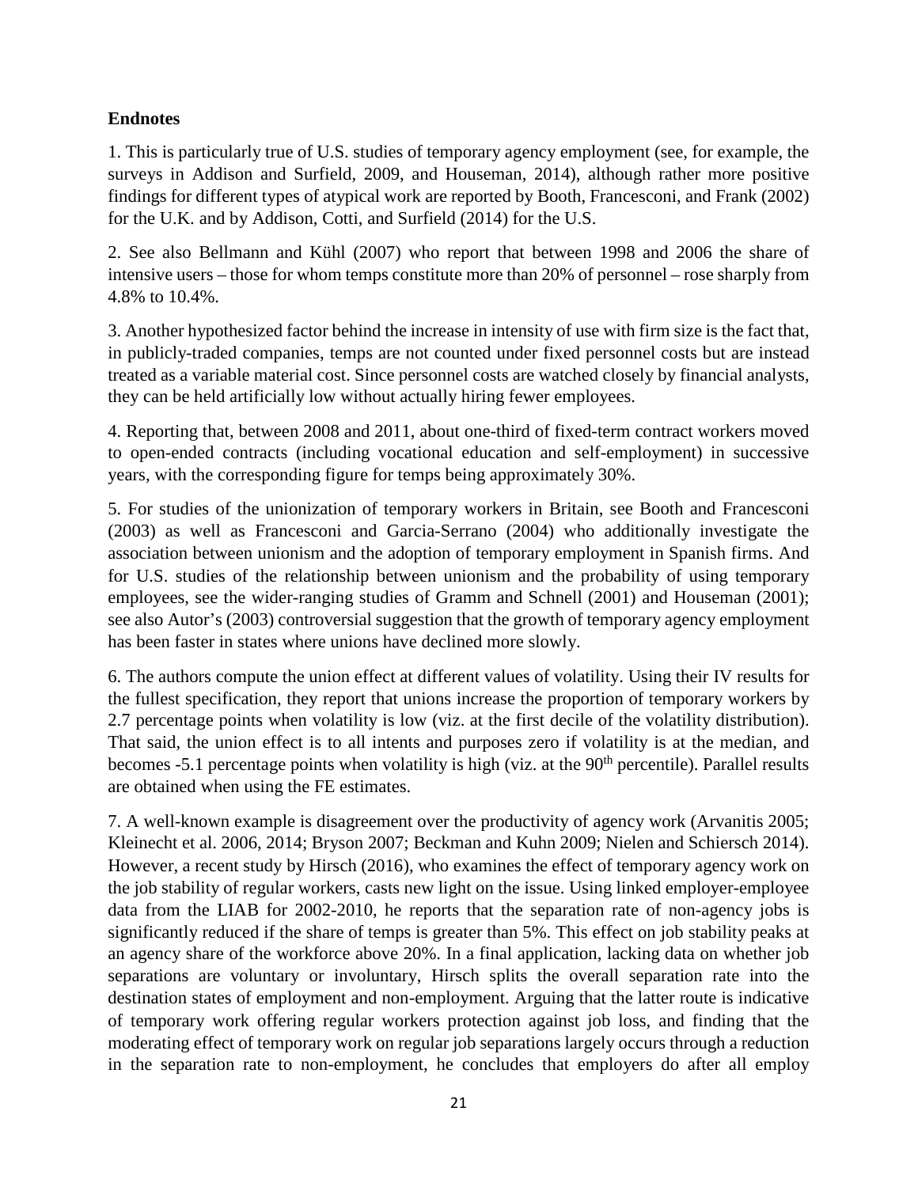**Endnotes**

1. This is particularly true of U.S. studies of temporary agency employment (see, for example, the surveys in Addison and Surfield, 2009, and Houseman, 2014), although rather more positive findings for different types of atypical work are reported by Booth, Francesconi, and Frank (2002) for the U.K. and by Addison, Cotti, and Surfield (2014) for the U.S.

2. See also Bellmann and Kühl (2007) who report that between 1998 and 2006 the share of intensive users – those for whom temps constitute more than 20% of personnel – rose sharply from 4.8% to 10.4%.

3. Another hypothesized factor behind the increase in intensity of use with firm size is the fact that, in publicly-traded companies, temps are not counted under fixed personnel costs but are instead treated as a variable material cost. Since personnel costs are watched closely by financial analysts, they can be held artificially low without actually hiring fewer employees.

4. Reporting that, between 2008 and 2011, about one-third of fixed-term contract workers moved to open-ended contracts (including vocational education and self-employment) in successive years, with the corresponding figure for temps being approximately 30%.

5. For studies of the unionization of temporary workers in Britain, see Booth and Francesconi (2003) as well as Francesconi and Garcia-Serrano (2004) who additionally investigate the association between unionism and the adoption of temporary employment in Spanish firms. And for U.S. studies of the relationship between unionism and the probability of using temporary employees, see the wider-ranging studies of Gramm and Schnell (2001) and Houseman (2001); see also Autor's (2003) controversial suggestion that the growth of temporary agency employment has been faster in states where unions have declined more slowly.

6. The authors compute the union effect at different values of volatility. Using their IV results for the fullest specification, they report that unions increase the proportion of temporary workers by 2.7 percentage points when volatility is low (viz. at the first decile of the volatility distribution). That said, the union effect is to all intents and purposes zero if volatility is at the median, and becomes -5.1 percentage points when volatility is high (viz. at the 90th percentile). Parallel results are obtained when using the FE estimates.

7. A well-known example is disagreement over the productivity of agency work (Arvanitis 2005; Kleinecht et al. 2006, 2014; Bryson 2007; Beckman and Kuhn 2009; Nielen and Schiersch 2014). However, a recent study by Hirsch (2016), who examines the effect of temporary agency work on the job stability of regular workers, casts new light on the issue. Using linked employer-employee data from the LIAB for 2002-2010, he reports that the separation rate of non-agency jobs is significantly reduced if the share of temps is greater than 5%. This effect on job stability peaks at an agency share of the workforce above 20%. In a final application, lacking data on whether job separations are voluntary or involuntary, Hirsch splits the overall separation rate into the destination states of employment and non-employment. Arguing that the latter route is indicative of temporary work offering regular workers protection against job loss, and finding that the moderating effect of temporary work on regular job separations largely occurs through a reduction in the separation rate to non-employment, he concludes that employers do after all employ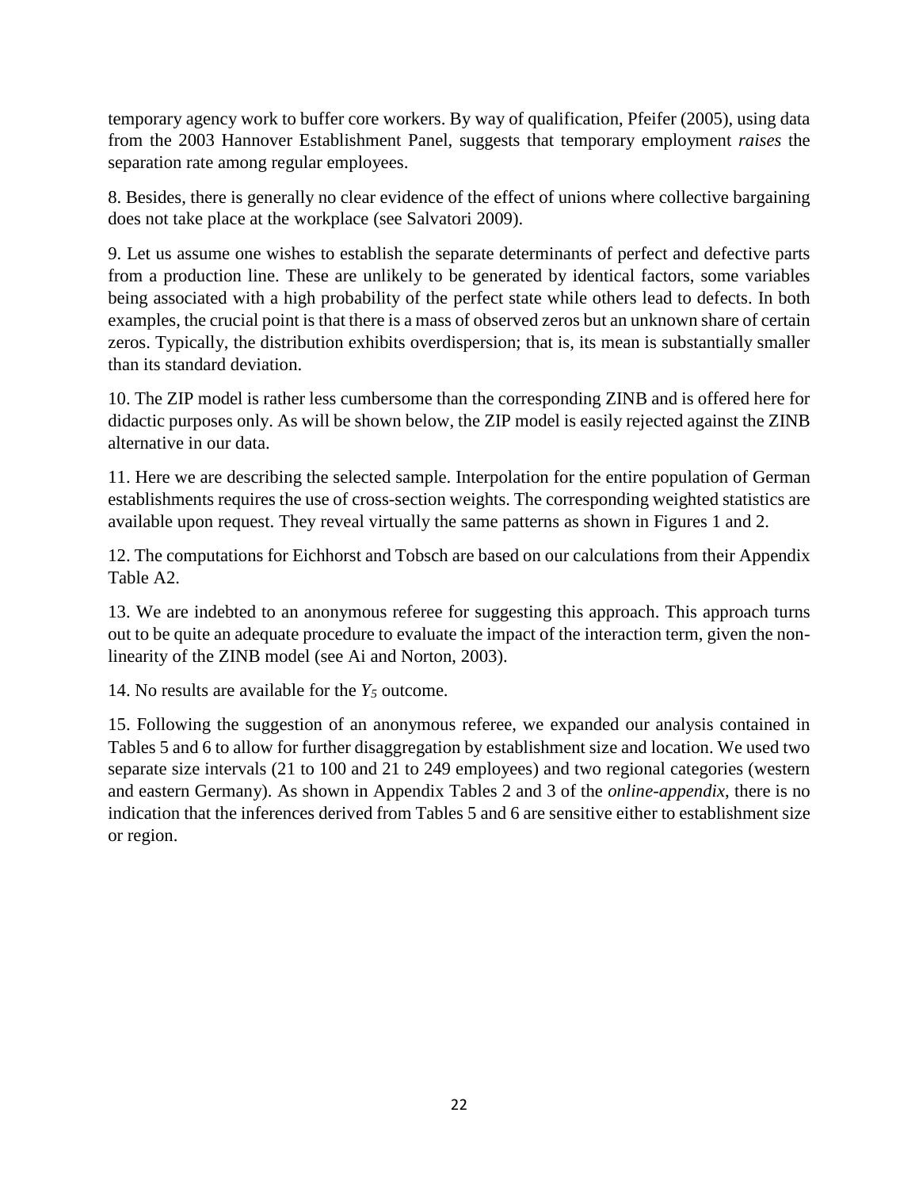temporary agency work to buffer core workers. By way of qualification, Pfeifer (2005), using data from the 2003 Hannover Establishment Panel, suggests that temporary employment *raises* the separation rate among regular employees.

8. Besides, there is generally no clear evidence of the effect of unions where collective bargaining does not take place at the workplace (see Salvatori 2009).

9. Let us assume one wishes to establish the separate determinants of perfect and defective parts from a production line. These are unlikely to be generated by identical factors, some variables being associated with a high probability of the perfect state while others lead to defects. In both examples, the crucial point is that there is a mass of observed zeros but an unknown share of certain zeros. Typically, the distribution exhibits overdispersion; that is, its mean is substantially smaller than its standard deviation.

10. The ZIP model is rather less cumbersome than the corresponding ZINB and is offered here for didactic purposes only. As will be shown below, the ZIP model is easily rejected against the ZINB alternative in our data.

11. Here we are describing the selected sample. Interpolation for the entire population of German establishments requires the use of cross-section weights. The corresponding weighted statistics are available upon request. They reveal virtually the same patterns as shown in Figures 1 and 2.

12. The computations for Eichhorst and Tobsch are based on our calculations from their Appendix Table A2.

13. We are indebted to an anonymous referee for suggesting this approach. This approach turns out to be quite an adequate procedure to evaluate the impact of the interaction term, given the non-linearity of the ZINB model (see Ai and Norton, 2003).

14. No results are available for the $Y_5$ outcome.

15. Following the suggestion of an anonymous referee, we expanded our analysis contained in Tables 5 and 6 to allow for further disaggregation by establishment size and location. We used two separate size intervals (21 to 100 and 21 to 249 employees) and two regional categories (western and eastern Germany). As shown in Appendix Tables 2 and 3 of the *online-appendix*, there is no indication that the inferences derived from Tables 5 and 6 are sensitive either to establishment size or region.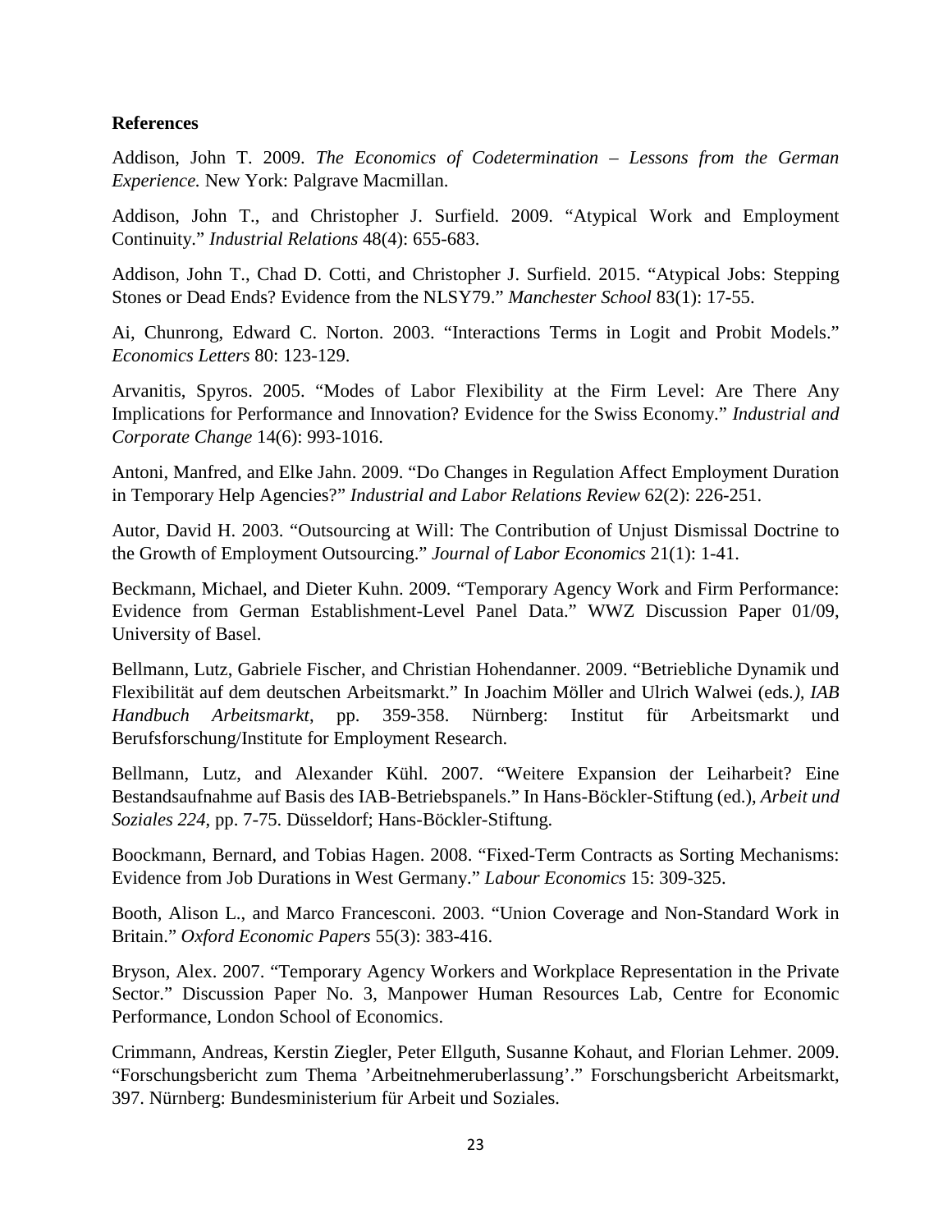**References**

Addison, John T. 2009. *The Economics of Codetermination – Lessons from the German Experience.* New York: Palgrave Macmillan.

Addison, John T., and Christopher J. Surfield. 2009. "Atypical Work and Employment Continuity." *Industrial Relations* 48(4): 655-683.

Addison, John T., Chad D. Cotti, and Christopher J. Surfield. 2015. "Atypical Jobs: Stepping Stones or Dead Ends? Evidence from the NLSY79." *Manchester School* 83(1): 17-55.

Ai, Chunrong, Edward C. Norton. 2003. "Interactions Terms in Logit and Probit Models." *Economics Letters* 80: 123-129.

Arvanitis, Spyros. 2005. "Modes of Labor Flexibility at the Firm Level: Are There Any Implications for Performance and Innovation? Evidence for the Swiss Economy." *Industrial and Corporate Change* 14(6): 993-1016.

Antoni, Manfred, and Elke Jahn. 2009. "Do Changes in Regulation Affect Employment Duration in Temporary Help Agencies?" *Industrial and Labor Relations Review* 62(2): 226-251.

Autor, David H. 2003. "Outsourcing at Will: The Contribution of Unjust Dismissal Doctrine to the Growth of Employment Outsourcing." *Journal of Labor Economics* 21(1): 1-41.

Beckmann, Michael, and Dieter Kuhn. 2009. "Temporary Agency Work and Firm Performance: Evidence from German Establishment-Level Panel Data." WWZ Discussion Paper 01/09, University of Basel.

Bellmann, Lutz, Gabriele Fischer, and Christian Hohendanner. 2009. "Betriebliche Dynamik und Flexibilität auf dem deutschen Arbeitsmarkt." In Joachim Möller and Ulrich Walwei (eds*.), IAB Handbuch Arbeitsmarkt*, pp. 359-358. Nürnberg: Institut für Arbeitsmarkt und Berufsforschung/Institute for Employment Research.

Bellmann, Lutz, and Alexander Kühl. 2007. "Weitere Expansion der Leiharbeit? Eine Bestandsaufnahme auf Basis des IAB-Betriebspanels." In Hans-Böckler-Stiftung (ed.), *Arbeit und Soziales 224*, pp. 7-75. Düsseldorf; Hans-Böckler-Stiftung.

Boockmann, Bernard, and Tobias Hagen. 2008. "Fixed-Term Contracts as Sorting Mechanisms: Evidence from Job Durations in West Germany." *Labour Economics* 15: 309-325.

Booth, Alison L., and Marco Francesconi. 2003. "Union Coverage and Non-Standard Work in Britain." *Oxford Economic Papers* 55(3): 383-416.

Bryson, Alex. 2007. "Temporary Agency Workers and Workplace Representation in the Private Sector." Discussion Paper No. 3, Manpower Human Resources Lab, Centre for Economic Performance, London School of Economics.

Crimmann, Andreas, Kerstin Ziegler, Peter Ellguth, Susanne Kohaut, and Florian Lehmer. 2009. "Forschungsbericht zum Thema 'Arbeitnehmeruberlassung'." Forschungsbericht Arbeitsmarkt, 397. Nürnberg: Bundesministerium für Arbeit und Soziales.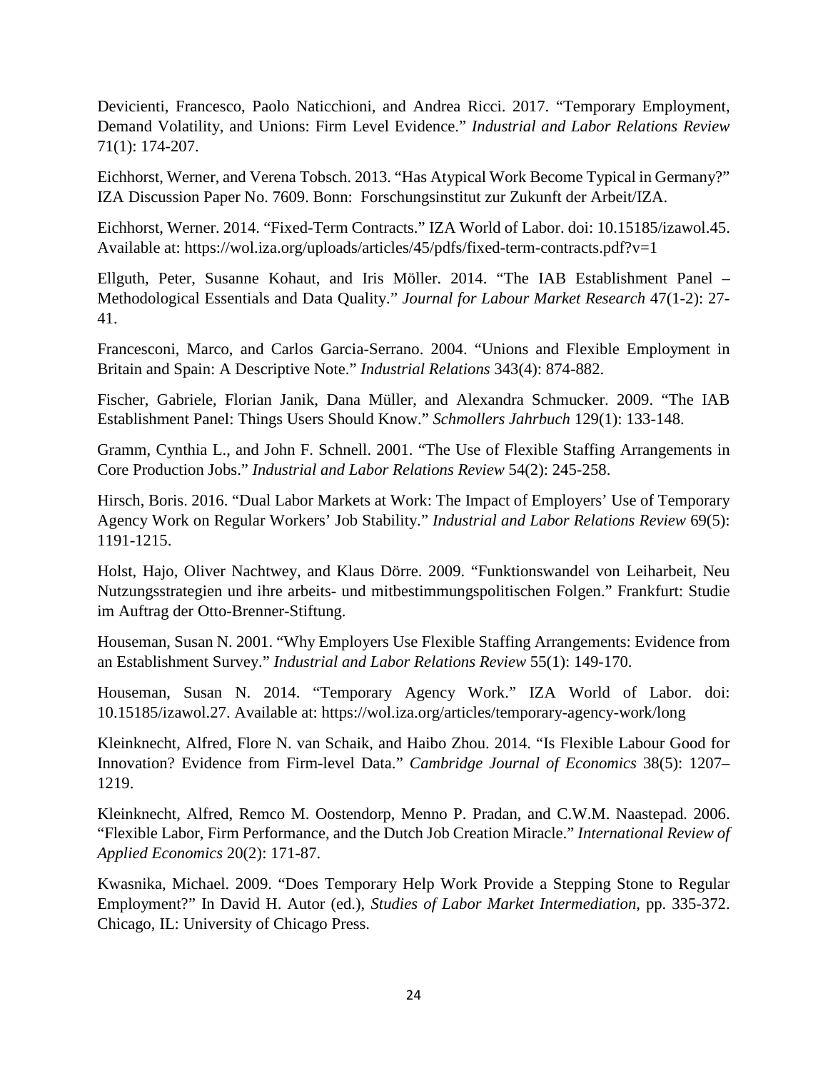Devicienti, Francesco, Paolo Naticchioni, and Andrea Ricci. 2017. "Temporary Employment, Demand Volatility, and Unions: Firm Level Evidence." *Industrial and Labor Relations Review* 71(1): 174-207.

Eichhorst, Werner, and Verena Tobsch. 2013. "Has Atypical Work Become Typical in Germany?" IZA Discussion Paper No. 7609. Bonn: Forschungsinstitut zur Zukunft der Arbeit/IZA.

Eichhorst, Werner. 2014. "Fixed-Term Contracts." IZA World of Labor. doi: 10.15185/izawol.45. Available at: https://wol.iza.org/uploads/articles/45/pdfs/fixed-term-contracts.pdf?v=1

Ellguth, Peter, Susanne Kohaut, and Iris Möller. 2014. "The IAB Establishment Panel – Methodological Essentials and Data Quality." *Journal for Labour Market Research* 47(1-2): 27-41.

Francesconi, Marco, and Carlos Garcia-Serrano. 2004. "Unions and Flexible Employment in Britain and Spain: A Descriptive Note." *Industrial Relations* 343(4): 874-882.

Fischer, Gabriele, Florian Janik, Dana Müller, and Alexandra Schmucker. 2009. "The IAB Establishment Panel: Things Users Should Know." *Schmollers Jahrbuch* 129(1): 133-148.

Gramm, Cynthia L., and John F. Schnell. 2001. "The Use of Flexible Staffing Arrangements in Core Production Jobs." *Industrial and Labor Relations Review* 54(2): 245-258.

Hirsch, Boris. 2016. "Dual Labor Markets at Work: The Impact of Employers' Use of Temporary Agency Work on Regular Workers' Job Stability." *Industrial and Labor Relations Review* 69(5): 1191-1215.

Holst, Hajo, Oliver Nachtwey, and Klaus Dörre. 2009. "Funktionswandel von Leiharbeit, Neu Nutzungsstrategien und ihre arbeits- und mitbestimmungspolitischen Folgen." Frankfurt: Studie im Auftrag der Otto-Brenner-Stiftung.

Houseman, Susan N. 2001. "Why Employers Use Flexible Staffing Arrangements: Evidence from an Establishment Survey." *Industrial and Labor Relations Review* 55(1): 149-170.

Houseman, Susan N. 2014. "Temporary Agency Work." IZA World of Labor. doi: 10.15185/izawol.27. Available at: https://wol.iza.org/articles/temporary-agency-work/long

Kleinknecht, Alfred, Flore N. van Schaik, and Haibo Zhou. 2014. "Is Flexible Labour Good for Innovation? Evidence from Firm-level Data." *Cambridge Journal of Economics* 38(5): 1207–1219.

Kleinknecht, Alfred, Remco M. Oostendorp, Menno P. Pradan, and C.W.M. Naastepad. 2006. "Flexible Labor, Firm Performance, and the Dutch Job Creation Miracle." *International Review of Applied Economics* 20(2): 171-87.

Kwasnika, Michael. 2009. "Does Temporary Help Work Provide a Stepping Stone to Regular Employment?" In David H. Autor (ed.), *Studies of Labor Market Intermediation*, pp. 335-372. Chicago, IL: University of Chicago Press.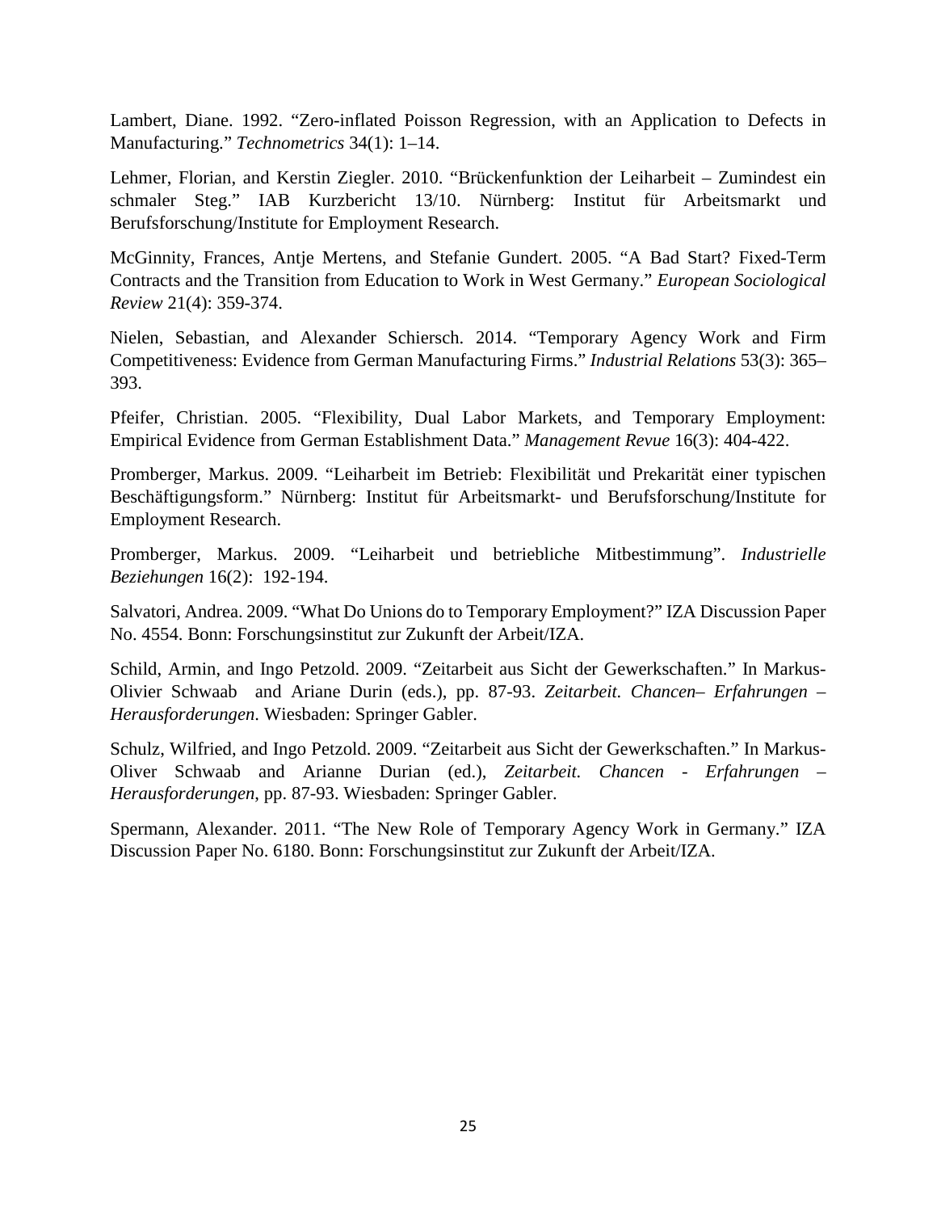Lambert, Diane. 1992. "Zero-inflated Poisson Regression, with an Application to Defects in Manufacturing." *Technometrics* 34(1): 1–14.

Lehmer, Florian, and Kerstin Ziegler. 2010. "Brückenfunktion der Leiharbeit – Zumindest ein schmaler Steg." IAB Kurzbericht 13/10. Nürnberg: Institut für Arbeitsmarkt und Berufsforschung/Institute for Employment Research.

McGinnity, Frances, Antje Mertens, and Stefanie Gundert. 2005. "A Bad Start? Fixed-Term Contracts and the Transition from Education to Work in West Germany." *European Sociological Review* 21(4): 359-374.

Nielen, Sebastian, and Alexander Schiersch. 2014. "Temporary Agency Work and Firm Competitiveness: Evidence from German Manufacturing Firms." *Industrial Relations* 53(3): 365–393.

Pfeifer, Christian. 2005. "Flexibility, Dual Labor Markets, and Temporary Employment: Empirical Evidence from German Establishment Data." *Management Revue* 16(3): 404-422.

Promberger, Markus. 2009. "Leiharbeit im Betrieb: Flexibilität und Prekarität einer typischen Beschäftigungsform." Nürnberg: Institut für Arbeitsmarkt- und Berufsforschung/Institute for Employment Research.

Promberger, Markus. 2009. "Leiharbeit und betriebliche Mitbestimmung". *Industrielle Beziehungen* 16(2): 192-194.

Salvatori, Andrea. 2009. "What Do Unions do to Temporary Employment?" IZA Discussion Paper No. 4554. Bonn: Forschungsinstitut zur Zukunft der Arbeit/IZA.

Schild, Armin, and Ingo Petzold. 2009. "Zeitarbeit aus Sicht der Gewerkschaften." In Markus-Olivier Schwaab and Ariane Durin (eds.), pp. 87-93. *Zeitarbeit. Chancen– Erfahrungen – Herausforderungen*. Wiesbaden: Springer Gabler.

Schulz, Wilfried, and Ingo Petzold. 2009. "Zeitarbeit aus Sicht der Gewerkschaften." In Markus-Oliver Schwaab and Arianne Durian (ed.), *Zeitarbeit. Chancen - Erfahrungen – Herausforderungen*, pp. 87-93. Wiesbaden: Springer Gabler.

Spermann, Alexander. 2011. "The New Role of Temporary Agency Work in Germany." IZA Discussion Paper No. 6180. Bonn: Forschungsinstitut zur Zukunft der Arbeit/IZA.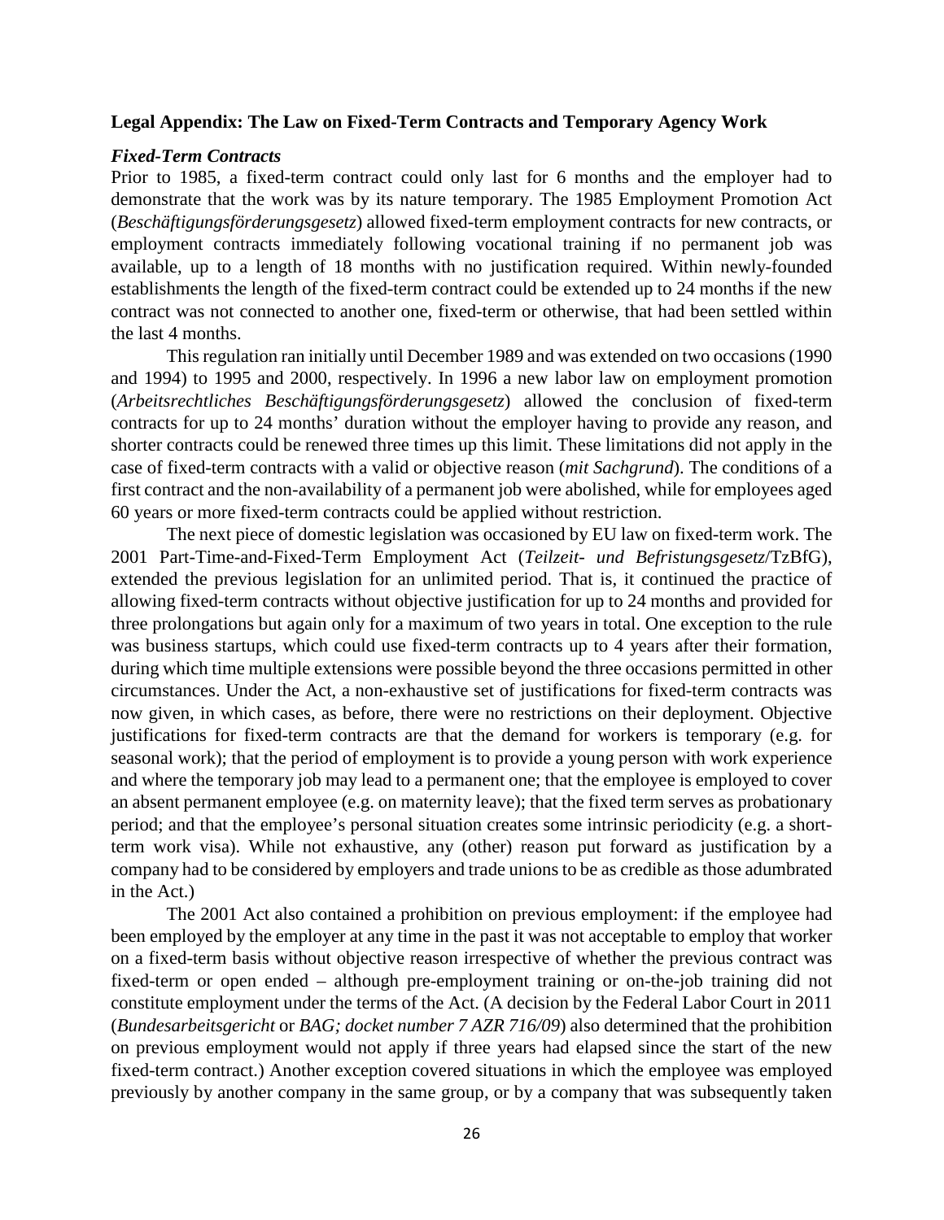## Legal Appendix: The Law on Fixed-Term Contracts and Temporary Agency Work

### *Fixed-Term Contracts*

Prior to 1985, a fixed-term contract could only last for 6 months and the employer had to demonstrate that the work was by its nature temporary. The 1985 Employment Promotion Act (*Beschäftigungsförderungsgesetz*) allowed fixed-term employment contracts for new contracts, or employment contracts immediately following vocational training if no permanent job was available, up to a length of 18 months with no justification required. Within newly-founded establishments the length of the fixed-term contract could be extended up to 24 months if the new contract was not connected to another one, fixed-term or otherwise, that had been settled within the last 4 months.

This regulation ran initially until December 1989 and was extended on two occasions (1990 and 1994) to 1995 and 2000, respectively. In 1996 a new labor law on employment promotion (*Arbeitsrechtliches Beschäftigungsförderungsgesetz*) allowed the conclusion of fixed-term contracts for up to 24 months' duration without the employer having to provide any reason, and shorter contracts could be renewed three times up this limit. These limitations did not apply in the case of fixed-term contracts with a valid or objective reason (*mit Sachgrund*). The conditions of a first contract and the non-availability of a permanent job were abolished, while for employees aged 60 years or more fixed-term contracts could be applied without restriction.

The next piece of domestic legislation was occasioned by EU law on fixed-term work. The 2001 Part-Time-and-Fixed-Term Employment Act (*Teilzeit- und Befristungsgesetz*/TzBfG), extended the previous legislation for an unlimited period. That is, it continued the practice of allowing fixed-term contracts without objective justification for up to 24 months and provided for three prolongations but again only for a maximum of two years in total. One exception to the rule was business startups, which could use fixed-term contracts up to 4 years after their formation, during which time multiple extensions were possible beyond the three occasions permitted in other circumstances. Under the Act, a non-exhaustive set of justifications for fixed-term contracts was now given, in which cases, as before, there were no restrictions on their deployment. Objective justifications for fixed-term contracts are that the demand for workers is temporary (e.g. for seasonal work); that the period of employment is to provide a young person with work experience and where the temporary job may lead to a permanent one; that the employee is employed to cover an absent permanent employee (e.g. on maternity leave); that the fixed term serves as probationary period; and that the employee's personal situation creates some intrinsic periodicity (e.g. a short-term work visa). While not exhaustive, any (other) reason put forward as justification by a company had to be considered by employers and trade unions to be as credible as those adumbrated in the Act.)

The 2001 Act also contained a prohibition on previous employment: if the employee had been employed by the employer at any time in the past it was not acceptable to employ that worker on a fixed-term basis without objective reason irrespective of whether the previous contract was fixed-term or open ended – although pre-employment training or on-the-job training did not constitute employment under the terms of the Act. (A decision by the Federal Labor Court in 2011 (*Bundesarbeitsgericht* or *BAG; docket number 7 AZR 716/09*) also determined that the prohibition on previous employment would not apply if three years had elapsed since the start of the new fixed-term contract.) Another exception covered situations in which the employee was employed previously by another company in the same group, or by a company that was subsequently taken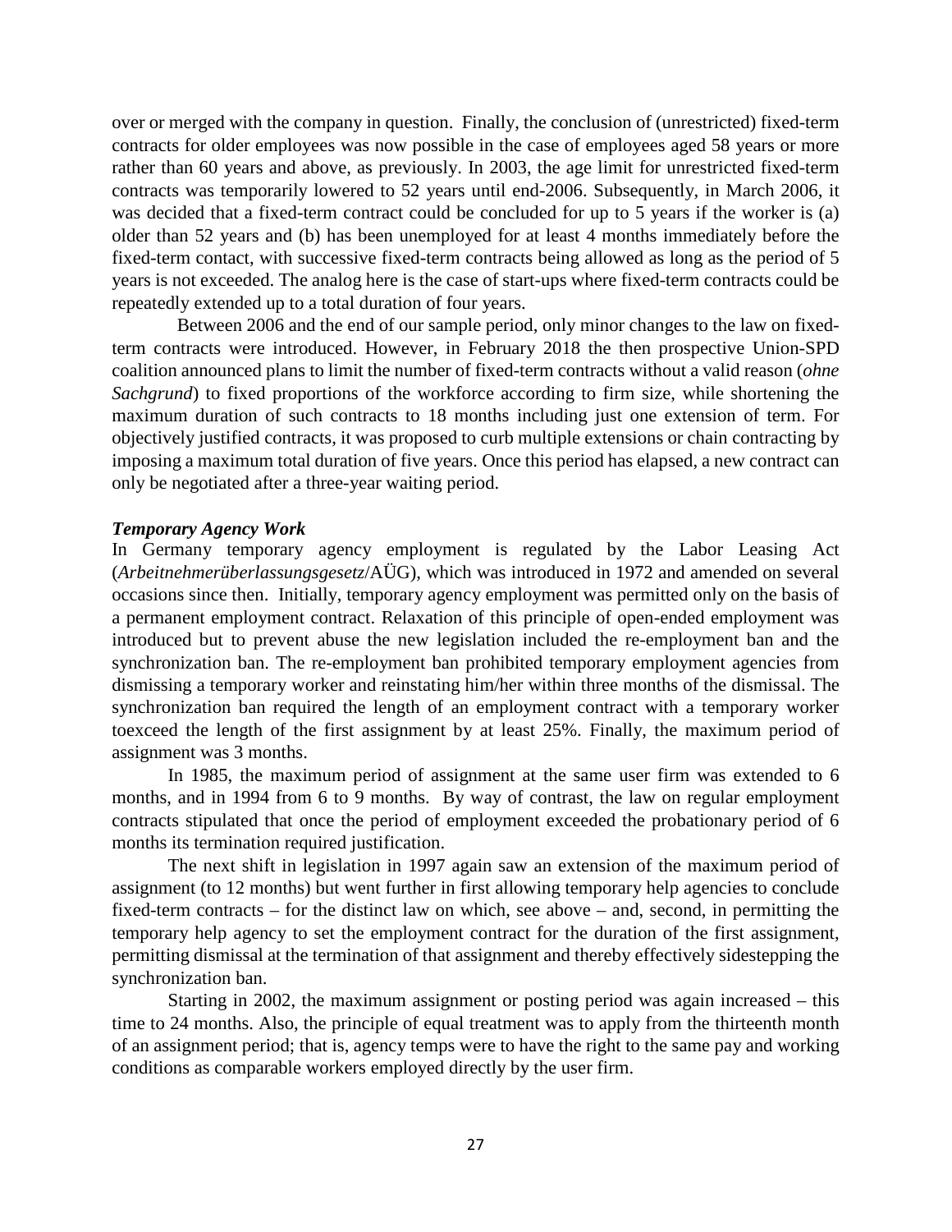over or merged with the company in question. Finally, the conclusion of (unrestricted) fixed-term contracts for older employees was now possible in the case of employees aged 58 years or more rather than 60 years and above, as previously. In 2003, the age limit for unrestricted fixed-term contracts was temporarily lowered to 52 years until end-2006. Subsequently, in March 2006, it was decided that a fixed-term contract could be concluded for up to 5 years if the worker is (a) older than 52 years and (b) has been unemployed for at least 4 months immediately before the fixed-term contact, with successive fixed-term contracts being allowed as long as the period of 5 years is not exceeded. The analog here is the case of start-ups where fixed-term contracts could be repeatedly extended up to a total duration of four years.

Between 2006 and the end of our sample period, only minor changes to the law on fixed-term contracts were introduced. However, in February 2018 the then prospective Union-SPD coalition announced plans to limit the number of fixed-term contracts without a valid reason (*ohne Sachgrund*) to fixed proportions of the workforce according to firm size, while shortening the maximum duration of such contracts to 18 months including just one extension of term. For objectively justified contracts, it was proposed to curb multiple extensions or chain contracting by imposing a maximum total duration of five years. Once this period has elapsed, a new contract can only be negotiated after a three-year waiting period.

***Temporary Agency Work***

In Germany temporary agency employment is regulated by the Labor Leasing Act (*Arbeitnehmerüberlassungsgesetz*/AÜG), which was introduced in 1972 and amended on several occasions since then. Initially, temporary agency employment was permitted only on the basis of a permanent employment contract. Relaxation of this principle of open-ended employment was introduced but to prevent abuse the new legislation included the re-employment ban and the synchronization ban. The re-employment ban prohibited temporary employment agencies from dismissing a temporary worker and reinstating him/her within three months of the dismissal. The synchronization ban required the length of an employment contract with a temporary worker toexceed the length of the first assignment by at least 25%. Finally, the maximum period of assignment was 3 months.

In 1985, the maximum period of assignment at the same user firm was extended to 6 months, and in 1994 from 6 to 9 months. By way of contrast, the law on regular employment contracts stipulated that once the period of employment exceeded the probationary period of 6 months its termination required justification.

The next shift in legislation in 1997 again saw an extension of the maximum period of assignment (to 12 months) but went further in first allowing temporary help agencies to conclude fixed-term contracts – for the distinct law on which, see above – and, second, in permitting the temporary help agency to set the employment contract for the duration of the first assignment, permitting dismissal at the termination of that assignment and thereby effectively sidestepping the synchronization ban.

Starting in 2002, the maximum assignment or posting period was again increased – this time to 24 months. Also, the principle of equal treatment was to apply from the thirteenth month of an assignment period; that is, agency temps were to have the right to the same pay and working conditions as comparable workers employed directly by the user firm.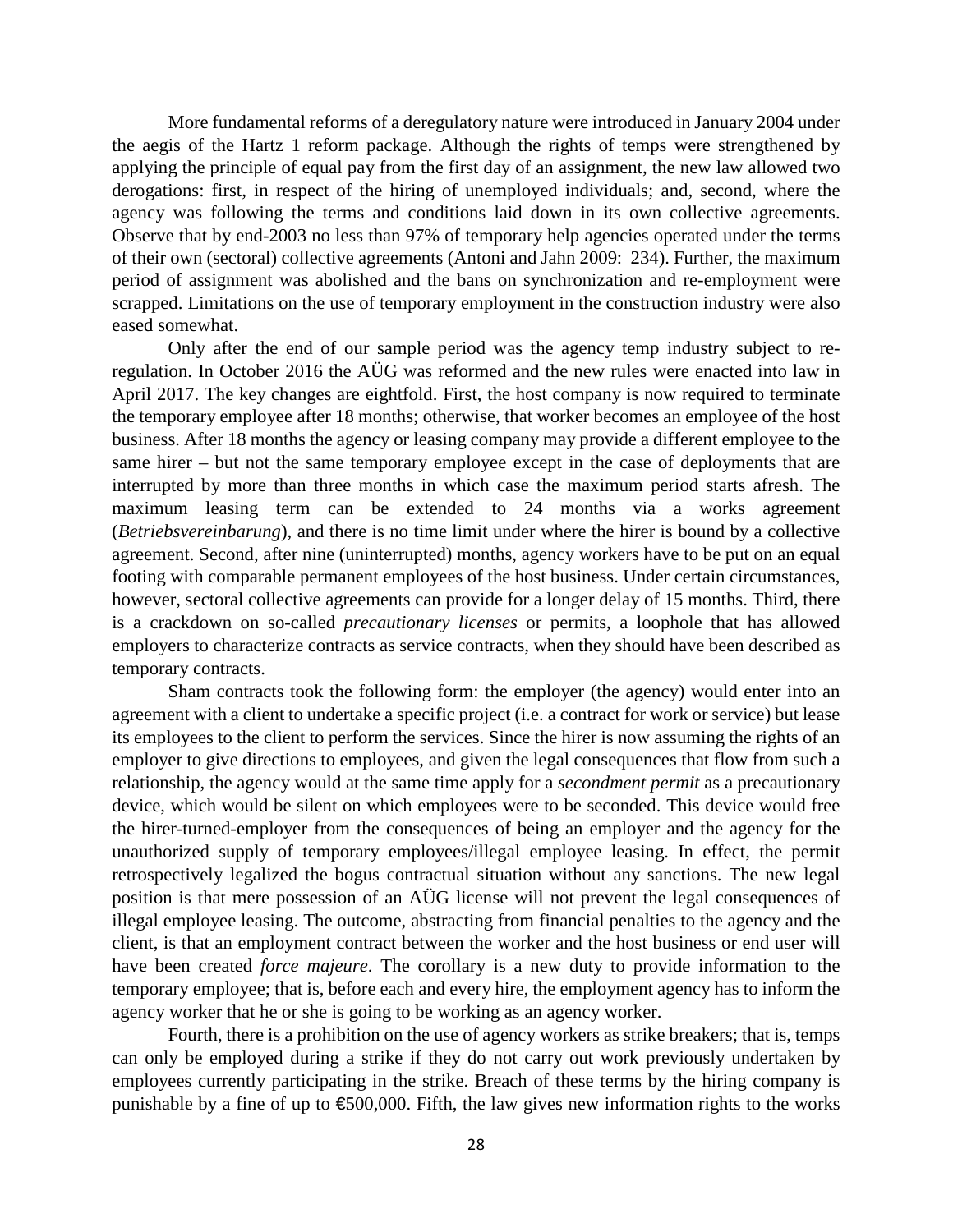More fundamental reforms of a deregulatory nature were introduced in January 2004 under the aegis of the Hartz 1 reform package. Although the rights of temps were strengthened by applying the principle of equal pay from the first day of an assignment, the new law allowed two derogations: first, in respect of the hiring of unemployed individuals; and, second, where the agency was following the terms and conditions laid down in its own collective agreements. Observe that by end-2003 no less than 97% of temporary help agencies operated under the terms of their own (sectoral) collective agreements (Antoni and Jahn 2009: 234). Further, the maximum period of assignment was abolished and the bans on synchronization and re-employment were scrapped. Limitations on the use of temporary employment in the construction industry were also eased somewhat.

Only after the end of our sample period was the agency temp industry subject to re-regulation. In October 2016 the AÜG was reformed and the new rules were enacted into law in April 2017. The key changes are eightfold. First, the host company is now required to terminate the temporary employee after 18 months; otherwise, that worker becomes an employee of the host business. After 18 months the agency or leasing company may provide a different employee to the same hirer – but not the same temporary employee except in the case of deployments that are interrupted by more than three months in which case the maximum period starts afresh. The maximum leasing term can be extended to 24 months via a works agreement (*Betriebsvereinbarung*), and there is no time limit under where the hirer is bound by a collective agreement. Second, after nine (uninterrupted) months, agency workers have to be put on an equal footing with comparable permanent employees of the host business. Under certain circumstances, however, sectoral collective agreements can provide for a longer delay of 15 months. Third, there is a crackdown on so-called *precautionary licenses* or permits, a loophole that has allowed employers to characterize contracts as service contracts, when they should have been described as temporary contracts.

Sham contracts took the following form: the employer (the agency) would enter into an agreement with a client to undertake a specific project (i.e. a contract for work or service) but lease its employees to the client to perform the services. Since the hirer is now assuming the rights of an employer to give directions to employees, and given the legal consequences that flow from such a relationship, the agency would at the same time apply for a *secondment permit* as a precautionary device, which would be silent on which employees were to be seconded. This device would free the hirer-turned-employer from the consequences of being an employer and the agency for the unauthorized supply of temporary employees/illegal employee leasing. In effect, the permit retrospectively legalized the bogus contractual situation without any sanctions. The new legal position is that mere possession of an AÜG license will not prevent the legal consequences of illegal employee leasing. The outcome, abstracting from financial penalties to the agency and the client, is that an employment contract between the worker and the host business or end user will have been created *force majeure*. The corollary is a new duty to provide information to the temporary employee; that is, before each and every hire, the employment agency has to inform the agency worker that he or she is going to be working as an agency worker.

Fourth, there is a prohibition on the use of agency workers as strike breakers; that is, temps can only be employed during a strike if they do not carry out work previously undertaken by employees currently participating in the strike. Breach of these terms by the hiring company is punishable by a fine of up to €500,000. Fifth, the law gives new information rights to the works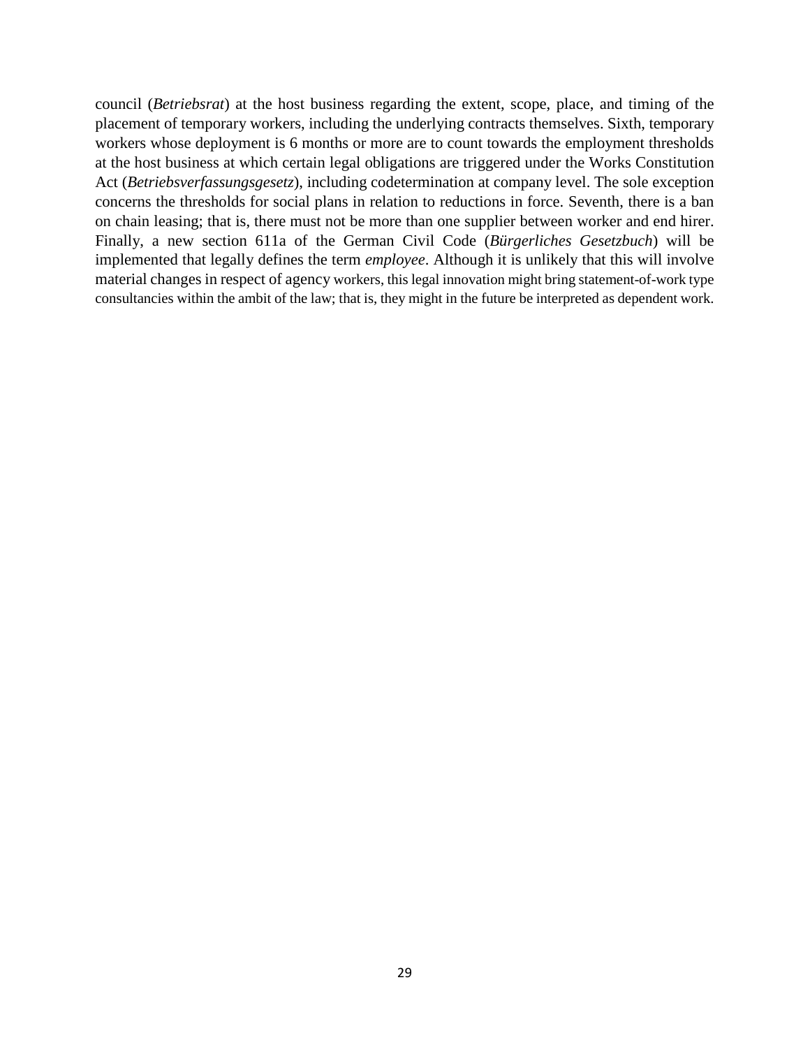council (*Betriebsrat*) at the host business regarding the extent, scope, place, and timing of the placement of temporary workers, including the underlying contracts themselves. Sixth, temporary workers whose deployment is 6 months or more are to count towards the employment thresholds at the host business at which certain legal obligations are triggered under the Works Constitution Act (*Betriebsverfassungsgesetz*), including codetermination at company level. The sole exception concerns the thresholds for social plans in relation to reductions in force. Seventh, there is a ban on chain leasing; that is, there must not be more than one supplier between worker and end hirer. Finally, a new section 611a of the German Civil Code (*Bürgerliches Gesetzbuch*) will be implemented that legally defines the term *employee*. Although it is unlikely that this will involve material changes in respect of agency workers, this legal innovation might bring statement-of-work type consultancies within the ambit of the law; that is, they might in the future be interpreted as dependent work.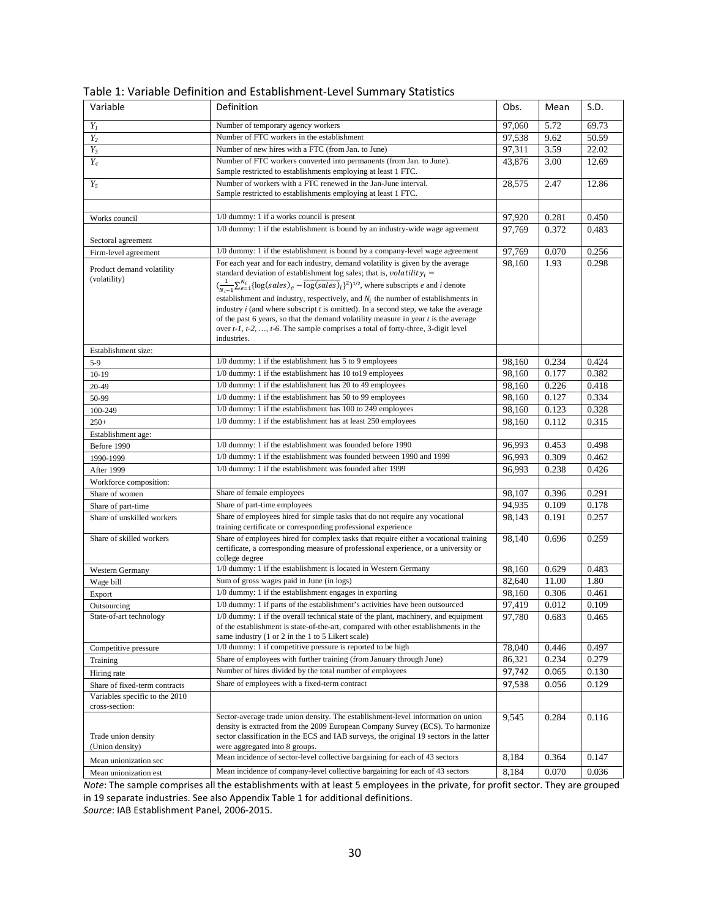Table 1: Variable Definition and Establishment-Level Summary Statistics

| Variable | Definition | Obs. | Mean | S.D. |
|---|---|---|---|---|
| $Y_1$ | Number of temporary agency workers | 97,060 | 5.72 | 69.73 |
| $Y_2$ | Number of FTC workers in the establishment | 97,538 | 9.62 | 50.59 |
| $Y_3$ | Number of new hires with a FTC (from Jan. to June) | 97,311 | 3.59 | 22.02 |
| $Y_4$ | Number of FTC workers converted into permanents (from Jan. to June). Sample restricted to establishments employing at least 1 FTC. | 43,876 | 3.00 | 12.69 |
| $Y_5$ | Number of workers with a FTC renewed in the Jan-June interval. Sample restricted to establishments employing at least 1 FTC. | 28,575 | 2.47 | 12.86 |
| | | | | |
| Works council | 1/0 dummy: 1 if a works council is present | 97,920 | 0.281 | 0.450 |
| Sectoral agreement | 1/0 dummy: 1 if the establishment is bound by an industry-wide wage agreement | 97,769 | 0.372 | 0.483 |
| Firm-level agreement | 1/0 dummy: 1 if the establishment is bound by a company-level wage agreement | 97,769 | 0.070 | 0.256 |
| Product demand volatility (volatility) | For each year and for each industry, demand volatility is given by the average standard deviation of establishment log sales; that is, $volatility_i = (\frac{1}{N_i-1}\sum_{e=1}^{N_i}\{\log(sales)_e - \overline{\log(sales)}_i\}^2)^{1/2}$, where subscripts *e* and *i* denote establishment and industry, respectively, and $N_i$ the number of establishments in industry *i* (and where subscript *t* is omitted). In a second step, we take the average of the past 6 years, so that the demand volatility measure in year *t* is the average over *t-1*, *t-2*, …, *t-6*. The sample comprises a total of forty-three, 3-digit level industries. | 98,160 | 1.93 | 0.298 |
| Establishment size: | | | | |
| 5-9 | 1/0 dummy: 1 if the establishment has 5 to 9 employees | 98,160 | 0.234 | 0.424 |
| 10-19 | 1/0 dummy: 1 if the establishment has 10 to19 employees | 98,160 | 0.177 | 0.382 |
| 20-49 | 1/0 dummy: 1 if the establishment has 20 to 49 employees | 98,160 | 0.226 | 0.418 |
| 50-99 | 1/0 dummy: 1 if the establishment has 50 to 99 employees | 98,160 | 0.127 | 0.334 |
| 100-249 | 1/0 dummy: 1 if the establishment has 100 to 249 employees | 98,160 | 0.123 | 0.328 |
| 250+ | 1/0 dummy: 1 if the establishment has at least 250 employees | 98,160 | 0.112 | 0.315 |
| Establishment age: | | | | |
| Before 1990 | 1/0 dummy: 1 if the establishment was founded before 1990 | 96,993 | 0.453 | 0.498 |
| 1990-1999 | 1/0 dummy: 1 if the establishment was founded between 1990 and 1999 | 96,993 | 0.309 | 0.462 |
| After 1999 | 1/0 dummy: 1 if the establishment was founded after 1999 | 96,993 | 0.238 | 0.426 |
| Workforce composition: | | | | |
| Share of women | Share of female employees | 98,107 | 0.396 | 0.291 |
| Share of part-time | Share of part-time employees | 94,935 | 0.109 | 0.178 |
| Share of unskilled workers | Share of employees hired for simple tasks that do not require any vocational training certificate or corresponding professional experience | 98,143 | 0.191 | 0.257 |
| Share of skilled workers | Share of employees hired for complex tasks that require either a vocational training certificate, a corresponding measure of professional experience, or a university or college degree | 98,140 | 0.696 | 0.259 |
| Western Germany | 1/0 dummy: 1 if the establishment is located in Western Germany | 98,160 | 0.629 | 0.483 |
| Wage bill | Sum of gross wages paid in June (in logs) | 82,640 | 11.00 | 1.80 |
| Export | 1/0 dummy: 1 if the establishment engages in exporting | 98,160 | 0.306 | 0.461 |
| Outsourcing | 1/0 dummy: 1 if parts of the establishment's activities have been outsourced | 97,419 | 0.012 | 0.109 |
| State-of-art technology | 1/0 dummy: 1 if the overall technical state of the plant, machinery, and equipment of the establishment is state-of-the-art, compared with other establishments in the same industry (1 or 2 in the 1 to 5 Likert scale) | 97,780 | 0.683 | 0.465 |
| Competitive pressure | 1/0 dummy: 1 if competitive pressure is reported to be high | 78,040 | 0.446 | 0.497 |
| Training | Share of employees with further training (from January through June) | 86,321 | 0.234 | 0.279 |
| Hiring rate | Number of hires divided by the total number of employees | 97,742 | 0.065 | 0.130 |
| Share of fixed-term contracts | Share of employees with a fixed-term contract | 97,538 | 0.056 | 0.129 |
| Variables specific to the 2010 cross-section: | | | | |
| Trade union density (Union density) | Sector-average trade union density. The establishment-level information on union density is extracted from the 2009 European Company Survey (ECS). To harmonize sector classification in the ECS and IAB surveys, the original 19 sectors in the latter were aggregated into 8 groups. | 9,545 | 0.284 | 0.116 |
| Mean unionization sec | Mean incidence of sector-level collective bargaining for each of 43 sectors | 8,184 | 0.364 | 0.147 |
| Mean unionization est | Mean incidence of company-level collective bargaining for each of 43 sectors | 8,184 | 0.070 | 0.036 |

*Note*: The sample comprises all the establishments with at least 5 employees in the private, for profit sector. They are grouped in 19 separate industries. See also Appendix Table 1 for additional definitions.
*Source*: IAB Establishment Panel, 2006-2015.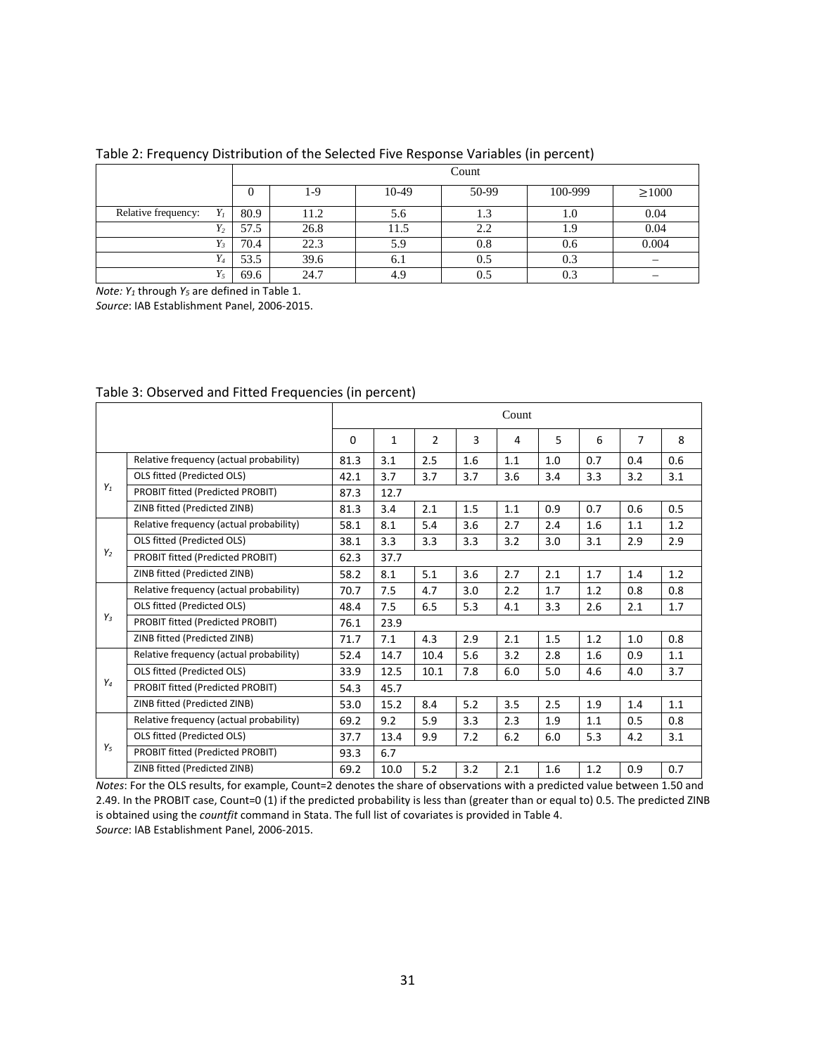Table 2: Frequency Distribution of the Selected Five Response Variables (in percent)

| | Count | | | | | |
|---|---|---|---|---|---|---|
| | 0 | 1-9 | 10-49 | 50-99 | 100-999 | ≥1000 |
| Relative frequency: $Y_1$ | 80.9 | 11.2 | 5.6 | 1.3 | 1.0 | 0.04 |
| $Y_2$ | 57.5 | 26.8 | 11.5 | 2.2 | 1.9 | 0.04 |
| $Y_3$ | 70.4 | 22.3 | 5.9 | 0.8 | 0.6 | 0.004 |
| $Y_4$ | 53.5 | 39.6 | 6.1 | 0.5 | 0.3 | – |
| $Y_5$ | 69.6 | 24.7 | 4.9 | 0.5 | 0.3 | – |

*Note: $Y_1$ through $Y_5$ are defined in Table 1.*
*Source*: IAB Establishment Panel, 2006-2015.

Table 3: Observed and Fitted Frequencies (in percent)

| | | Count | | | | | | | | |
|---|---|---|---|---|---|---|---|---|---|---|
| | | 0 | 1 | 2 | 3 | 4 | 5 | 6 | 7 | 8 |
| $Y_1$ | Relative frequency (actual probability) | 81.3 | 3.1 | 2.5 | 1.6 | 1.1 | 1.0 | 0.7 | 0.4 | 0.6 |
| | OLS fitted (Predicted OLS) | 42.1 | 3.7 | 3.7 | 3.7 | 3.6 | 3.4 | 3.3 | 3.2 | 3.1 |
| | PROBIT fitted (Predicted PROBIT) | 87.3 | 12.7 | | | | | | | |
| | ZINB fitted (Predicted ZINB) | 81.3 | 3.4 | 2.1 | 1.5 | 1.1 | 0.9 | 0.7 | 0.6 | 0.5 |
| $Y_2$ | Relative frequency (actual probability) | 58.1 | 8.1 | 5.4 | 3.6 | 2.7 | 2.4 | 1.6 | 1.1 | 1.2 |
| | OLS fitted (Predicted OLS) | 38.1 | 3.3 | 3.3 | 3.3 | 3.2 | 3.0 | 3.1 | 2.9 | 2.9 |
| | PROBIT fitted (Predicted PROBIT) | 62.3 | 37.7 | | | | | | | |
| | ZINB fitted (Predicted ZINB) | 58.2 | 8.1 | 5.1 | 3.6 | 2.7 | 2.1 | 1.7 | 1.4 | 1.2 |
| $Y_3$ | Relative frequency (actual probability) | 70.7 | 7.5 | 4.7 | 3.0 | 2.2 | 1.7 | 1.2 | 0.8 | 0.8 |
| | OLS fitted (Predicted OLS) | 48.4 | 7.5 | 6.5 | 5.3 | 4.1 | 3.3 | 2.6 | 2.1 | 1.7 |
| | PROBIT fitted (Predicted PROBIT) | 76.1 | 23.9 | | | | | | | |
| | ZINB fitted (Predicted ZINB) | 71.7 | 7.1 | 4.3 | 2.9 | 2.1 | 1.5 | 1.2 | 1.0 | 0.8 |
| $Y_4$ | Relative frequency (actual probability) | 52.4 | 14.7 | 10.4 | 5.6 | 3.2 | 2.8 | 1.6 | 0.9 | 1.1 |
| | OLS fitted (Predicted OLS) | 33.9 | 12.5 | 10.1 | 7.8 | 6.0 | 5.0 | 4.6 | 4.0 | 3.7 |
| | PROBIT fitted (Predicted PROBIT) | 54.3 | 45.7 | | | | | | | |
| | ZINB fitted (Predicted ZINB) | 53.0 | 15.2 | 8.4 | 5.2 | 3.5 | 2.5 | 1.9 | 1.4 | 1.1 |
| $Y_5$ | Relative frequency (actual probability) | 69.2 | 9.2 | 5.9 | 3.3 | 2.3 | 1.9 | 1.1 | 0.5 | 0.8 |
| | OLS fitted (Predicted OLS) | 37.7 | 13.4 | 9.9 | 7.2 | 6.2 | 6.0 | 5.3 | 4.2 | 3.1 |
| | PROBIT fitted (Predicted PROBIT) | 93.3 | 6.7 | | | | | | | |
| | ZINB fitted (Predicted ZINB) | 69.2 | 10.0 | 5.2 | 3.2 | 2.1 | 1.6 | 1.2 | 0.9 | 0.7 |

*Notes*: For the OLS results, for example, Count=2 denotes the share of observations with a predicted value between 1.50 and 2.49. In the PROBIT case, Count=0 (1) if the predicted probability is less than (greater than or equal to) 0.5. The predicted ZINB is obtained using the *countfit* command in Stata. The full list of covariates is provided in Table 4.
*Source*: IAB Establishment Panel, 2006-2015.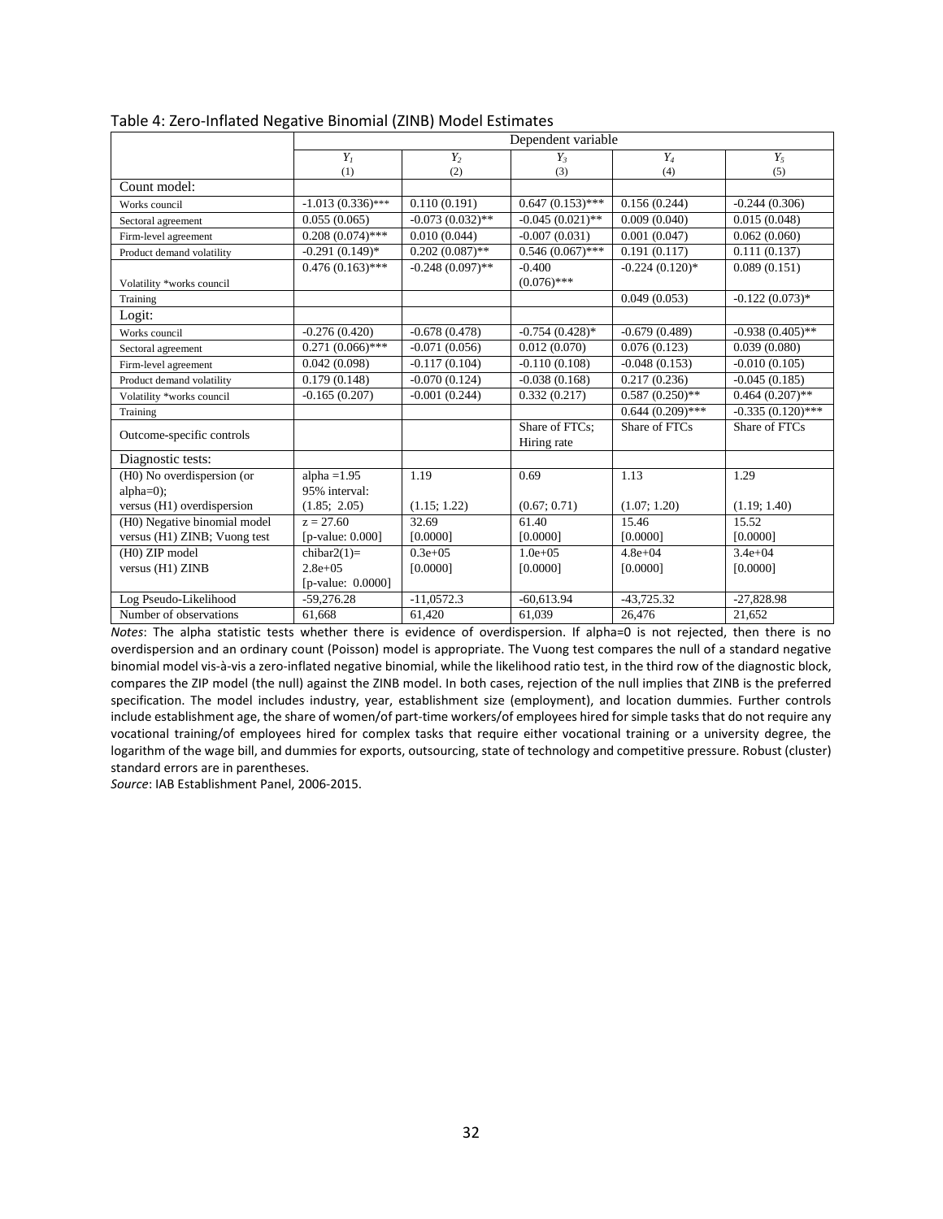Table 4: Zero-Inflated Negative Binomial (ZINB) Model Estimates

| | Dependent variable | | | | |
|---|---|---|---|---|---|
| | $Y_1$ | $Y_2$ | $Y_3$ | $Y_4$ | $Y_5$ |
| | (1) | (2) | (3) | (4) | (5) |
| Count model: | | | | | |
| Works council | -1.013 (0.336)*** | 0.110 (0.191) | 0.647 (0.153)*** | 0.156 (0.244) | -0.244 (0.306) |
| Sectoral agreement | 0.055 (0.065) | -0.073 (0.032)** | -0.045 (0.021)** | 0.009 (0.040) | 0.015 (0.048) |
| Firm-level agreement | 0.208 (0.074)*** | 0.010 (0.044) | -0.007 (0.031) | 0.001 (0.047) | 0.062 (0.060) |
| Product demand volatility | -0.291 (0.149)* | 0.202 (0.087)** | 0.546 (0.067)*** | 0.191 (0.117) | 0.111 (0.137) |
| Volatility *works council | 0.476 (0.163)*** | -0.248 (0.097)** | -0.400 (0.076)*** | -0.224 (0.120)* | 0.089 (0.151) |
| Training | | | | 0.049 (0.053) | -0.122 (0.073)* |
| Logit: | | | | | |
| Works council | -0.276 (0.420) | -0.678 (0.478) | -0.754 (0.428)* | -0.679 (0.489) | -0.938 (0.405)** |
| Sectoral agreement | 0.271 (0.066)*** | -0.071 (0.056) | 0.012 (0.070) | 0.076 (0.123) | 0.039 (0.080) |
| Firm-level agreement | 0.042 (0.098) | -0.117 (0.104) | -0.110 (0.108) | -0.048 (0.153) | -0.010 (0.105) |
| Product demand volatility | 0.179 (0.148) | -0.070 (0.124) | -0.038 (0.168) | 0.217 (0.236) | -0.045 (0.185) |
| Volatility *works council | -0.165 (0.207) | -0.001 (0.244) | 0.332 (0.217) | 0.587 (0.250)** | 0.464 (0.207)** |
| Training | | | | 0.644 (0.209)*** | -0.335 (0.120)*** |
| Outcome-specific controls | | | Share of FTCs; Hiring rate | Share of FTCs | Share of FTCs |
| Diagnostic tests: | | | | | |
| (H0) No overdispersion (or alpha=0); versus (H1) overdispersion | alpha =1.95 95% interval: (1.85; 2.05) | 1.19 (1.15; 1.22) | 0.69 (0.67; 0.71) | 1.13 (1.07; 1.20) | 1.29 (1.19; 1.40) |
| (H0) Negative binomial model versus (H1) ZINB; Vuong test | z = 27.60 [p-value: 0.000] | 32.69 [0.0000] | 61.40 [0.0000] | 15.46 [0.0000] | 15.52 [0.0000] |
| (H0) ZIP model versus (H1) ZINB | chibar2(1)= 2.8e+05 [p-value: 0.0000] | 0.3e+05 [0.0000] | 1.0e+05 [0.0000] | 4.8e+04 [0.0000] | 3.4e+04 [0.0000] |
| Log Pseudo-Likelihood | -59,276.28 | -11,0572.3 | -60,613.94 | -43,725.32 | -27,828.98 |
| Number of observations | 61,668 | 61,420 | 61,039 | 26,476 | 21,652 |

*Notes*: The alpha statistic tests whether there is evidence of overdispersion. If alpha=0 is not rejected, then there is no overdispersion and an ordinary count (Poisson) model is appropriate. The Vuong test compares the null of a standard negative binomial model vis-à-vis a zero-inflated negative binomial, while the likelihood ratio test, in the third row of the diagnostic block, compares the ZIP model (the null) against the ZINB model. In both cases, rejection of the null implies that ZINB is the preferred specification. The model includes industry, year, establishment size (employment), and location dummies. Further controls include establishment age, the share of women/of part-time workers/of employees hired for simple tasks that do not require any vocational training/of employees hired for complex tasks that require either vocational training or a university degree, the logarithm of the wage bill, and dummies for exports, outsourcing, state of technology and competitive pressure. Robust (cluster) standard errors are in parentheses.

*Source*: IAB Establishment Panel, 2006-2015.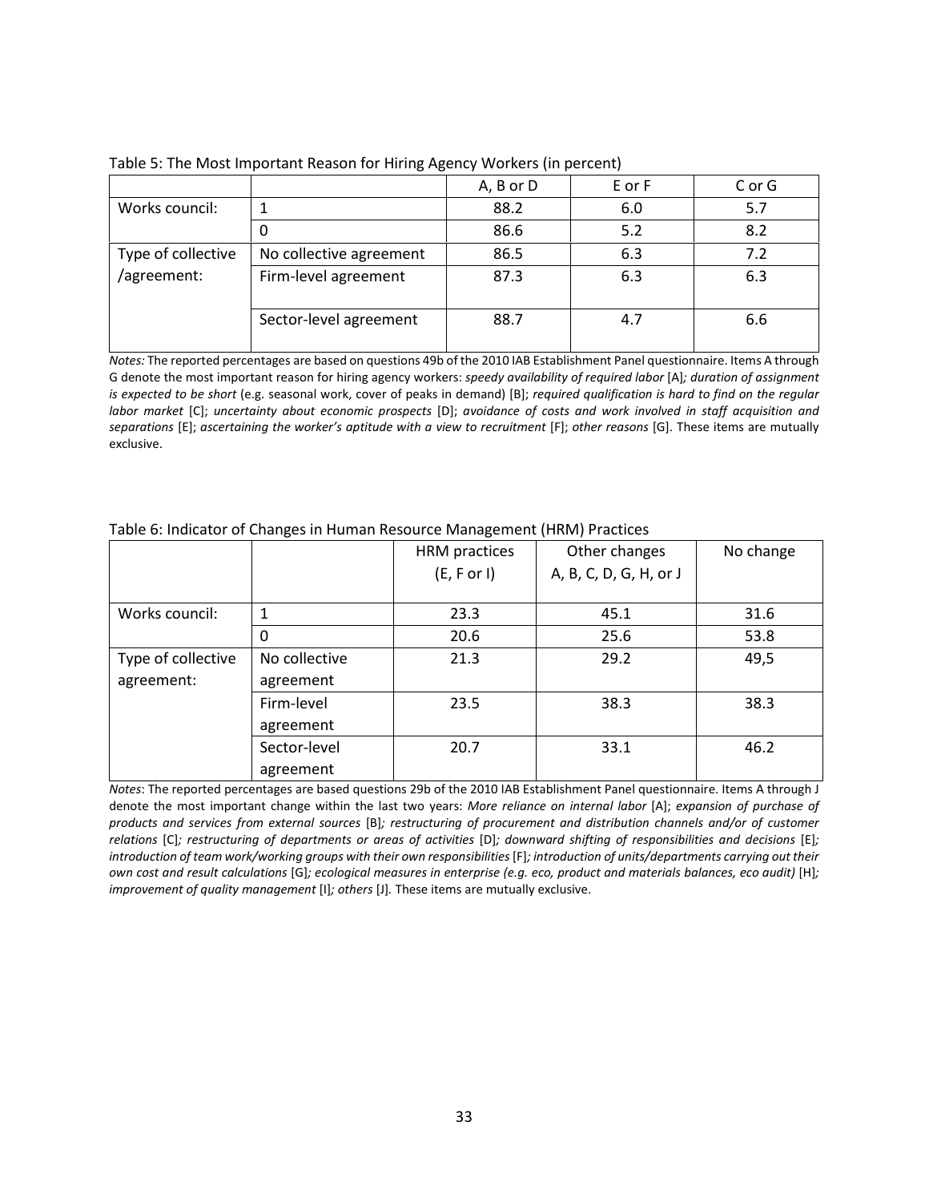Table 5: The Most Important Reason for Hiring Agency Workers (in percent)

| | | A, B or D | E or F | C or G |
|---|---|---|---|---|
| Works council: | 1 | 88.2 | 6.0 | 5.7 |
| | 0 | 86.6 | 5.2 | 8.2 |
| Type of collective /agreement: | No collective agreement | 86.5 | 6.3 | 7.2 |
| | Firm-level agreement | 87.3 | 6.3 | 6.3 |
| | Sector-level agreement | 88.7 | 4.7 | 6.6 |

*Notes:* The reported percentages are based on questions 49b of the 2010 IAB Establishment Panel questionnaire. Items A through G denote the most important reason for hiring agency workers: *speedy availability of required labor* [A]*; duration of assignment is expected to be short* (e.g. seasonal work, cover of peaks in demand) [B]; *required qualification is hard to find on the regular labor market* [C]; *uncertainty about economic prospects* [D]; *avoidance of costs and work involved in staff acquisition and separations* [E]; *ascertaining the worker's aptitude with a view to recruitment* [F]; *other reasons* [G]. These items are mutually exclusive.

Table 6: Indicator of Changes in Human Resource Management (HRM) Practices

| | | HRM practices (E, F or I) | Other changes A, B, C, D, G, H, or J | No change |
|---|---|---|---|---|
| Works council: | 1 | 23.3 | 45.1 | 31.6 |
| | 0 | 20.6 | 25.6 | 53.8 |
| Type of collective agreement: | No collective agreement | 21.3 | 29.2 | 49,5 |
| | Firm-level agreement | 23.5 | 38.3 | 38.3 |
| | Sector-level agreement | 20.7 | 33.1 | 46.2 |

*Notes*: The reported percentages are based questions 29b of the 2010 IAB Establishment Panel questionnaire. Items A through J denote the most important change within the last two years: *More reliance on internal labor* [A]; *expansion of purchase of products and services from external sources* [B]*; restructuring of procurement and distribution channels and/or of customer relations* [C]*; restructuring of departments or areas of activities* [D]*; downward shifting of responsibilities and decisions* [E]*; introduction of team work/working groups with their own responsibilities* [F]*; introduction of units/departments carrying out their own cost and result calculations* [G]*; ecological measures in enterprise (e.g. eco, product and materials balances, eco audit)* [H]*; improvement of quality management* [I]*; others* [J]. These items are mutually exclusive.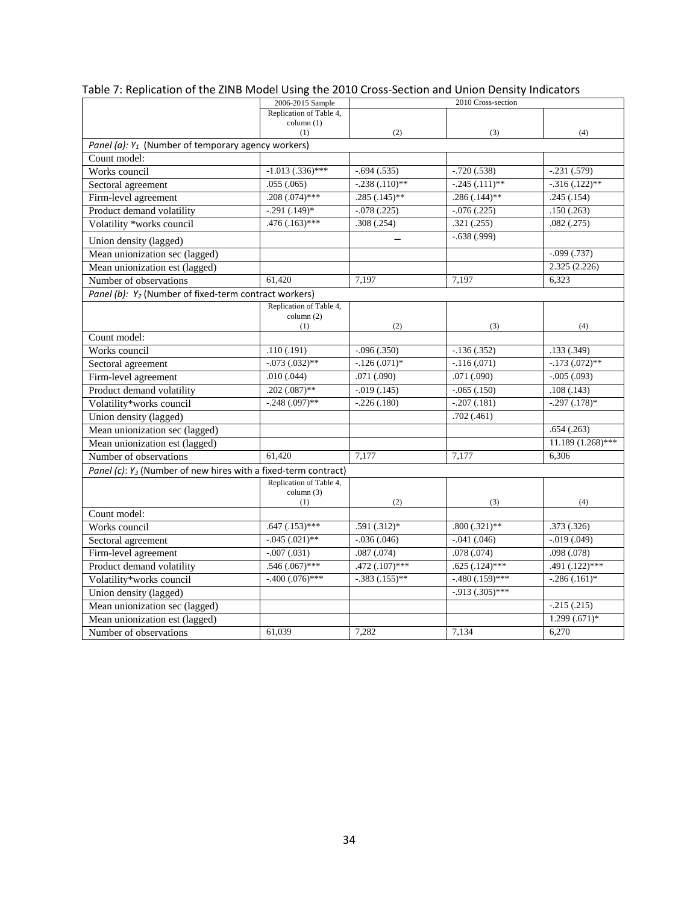Table 7: Replication of the ZINB Model Using the 2010 Cross-Section and Union Density Indicators

| | 2006-2015 Sample | 2010 Cross-section | | |
|---|---|---|---|---|
| | Replication of Table 4, column (1) (1) | (2) | (3) | (4) |
| *Panel (a): $Y_1$ (Number of temporary agency workers)* | | | | |
| Count model: | | | | |
| Works council | -1.013 (.336)*** | -.694 (.535) | -.720 (.538) | -.231 (.579) |
| Sectoral agreement | .055 (.065) | -.238 (.110)** | -.245 (.111)** | -.316 (.122)** |
| Firm-level agreement | .208 (.074)*** | .285 (.145)** | .286 (.144)** | .245 (.154) |
| Product demand volatility | -.291 (.149)* | -.078 (.225) | -.076 (.225) | .150 (.263) |
| Volatility *works council | .476 (.163)*** | .308 (.254) | .321 (.255) | .082 (.275) |
| Union density (lagged) | | – | -.638 (.999) | |
| Mean unionization sec (lagged) | | | | -.099 (.737) |
| Mean unionization est (lagged) | | | | 2.325 (2.226) |
| Number of observations | 61,420 | 7,197 | 7,197 | 6,323 |
| *Panel (b): $Y_2$ (Number of fixed-term contract workers)* | | | | |
| | Replication of Table 4, column (2) (1) | (2) | (3) | (4) |
| Count model: | | | | |
| Works council | .110 (.191) | -.096 (.350) | -.136 (.352) | .133 (.349) |
| Sectoral agreement | -.073 (.032)** | -.126 (.071)* | -.116 (.071) | -.173 (.072)** |
| Firm-level agreement | .010 (.044) | .071 (.090) | .071 (.090) | -.005 (.093) |
| Product demand volatility | .202 (.087)** | -.019 (.145) | -.065 (.150) | .108 (.143) |
| Volatility*works council | -.248 (.097)** | -.226 (.180) | -.207 (.181) | -.297 (.178)* |
| Union density (lagged) | | | .702 (.461) | |
| Mean unionization sec (lagged) | | | | .654 (.263) |
| Mean unionization est (lagged) | | | | 11.189 (1.268)*** |
| Number of observations | 61,420 | 7,177 | 7,177 | 6,306 |
| *Panel (c): $Y_3$ (Number of new hires with a fixed-term contract)* | | | | |
| | Replication of Table 4, column (3) (1) | (2) | (3) | (4) |
| Count model: | | | | |
| Works council | .647 (.153)*** | .591 (.312)* | .800 (.321)** | .373 (.326) |
| Sectoral agreement | -.045 (.021)** | -.036 (.046) | -.041 (.046) | -.019 (.049) |
| Firm-level agreement | -.007 (.031) | .087 (.074) | .078 (.074) | .098 (.078) |
| Product demand volatility | .546 (.067)*** | .472 (.107)*** | .625 (.124)*** | .491 (.122)*** |
| Volatility*works council | -.400 (.076)*** | -.383 (.155)** | -.480 (.159)*** | -.286 (.161)* |
| Union density (lagged) | | | -.913 (.305)*** | |
| Mean unionization sec (lagged) | | | | -.215 (.215) |
| Mean unionization est (lagged) | | | | 1.299 (.671)* |
| Number of observations | 61,039 | 7,282 | 7,134 | 6,270 |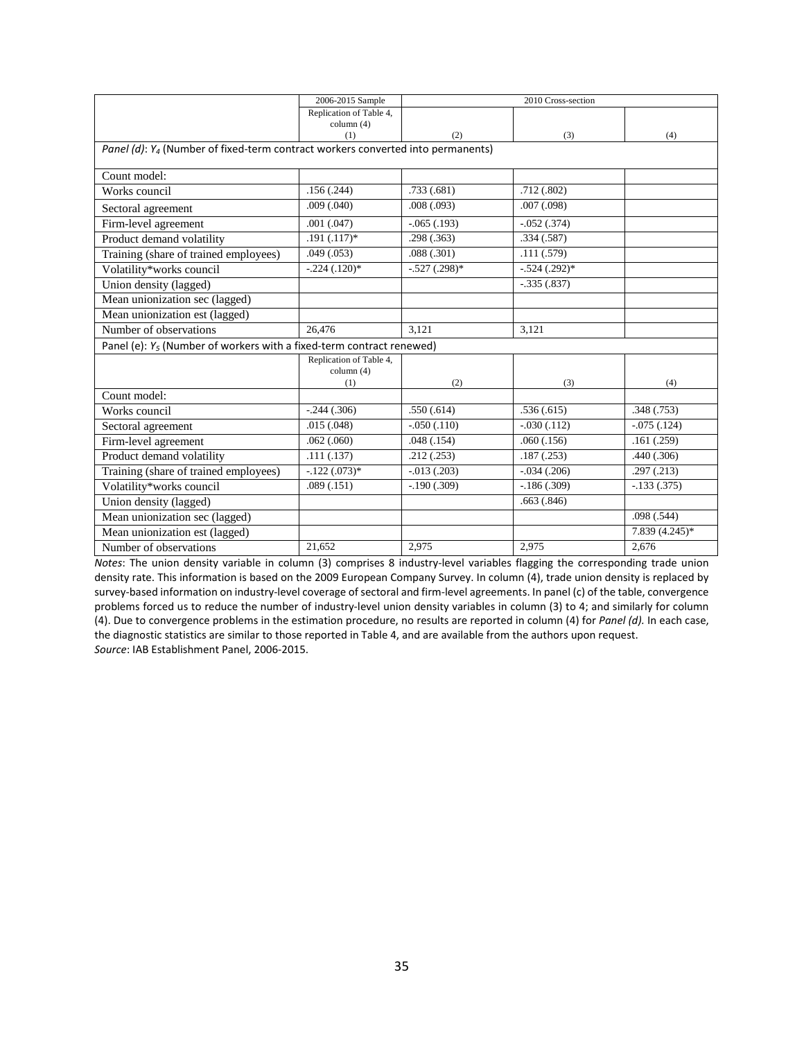| | 2006-2015 Sample | 2010 Cross-section | | |
|---|---|---|---|---|
| | Replication of Table 4, column (4)<br>(1) | (2) | (3) | (4) |
| *Panel (d)*: $Y_4$ (Number of fixed-term contract workers converted into permanents) | | | | |
| Count model: | | | | |
| Works council | .156 (.244) | .733 (.681) | .712 (.802) | |
| Sectoral agreement | .009 (.040) | .008 (.093) | .007 (.098) | |
| Firm-level agreement | .001 (.047) | -.065 (.193) | -.052 (.374) | |
| Product demand volatility | .191 (.117)* | .298 (.363) | .334 (.587) | |
| Training (share of trained employees) | .049 (.053) | .088 (.301) | .111 (.579) | |
| Volatility*works council | -.224 (.120)* | -.527 (.298)* | -.524 (.292)* | |
| Union density (lagged) | | | -.335 (.837) | |
| Mean unionization sec (lagged) | | | | |
| Mean unionization est (lagged) | | | | |
| Number of observations | 26,476 | 3,121 | 3,121 | |
| Panel (e): $Y_5$ (Number of workers with a fixed-term contract renewed) | | | | |
| | Replication of Table 4, column (4)<br>(1) | (2) | (3) | (4) |
| Count model: | | | | |
| Works council | -.244 (.306) | .550 (.614) | .536 (.615) | .348 (.753) |
| Sectoral agreement | .015 (.048) | -.050 (.110) | -.030 (.112) | -.075 (.124) |
| Firm-level agreement | .062 (.060) | .048 (.154) | .060 (.156) | .161 (.259) |
| Product demand volatility | .111 (.137) | .212 (.253) | .187 (.253) | .440 (.306) |
| Training (share of trained employees) | -.122 (.073)* | -.013 (.203) | -.034 (.206) | .297 (.213) |
| Volatility*works council | .089 (.151) | -.190 (.309) | -.186 (.309) | -.133 (.375) |
| Union density (lagged) | | | .663 (.846) | |
| Mean unionization sec (lagged) | | | | .098 (.544) |
| Mean unionization est (lagged) | | | | 7.839 (4.245)* |
| Number of observations | 21,652 | 2,975 | 2,975 | 2,676 |

*Notes*: The union density variable in column (3) comprises 8 industry-level variables flagging the corresponding trade union density rate. This information is based on the 2009 European Company Survey. In column (4), trade union density is replaced by survey-based information on industry-level coverage of sectoral and firm-level agreements. In panel (c) of the table, convergence problems forced us to reduce the number of industry-level union density variables in column (3) to 4; and similarly for column (4). Due to convergence problems in the estimation procedure, no results are reported in column (4) for *Panel (d).* In each case, the diagnostic statistics are similar to those reported in Table 4, and are available from the authors upon request.
*Source*: IAB Establishment Panel, 2006-2015.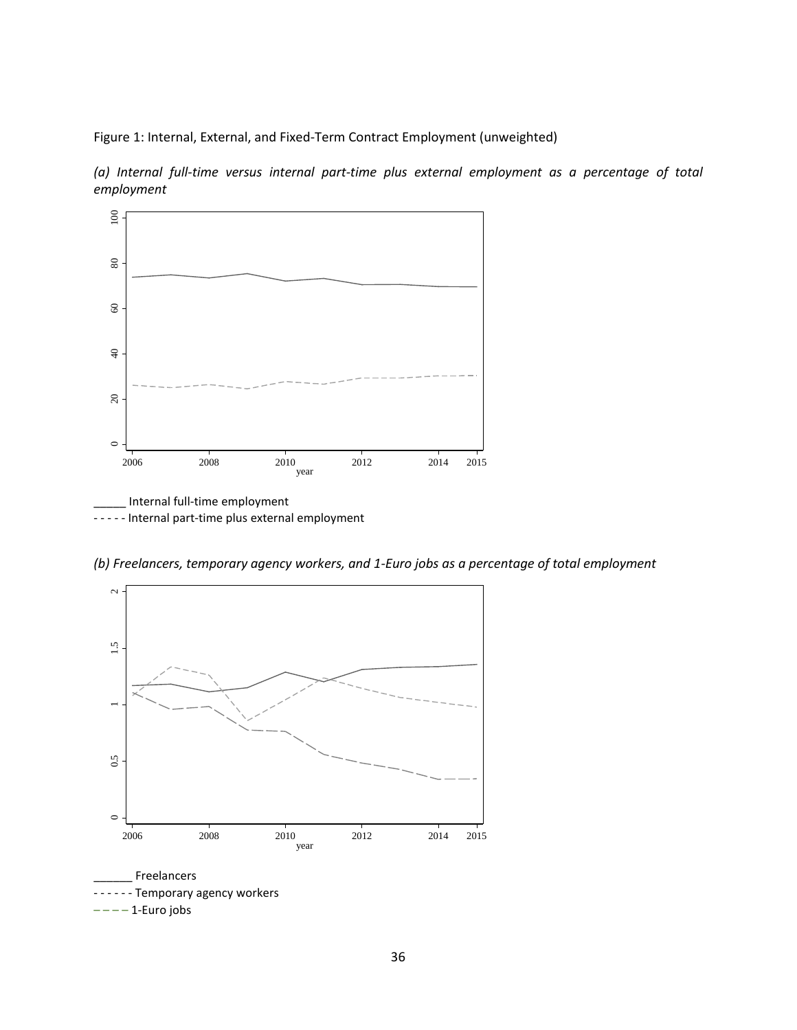Figure 1: Internal, External, and Fixed-Term Contract Employment (unweighted)

*(a) Internal full-time versus internal part-time plus external employment as a percentage of total employment*

_____ Internal full-time employment

- - - - - Internal part-time plus external employment

*(b) Freelancers, temporary agency workers, and 1-Euro jobs as a percentage of total employment*

______ Freelancers

- - - - - - Temporary agency workers

— — — 1-Euro jobs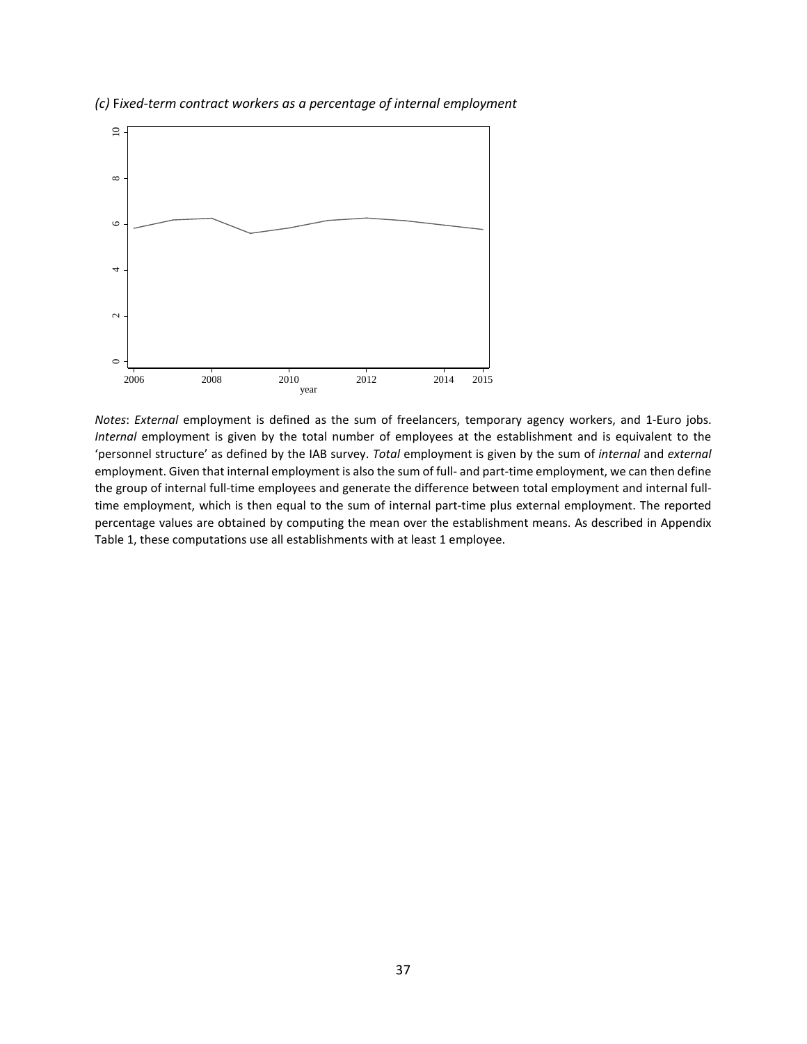*(c)* F*ixed-term contract workers as a percentage of internal employment*

*Notes*: *External* employment is defined as the sum of freelancers, temporary agency workers, and 1-Euro jobs. *Internal* employment is given by the total number of employees at the establishment and is equivalent to the 'personnel structure' as defined by the IAB survey. *Total* employment is given by the sum of *internal* and *external* employment. Given that internal employment is also the sum of full- and part-time employment, we can then define the group of internal full-time employees and generate the difference between total employment and internal full-time employment, which is then equal to the sum of internal part-time plus external employment. The reported percentage values are obtained by computing the mean over the establishment means. As described in Appendix Table 1, these computations use all establishments with at least 1 employee.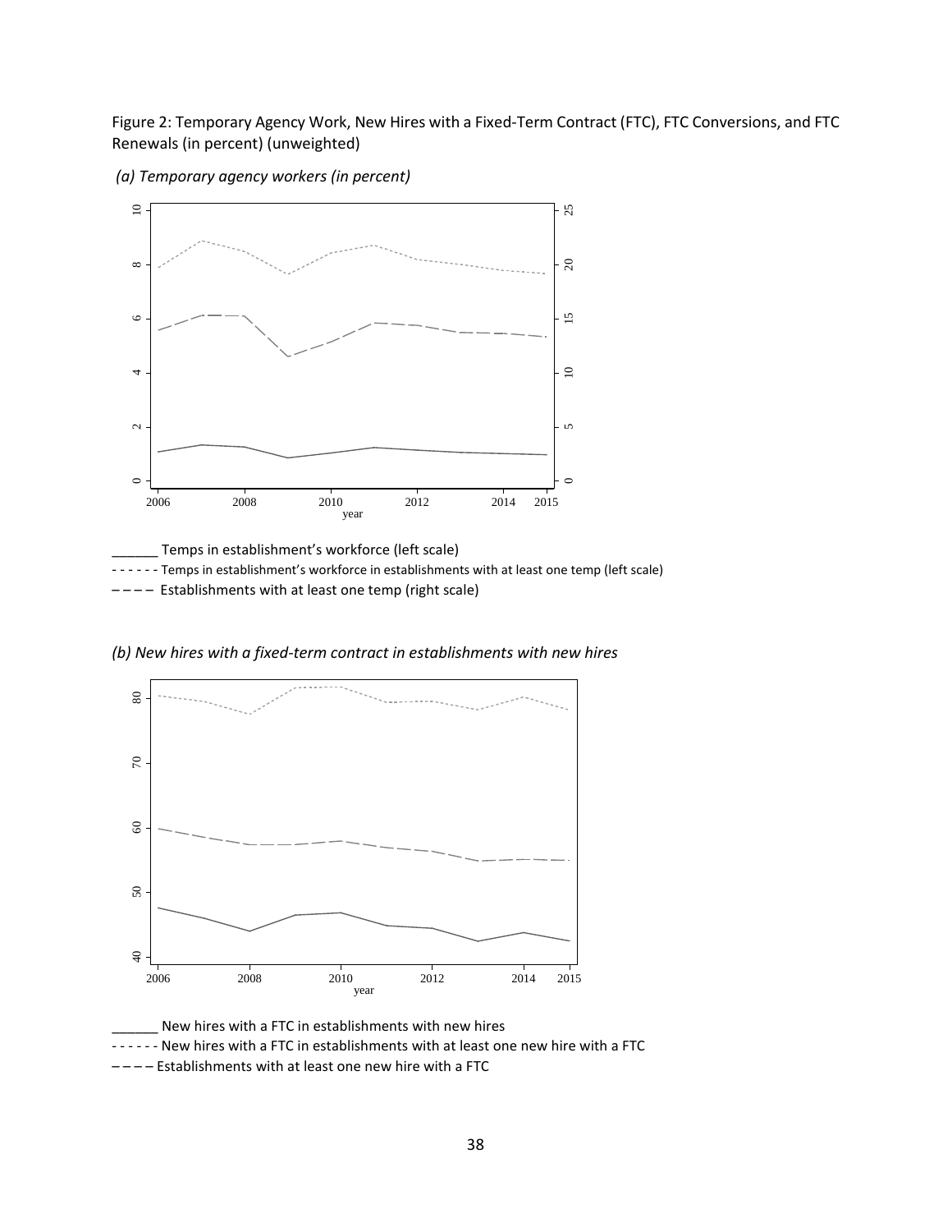Figure 2: Temporary Agency Work, New Hires with a Fixed-Term Contract (FTC), FTC Conversions, and FTC Renewals (in percent) (unweighted)

*(a) Temporary agency workers (in percent)*

______ Temps in establishment's workforce (left scale)

- - - - - - Temps in establishment's workforce in establishments with at least one temp (left scale)

– – – – Establishments with at least one temp (right scale)

*(b) New hires with a fixed-term contract in establishments with new hires*

______ New hires with a FTC in establishments with new hires

- - - - - - New hires with a FTC in establishments with at least one new hire with a FTC

– – – – Establishments with at least one new hire with a FTC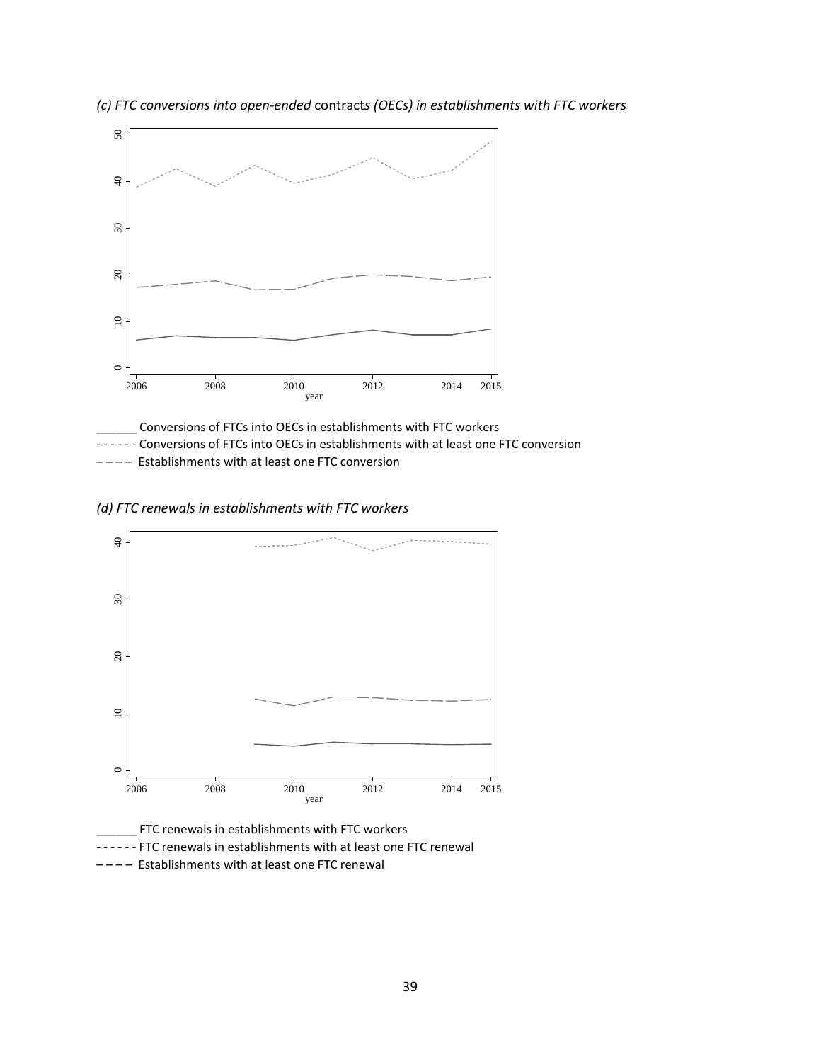*(c) FTC conversions into open-ended* contracts *(OECs) in establishments with FTC workers*

______ Conversions of FTCs into OECs in establishments with FTC workers

- - - - - - Conversions of FTCs into OECs in establishments with at least one FTC conversion

– – – – Establishments with at least one FTC conversion

*(d) FTC renewals in establishments with FTC workers*

______ FTC renewals in establishments with FTC workers

- - - - - - FTC renewals in establishments with at least one FTC renewal

– – – – Establishments with at least one FTC renewal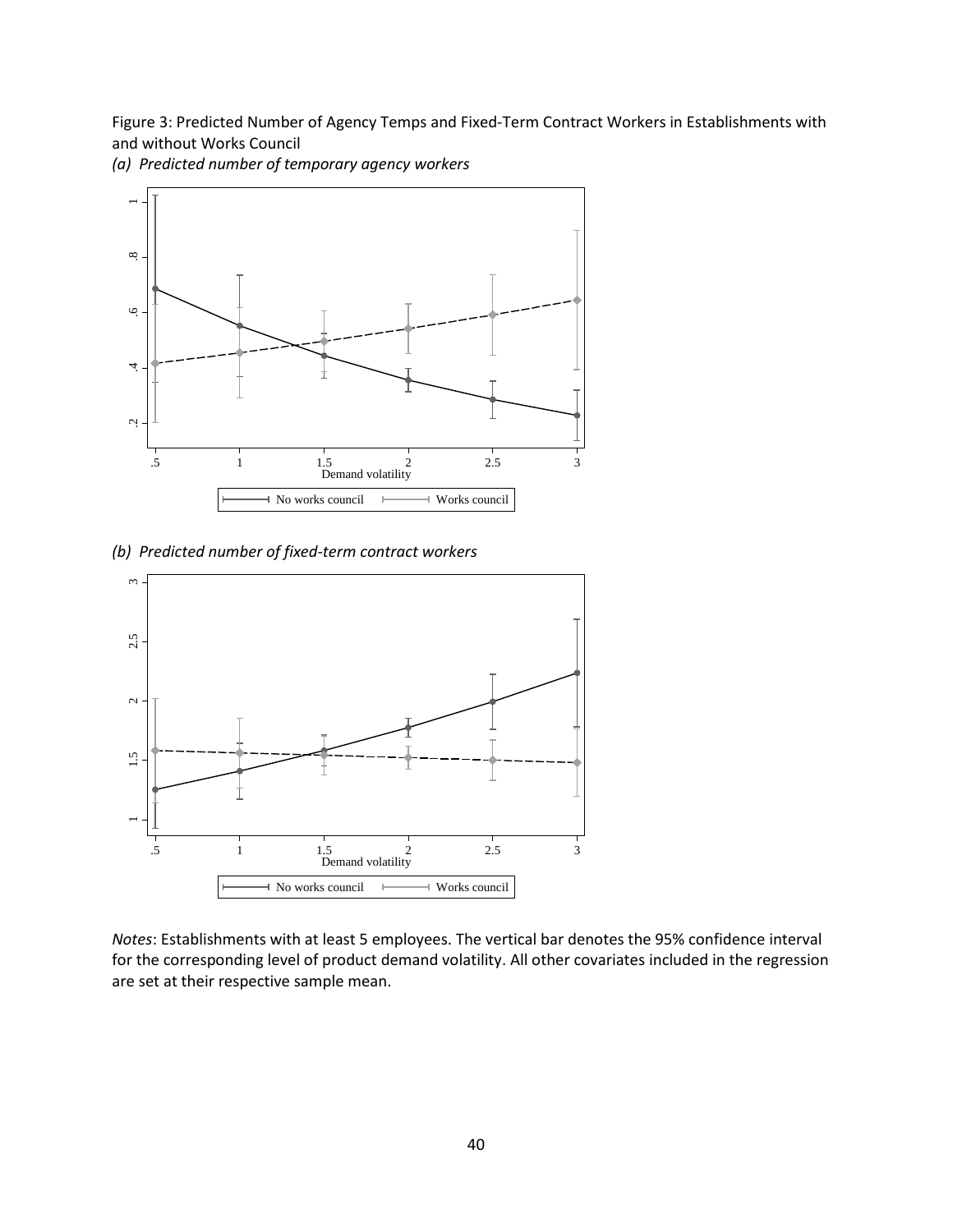Figure 3: Predicted Number of Agency Temps and Fixed-Term Contract Workers in Establishments with and without Works Council

*(a) Predicted number of temporary agency workers*

*(b) Predicted number of fixed-term contract workers*

*Notes*: Establishments with at least 5 employees. The vertical bar denotes the 95% confidence interval for the corresponding level of product demand volatility. All other covariates included in the regression are set at their respective sample mean.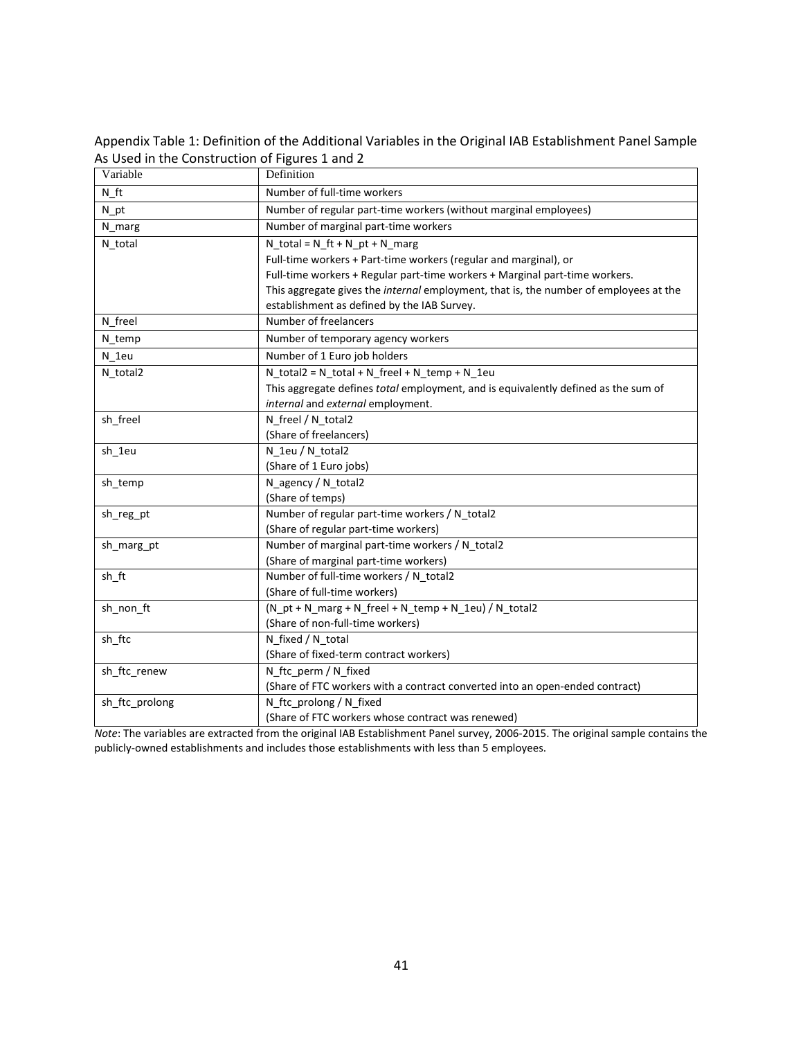Appendix Table 1: Definition of the Additional Variables in the Original IAB Establishment Panel Sample As Used in the Construction of Figures 1 and 2

| Variable | Definition |
|---|---|
| N_ft | Number of full-time workers |
| N_pt | Number of regular part-time workers (without marginal employees) |
| N_marg | Number of marginal part-time workers |
| N_total | N_total = N_ft + N_pt + N_marg<br>Full-time workers + Part-time workers (regular and marginal), or<br>Full-time workers + Regular part-time workers + Marginal part-time workers.<br>This aggregate gives the *internal* employment, that is, the number of employees at the establishment as defined by the IAB Survey. |
| N_freel | Number of freelancers |
| N_temp | Number of temporary agency workers |
| N_1eu | Number of 1 Euro job holders |
| N_total2 | N_total2 = N_total + N_freel + N_temp + N_1eu<br>This aggregate defines *total* employment, and is equivalently defined as the sum of *internal* and *external* employment. |
| sh_freel | N_freel / N_total2<br>(Share of freelancers) |
| sh_1eu | N_1eu / N_total2<br>(Share of 1 Euro jobs) |
| sh_temp | N_agency / N_total2<br>(Share of temps) |
| sh_reg_pt | Number of regular part-time workers / N_total2<br>(Share of regular part-time workers) |
| sh_marg_pt | Number of marginal part-time workers / N_total2<br>(Share of marginal part-time workers) |
| sh_ft | Number of full-time workers / N_total2<br>(Share of full-time workers) |
| sh_non_ft | (N_pt + N_marg + N_freel + N_temp + N_1eu) / N_total2<br>(Share of non-full-time workers) |
| sh_ftc | N_fixed / N_total<br>(Share of fixed-term contract workers) |
| sh_ftc_renew | N_ftc_perm / N_fixed<br>(Share of FTC workers with a contract converted into an open-ended contract) |
| sh_ftc_prolong | N_ftc_prolong / N_fixed<br>(Share of FTC workers whose contract was renewed) |

*Note*: The variables are extracted from the original IAB Establishment Panel survey, 2006-2015. The original sample contains the publicly-owned establishments and includes those establishments with less than 5 employees.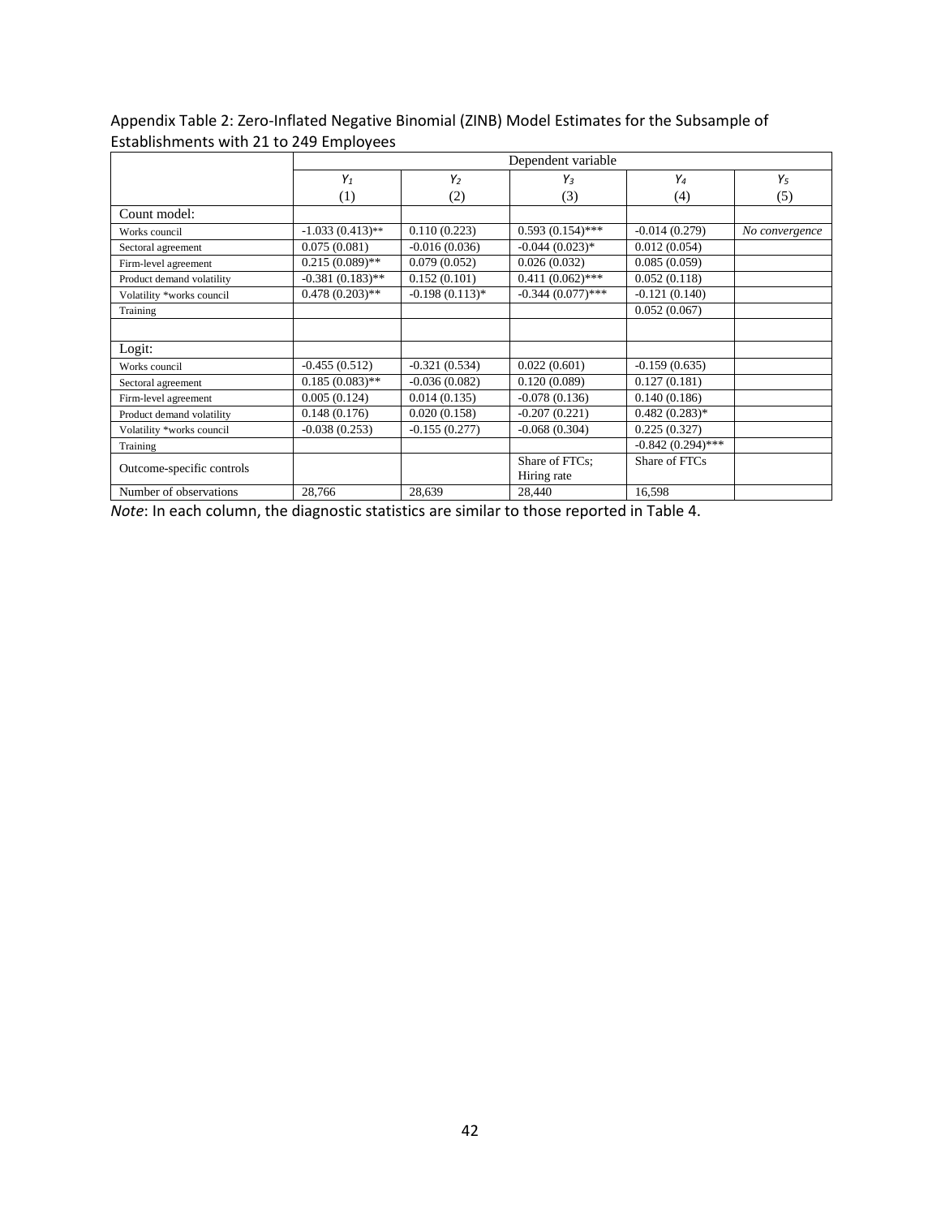Appendix Table 2: Zero-Inflated Negative Binomial (ZINB) Model Estimates for the Subsample of Establishments with 21 to 249 Employees

| | Dependent variable | | | | |
|---|---|---|---|---|---|
| | $Y_1$ | $Y_2$ | $Y_3$ | $Y_4$ | $Y_5$ |
| | (1) | (2) | (3) | (4) | (5) |
| Count model: | | | | | |
| Works council | -1.033 (0.413)** | 0.110 (0.223) | 0.593 (0.154)*** | -0.014 (0.279) | *No convergence* |
| Sectoral agreement | 0.075 (0.081) | -0.016 (0.036) | -0.044 (0.023)* | 0.012 (0.054) | |
| Firm-level agreement | 0.215 (0.089)** | 0.079 (0.052) | 0.026 (0.032) | 0.085 (0.059) | |
| Product demand volatility | -0.381 (0.183)** | 0.152 (0.101) | 0.411 (0.062)*** | 0.052 (0.118) | |
| Volatility *works council | 0.478 (0.203)** | -0.198 (0.113)* | -0.344 (0.077)*** | -0.121 (0.140) | |
| Training | | | | 0.052 (0.067) | |
| | | | | | |
| Logit: | | | | | |
| Works council | -0.455 (0.512) | -0.321 (0.534) | 0.022 (0.601) | -0.159 (0.635) | |
| Sectoral agreement | 0.185 (0.083)** | -0.036 (0.082) | 0.120 (0.089) | 0.127 (0.181) | |
| Firm-level agreement | 0.005 (0.124) | 0.014 (0.135) | -0.078 (0.136) | 0.140 (0.186) | |
| Product demand volatility | 0.148 (0.176) | 0.020 (0.158) | -0.207 (0.221) | 0.482 (0.283)* | |
| Volatility *works council | -0.038 (0.253) | -0.155 (0.277) | -0.068 (0.304) | 0.225 (0.327) | |
| Training | | | | -0.842 (0.294)*** | |
| Outcome-specific controls | | | Share of FTCs; Hiring rate | Share of FTCs | |
| Number of observations | 28,766 | 28,639 | 28,440 | 16,598 | |

*Note*: In each column, the diagnostic statistics are similar to those reported in Table 4.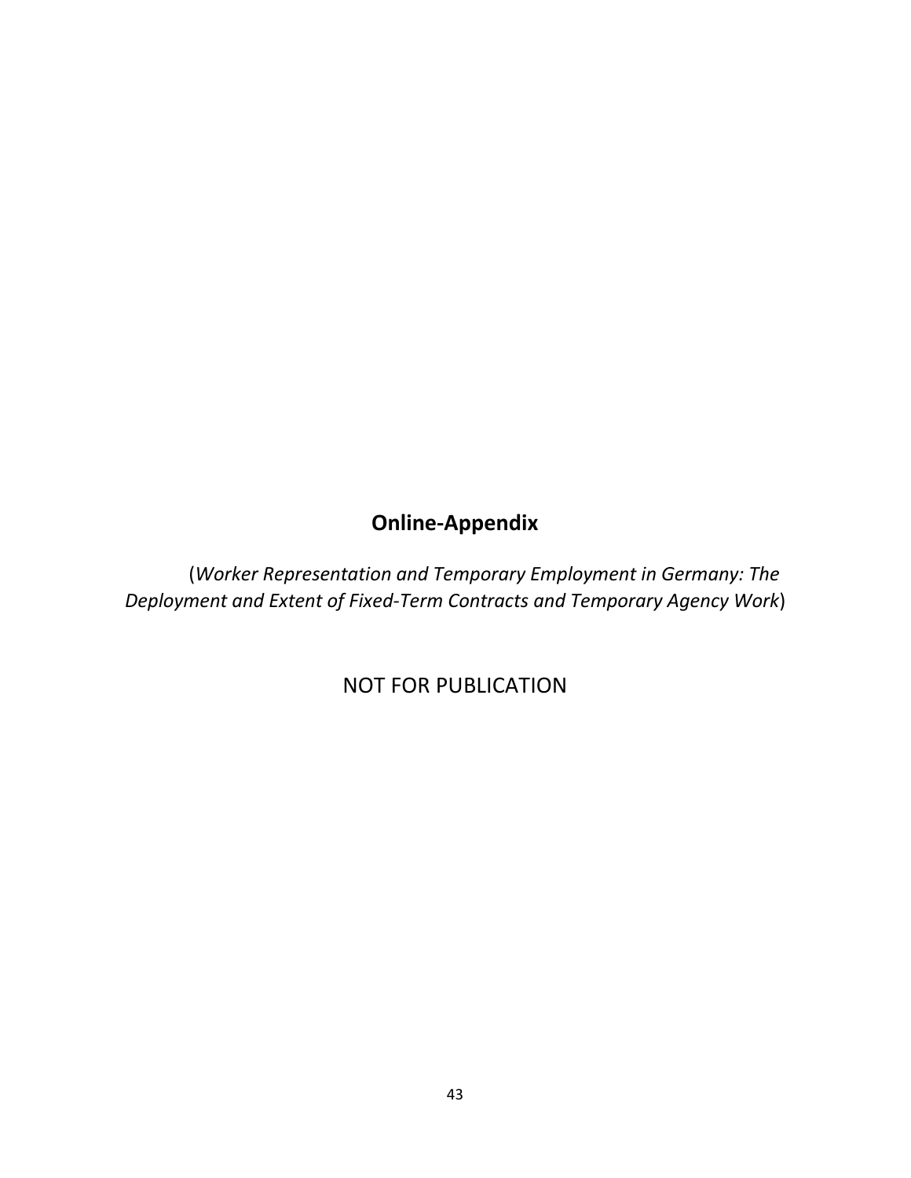# Online-Appendix

(*Worker Representation and Temporary Employment in Germany: The Deployment and Extent of Fixed-Term Contracts and Temporary Agency Work*)

NOT FOR PUBLICATION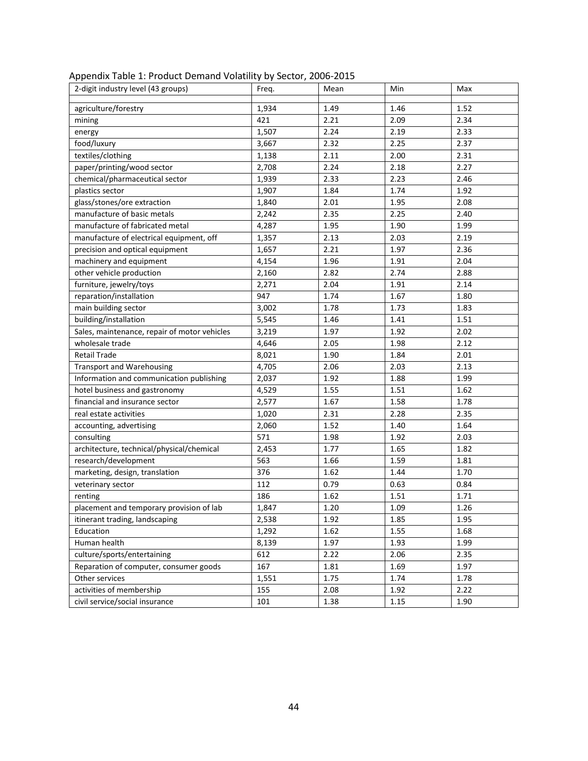Appendix Table 1: Product Demand Volatility by Sector, 2006-2015

| 2-digit industry level (43 groups) | Freq. | Mean | Min | Max |
|---|---|---|---|---|
| agriculture/forestry | 1,934 | 1.49 | 1.46 | 1.52 |
| mining | 421 | 2.21 | 2.09 | 2.34 |
| energy | 1,507 | 2.24 | 2.19 | 2.33 |
| food/luxury | 3,667 | 2.32 | 2.25 | 2.37 |
| textiles/clothing | 1,138 | 2.11 | 2.00 | 2.31 |
| paper/printing/wood sector | 2,708 | 2.24 | 2.18 | 2.27 |
| chemical/pharmaceutical sector | 1,939 | 2.33 | 2.23 | 2.46 |
| plastics sector | 1,907 | 1.84 | 1.74 | 1.92 |
| glass/stones/ore extraction | 1,840 | 2.01 | 1.95 | 2.08 |
| manufacture of basic metals | 2,242 | 2.35 | 2.25 | 2.40 |
| manufacture of fabricated metal | 4,287 | 1.95 | 1.90 | 1.99 |
| manufacture of electrical equipment, off | 1,357 | 2.13 | 2.03 | 2.19 |
| precision and optical equipment | 1,657 | 2.21 | 1.97 | 2.36 |
| machinery and equipment | 4,154 | 1.96 | 1.91 | 2.04 |
| other vehicle production | 2,160 | 2.82 | 2.74 | 2.88 |
| furniture, jewelry/toys | 2,271 | 2.04 | 1.91 | 2.14 |
| reparation/installation | 947 | 1.74 | 1.67 | 1.80 |
| main building sector | 3,002 | 1.78 | 1.73 | 1.83 |
| building/installation | 5,545 | 1.46 | 1.41 | 1.51 |
| Sales, maintenance, repair of motor vehicles | 3,219 | 1.97 | 1.92 | 2.02 |
| wholesale trade | 4,646 | 2.05 | 1.98 | 2.12 |
| Retail Trade | 8,021 | 1.90 | 1.84 | 2.01 |
| Transport and Warehousing | 4,705 | 2.06 | 2.03 | 2.13 |
| Information and communication publishing | 2,037 | 1.92 | 1.88 | 1.99 |
| hotel business and gastronomy | 4,529 | 1.55 | 1.51 | 1.62 |
| financial and insurance sector | 2,577 | 1.67 | 1.58 | 1.78 |
| real estate activities | 1,020 | 2.31 | 2.28 | 2.35 |
| accounting, advertising | 2,060 | 1.52 | 1.40 | 1.64 |
| consulting | 571 | 1.98 | 1.92 | 2.03 |
| architecture, technical/physical/chemical | 2,453 | 1.77 | 1.65 | 1.82 |
| research/development | 563 | 1.66 | 1.59 | 1.81 |
| marketing, design, translation | 376 | 1.62 | 1.44 | 1.70 |
| veterinary sector | 112 | 0.79 | 0.63 | 0.84 |
| renting | 186 | 1.62 | 1.51 | 1.71 |
| placement and temporary provision of lab | 1,847 | 1.20 | 1.09 | 1.26 |
| itinerant trading, landscaping | 2,538 | 1.92 | 1.85 | 1.95 |
| Education | 1,292 | 1.62 | 1.55 | 1.68 |
| Human health | 8,139 | 1.97 | 1.93 | 1.99 |
| culture/sports/entertaining | 612 | 2.22 | 2.06 | 2.35 |
| Reparation of computer, consumer goods | 167 | 1.81 | 1.69 | 1.97 |
| Other services | 1,551 | 1.75 | 1.74 | 1.78 |
| activities of membership | 155 | 2.08 | 1.92 | 2.22 |
| civil service/social insurance | 101 | 1.38 | 1.15 | 1.90 |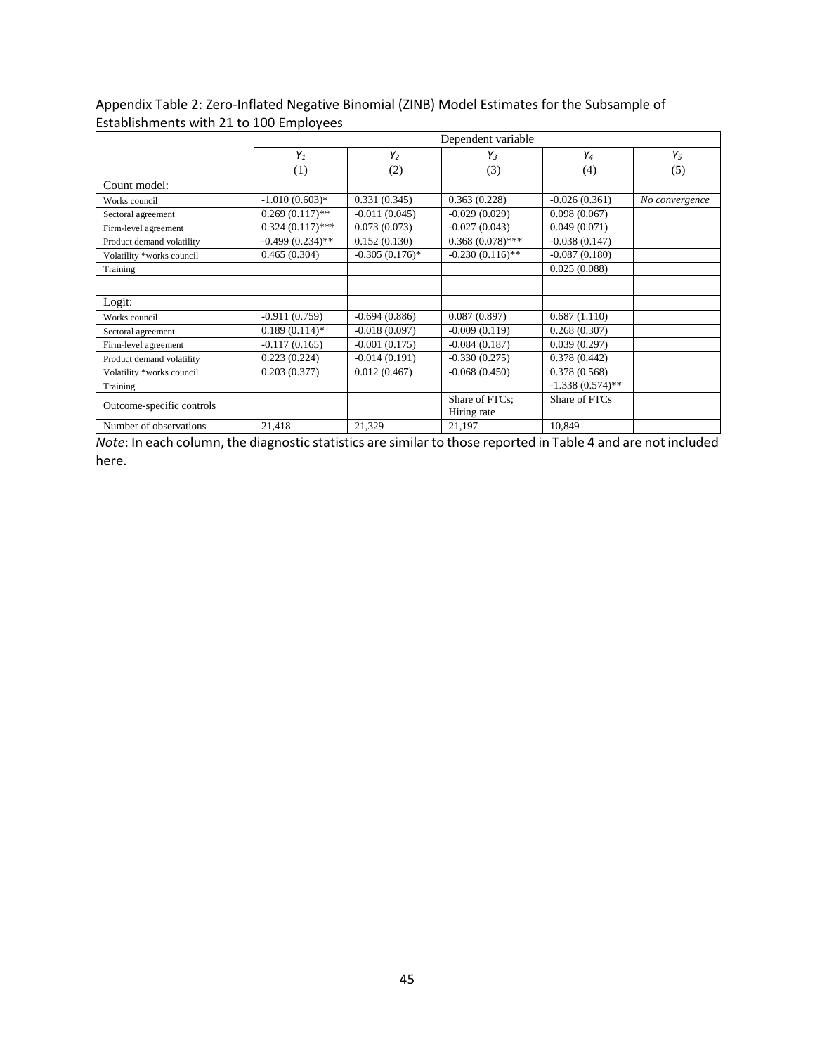Appendix Table 2: Zero-Inflated Negative Binomial (ZINB) Model Estimates for the Subsample of Establishments with 21 to 100 Employees

| | Dependent variable | | | | |
|---|---|---|---|---|---|
| | $Y_1$ | $Y_2$ | $Y_3$ | $Y_4$ | $Y_5$ |
| | (1) | (2) | (3) | (4) | (5) |
| Count model: | | | | | |
| Works council | -1.010 (0.603)* | 0.331 (0.345) | 0.363 (0.228) | -0.026 (0.361) | *No convergence* |
| Sectoral agreement | 0.269 (0.117)** | -0.011 (0.045) | -0.029 (0.029) | 0.098 (0.067) | |
| Firm-level agreement | 0.324 (0.117)*** | 0.073 (0.073) | -0.027 (0.043) | 0.049 (0.071) | |
| Product demand volatility | -0.499 (0.234)** | 0.152 (0.130) | 0.368 (0.078)*** | -0.038 (0.147) | |
| Volatility *works council | 0.465 (0.304) | -0.305 (0.176)* | -0.230 (0.116)** | -0.087 (0.180) | |
| Training | | | | 0.025 (0.088) | |
| | | | | | |
| Logit: | | | | | |
| Works council | -0.911 (0.759) | -0.694 (0.886) | 0.087 (0.897) | 0.687 (1.110) | |
| Sectoral agreement | 0.189 (0.114)* | -0.018 (0.097) | -0.009 (0.119) | 0.268 (0.307) | |
| Firm-level agreement | -0.117 (0.165) | -0.001 (0.175) | -0.084 (0.187) | 0.039 (0.297) | |
| Product demand volatility | 0.223 (0.224) | -0.014 (0.191) | -0.330 (0.275) | 0.378 (0.442) | |
| Volatility *works council | 0.203 (0.377) | 0.012 (0.467) | -0.068 (0.450) | 0.378 (0.568) | |
| Training | | | | -1.338 (0.574)** | |
| Outcome-specific controls | | | Share of FTCs; Hiring rate | Share of FTCs | |
| Number of observations | 21,418 | 21,329 | 21,197 | 10,849 | |

*Note*: In each column, the diagnostic statistics are similar to those reported in Table 4 and are not included here.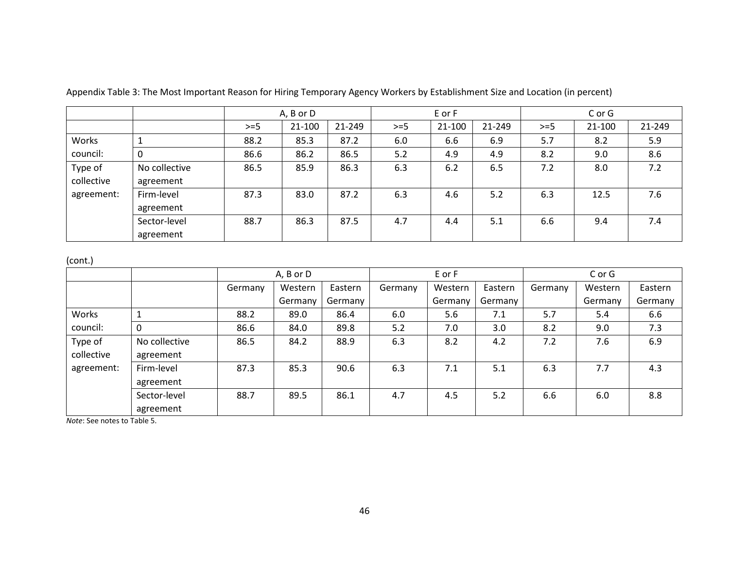Appendix Table 3: The Most Important Reason for Hiring Temporary Agency Workers by Establishment Size and Location (in percent)

| | | A, B or D | | | E or F | | | C or G | | |
|---|---|---|---|---|---|---|---|---|---|---|
| | | >=5 | 21-100 | 21-249 | >=5 | 21-100 | 21-249 | >=5 | 21-100 | 21-249 |
| Works council: | 1 | 88.2 | 85.3 | 87.2 | 6.0 | 6.6 | 6.9 | 5.7 | 8.2 | 5.9 |
| | 0 | 86.6 | 86.2 | 86.5 | 5.2 | 4.9 | 4.9 | 8.2 | 9.0 | 8.6 |
| Type of collective agreement: | No collective agreement | 86.5 | 85.9 | 86.3 | 6.3 | 6.2 | 6.5 | 7.2 | 8.0 | 7.2 |
| | Firm-level agreement | 87.3 | 83.0 | 87.2 | 6.3 | 4.6 | 5.2 | 6.3 | 12.5 | 7.6 |
| | Sector-level agreement | 88.7 | 86.3 | 87.5 | 4.7 | 4.4 | 5.1 | 6.6 | 9.4 | 7.4 |

(cont.)

| | | A, B or D | | | E or F | | | C or G | | |
|---|---|---|---|---|---|---|---|---|---|---|
| | | Germany | Western Germany | Eastern Germany | Germany | Western Germany | Eastern Germany | Germany | Western Germany | Eastern Germany |
| Works council: | 1 | 88.2 | 89.0 | 86.4 | 6.0 | 5.6 | 7.1 | 5.7 | 5.4 | 6.6 |
| | 0 | 86.6 | 84.0 | 89.8 | 5.2 | 7.0 | 3.0 | 8.2 | 9.0 | 7.3 |
| Type of collective agreement: | No collective agreement | 86.5 | 84.2 | 88.9 | 6.3 | 8.2 | 4.2 | 7.2 | 7.6 | 6.9 |
| | Firm-level agreement | 87.3 | 85.3 | 90.6 | 6.3 | 7.1 | 5.1 | 6.3 | 7.7 | 4.3 |
| | Sector-level agreement | 88.7 | 89.5 | 86.1 | 4.7 | 4.5 | 5.2 | 6.6 | 6.0 | 8.8 |

*Note*: See notes to Table 5.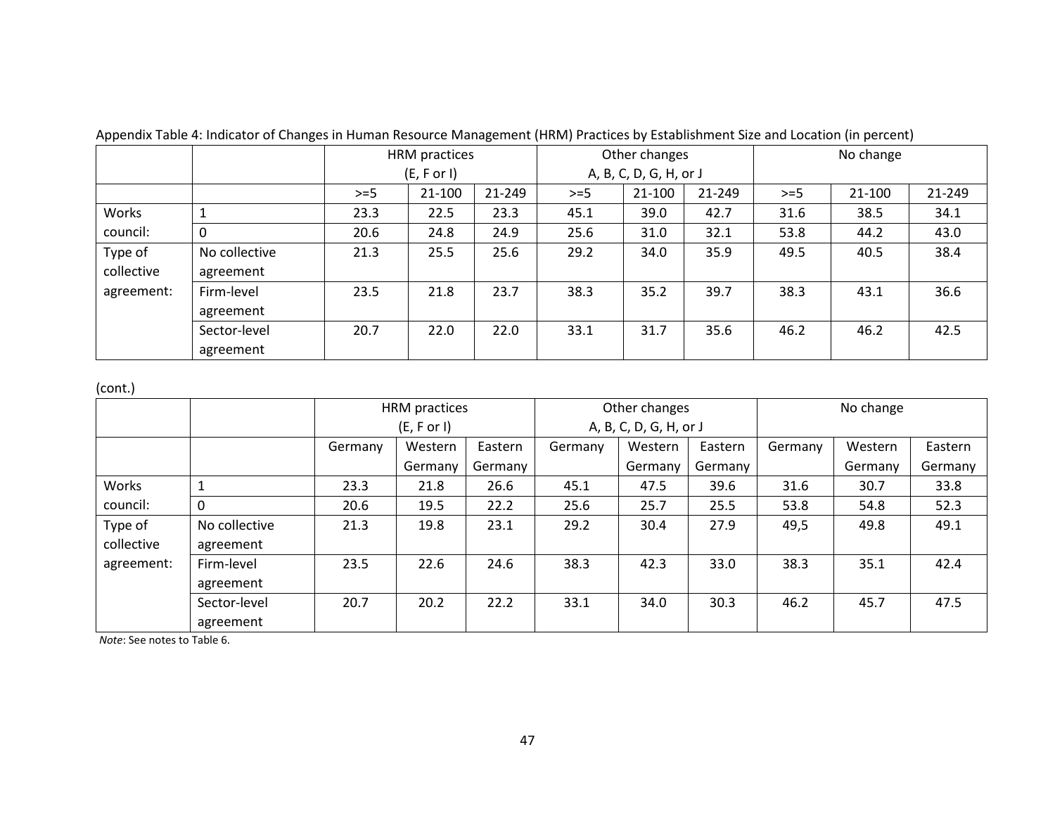Appendix Table 4: Indicator of Changes in Human Resource Management (HRM) Practices by Establishment Size and Location (in percent)

| | | HRM practices (E, F or I) | | | Other changes A, B, C, D, G, H, or J | | | No change | | |
|---|---|---|---|---|---|---|---|---|---|---|
| | | >=5 | 21-100 | 21-249 | >=5 | 21-100 | 21-249 | >=5 | 21-100 | 21-249 |
| Works council: | 1 | 23.3 | 22.5 | 23.3 | 45.1 | 39.0 | 42.7 | 31.6 | 38.5 | 34.1 |
| | 0 | 20.6 | 24.8 | 24.9 | 25.6 | 31.0 | 32.1 | 53.8 | 44.2 | 43.0 |
| Type of collective agreement: | No collective agreement | 21.3 | 25.5 | 25.6 | 29.2 | 34.0 | 35.9 | 49.5 | 40.5 | 38.4 |
| | Firm-level agreement | 23.5 | 21.8 | 23.7 | 38.3 | 35.2 | 39.7 | 38.3 | 43.1 | 36.6 |
| | Sector-level agreement | 20.7 | 22.0 | 22.0 | 33.1 | 31.7 | 35.6 | 46.2 | 46.2 | 42.5 |

(cont.)

| | | HRM practices (E, F or I) | | | Other changes A, B, C, D, G, H, or J | | | No change | | |
|---|---|---|---|---|---|---|---|---|---|---|
| | | Germany | Western Germany | Eastern Germany | Germany | Western Germany | Eastern Germany | Germany | Western Germany | Eastern Germany |
| Works council: | 1 | 23.3 | 21.8 | 26.6 | 45.1 | 47.5 | 39.6 | 31.6 | 30.7 | 33.8 |
| | 0 | 20.6 | 19.5 | 22.2 | 25.6 | 25.7 | 25.5 | 53.8 | 54.8 | 52.3 |
| Type of collective agreement: | No collective agreement | 21.3 | 19.8 | 23.1 | 29.2 | 30.4 | 27.9 | 49,5 | 49.8 | 49.1 |
| | Firm-level agreement | 23.5 | 22.6 | 24.6 | 38.3 | 42.3 | 33.0 | 38.3 | 35.1 | 42.4 |
| | Sector-level agreement | 20.7 | 20.2 | 22.2 | 33.1 | 34.0 | 30.3 | 46.2 | 45.7 | 47.5 |

*Note*: See notes to Table 6.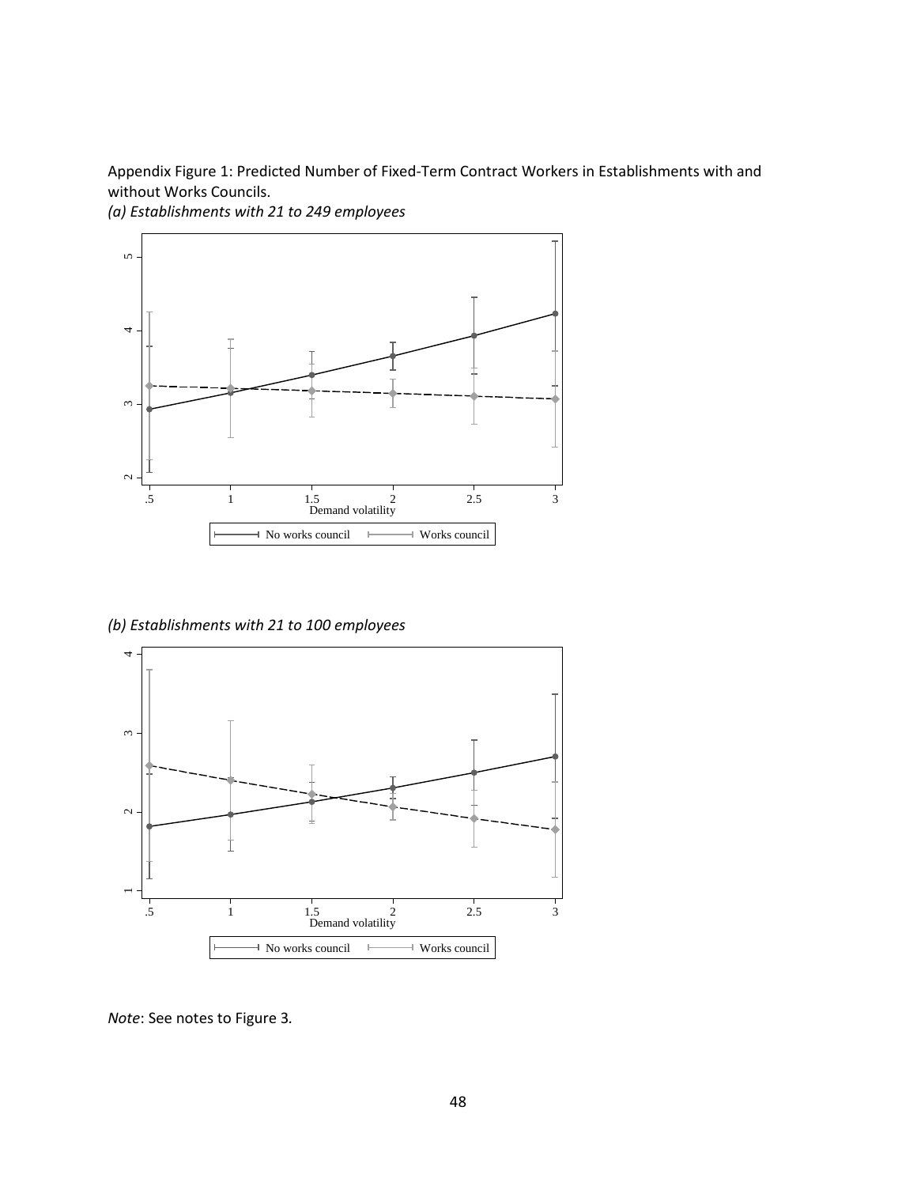Appendix Figure 1: Predicted Number of Fixed-Term Contract Workers in Establishments with and without Works Councils.

*(a) Establishments with 21 to 249 employees*

5
4
3
2

.5 1 1.5 2 2.5 3

Demand volatility

No works council Works council

*(b) Establishments with 21 to 100 employees*

4
3
2
1

.5 1 1.5 2 2.5 3

Demand volatility

No works council Works council

*Note*: See notes to Figure 3.